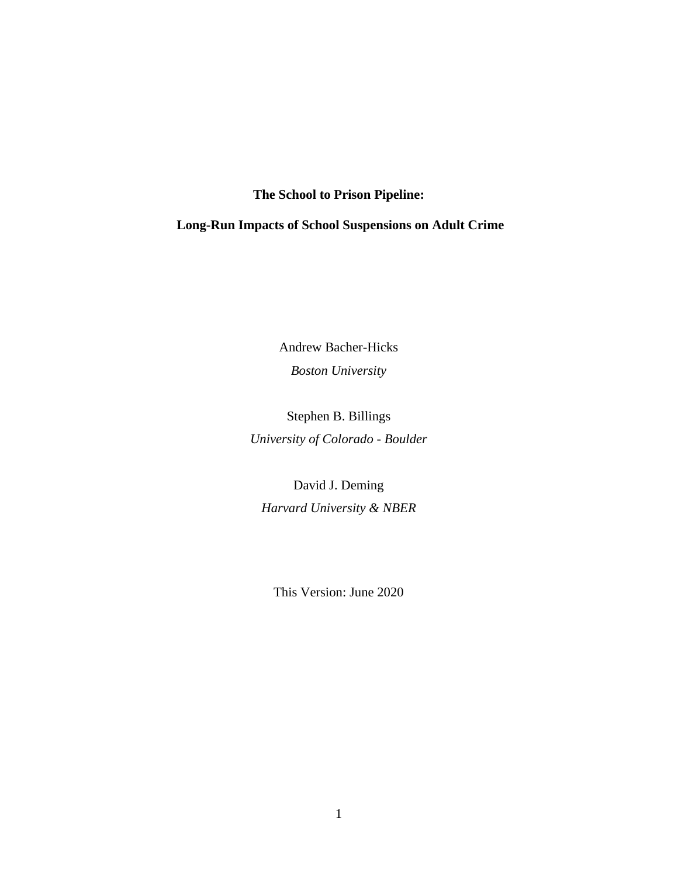# The School to Prison Pipeline:

# Long-Run Impacts of School Suspensions on Adult Crime

Andrew Bacher-Hicks

*Boston University*

Stephen B. Billings

*University of Colorado - Boulder*

David J. Deming

*Harvard University & NBER*

This Version: June 2020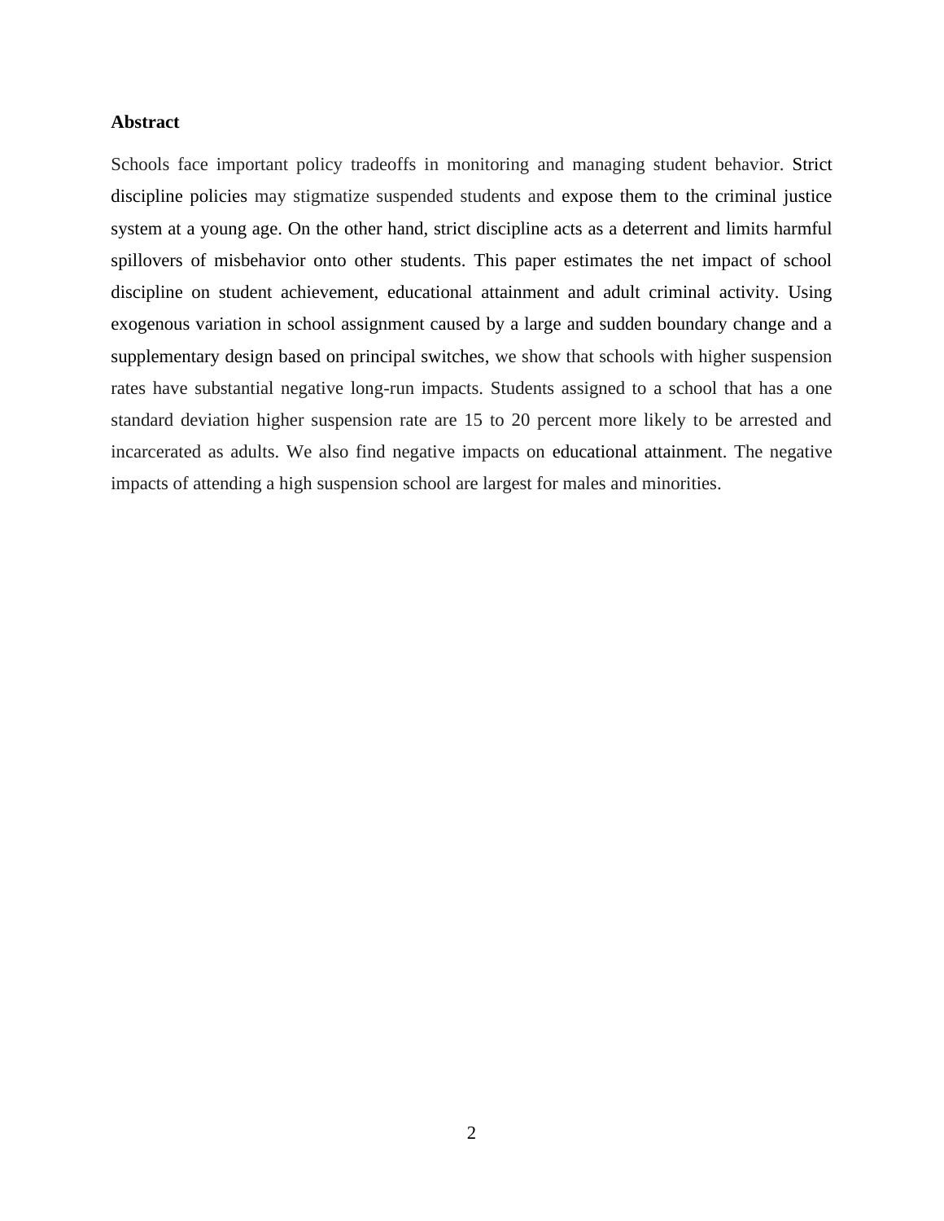**Abstract**

Schools face important policy tradeoffs in monitoring and managing student behavior. Strict discipline policies may stigmatize suspended students and expose them to the criminal justice system at a young age. On the other hand, strict discipline acts as a deterrent and limits harmful spillovers of misbehavior onto other students. This paper estimates the net impact of school discipline on student achievement, educational attainment and adult criminal activity. Using exogenous variation in school assignment caused by a large and sudden boundary change and a supplementary design based on principal switches, we show that schools with higher suspension rates have substantial negative long-run impacts. Students assigned to a school that has a one standard deviation higher suspension rate are 15 to 20 percent more likely to be arrested and incarcerated as adults. We also find negative impacts on educational attainment. The negative impacts of attending a high suspension school are largest for males and minorities.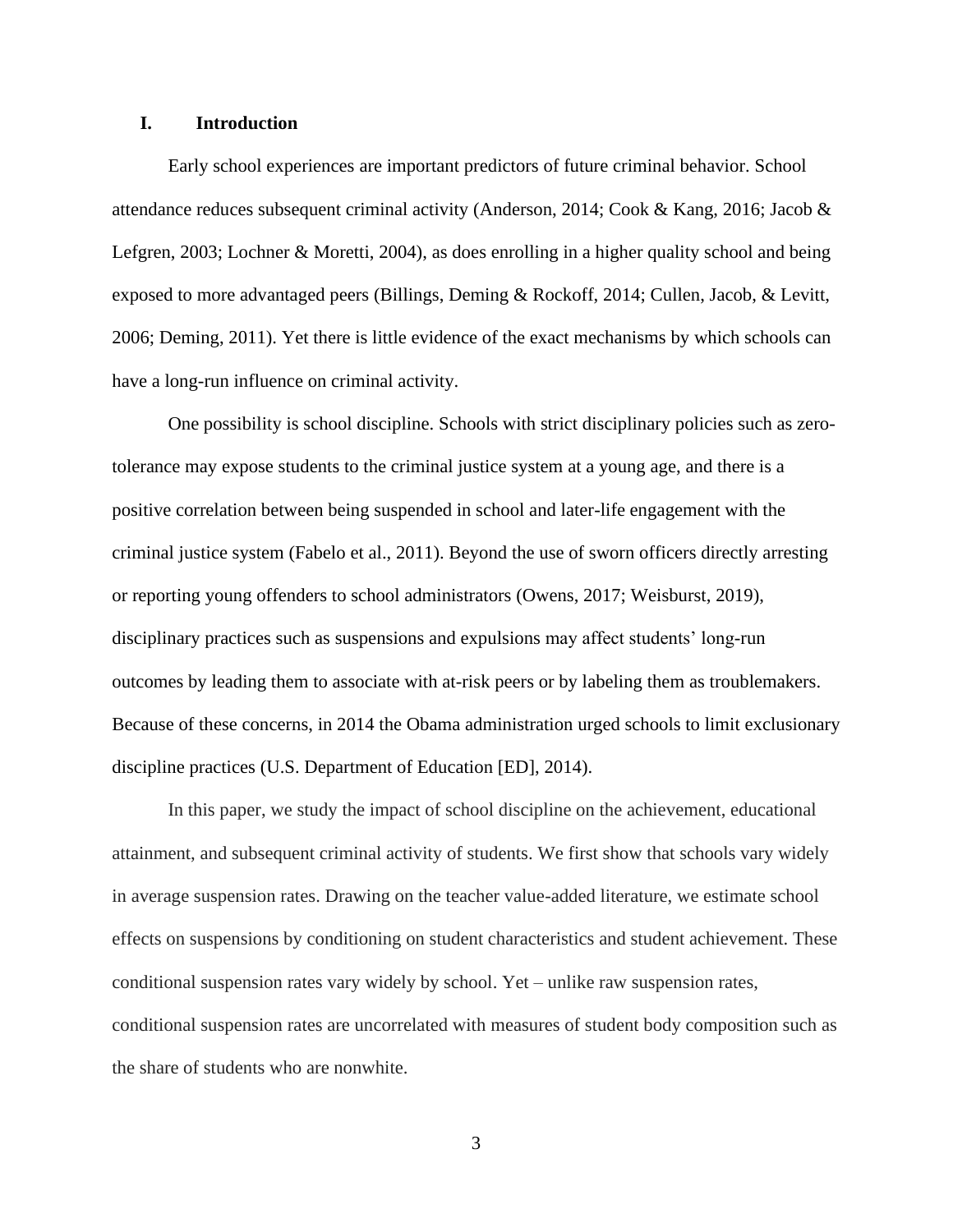# I. Introduction

Early school experiences are important predictors of future criminal behavior. School attendance reduces subsequent criminal activity (Anderson, 2014; Cook & Kang, 2016; Jacob & Lefgren, 2003; Lochner & Moretti, 2004), as does enrolling in a higher quality school and being exposed to more advantaged peers (Billings, Deming & Rockoff, 2014; Cullen, Jacob, & Levitt, 2006; Deming, 2011). Yet there is little evidence of the exact mechanisms by which schools can have a long-run influence on criminal activity.

One possibility is school discipline. Schools with strict disciplinary policies such as zero-tolerance may expose students to the criminal justice system at a young age, and there is a positive correlation between being suspended in school and later-life engagement with the criminal justice system (Fabelo et al., 2011). Beyond the use of sworn officers directly arresting or reporting young offenders to school administrators (Owens, 2017; Weisburst, 2019), disciplinary practices such as suspensions and expulsions may affect students' long-run outcomes by leading them to associate with at-risk peers or by labeling them as troublemakers. Because of these concerns, in 2014 the Obama administration urged schools to limit exclusionary discipline practices (U.S. Department of Education [ED], 2014).

In this paper, we study the impact of school discipline on the achievement, educational attainment, and subsequent criminal activity of students. We first show that schools vary widely in average suspension rates. Drawing on the teacher value-added literature, we estimate school effects on suspensions by conditioning on student characteristics and student achievement. These conditional suspension rates vary widely by school. Yet – unlike raw suspension rates, conditional suspension rates are uncorrelated with measures of student body composition such as the share of students who are nonwhite.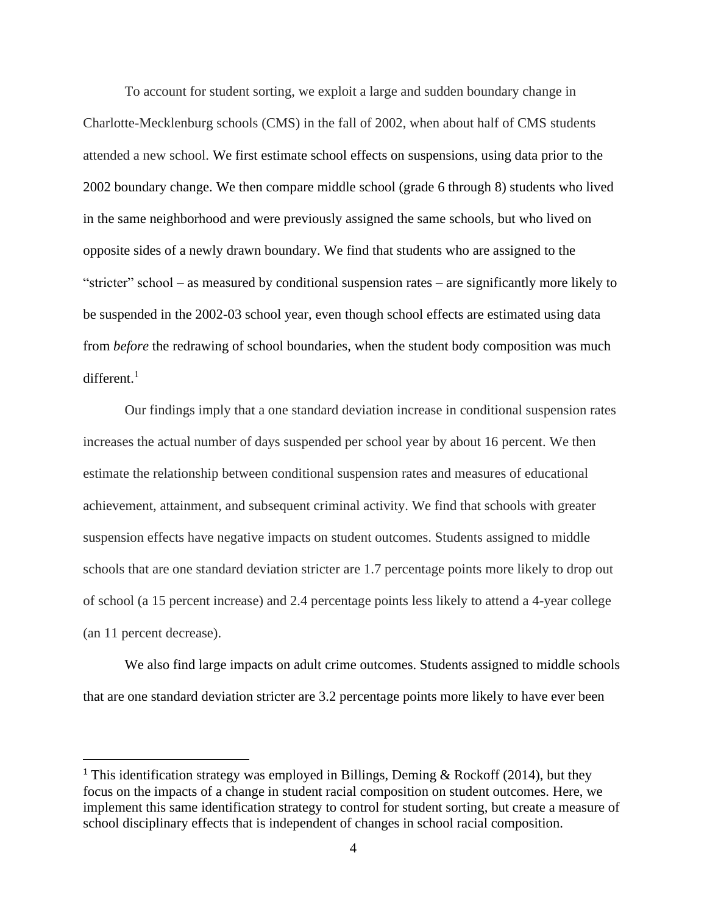To account for student sorting, we exploit a large and sudden boundary change in Charlotte-Mecklenburg schools (CMS) in the fall of 2002, when about half of CMS students attended a new school. We first estimate school effects on suspensions, using data prior to the 2002 boundary change. We then compare middle school (grade 6 through 8) students who lived in the same neighborhood and were previously assigned the same schools, but who lived on opposite sides of a newly drawn boundary. We find that students who are assigned to the "stricter" school – as measured by conditional suspension rates – are significantly more likely to be suspended in the 2002-03 school year, even though school effects are estimated using data from *before* the redrawing of school boundaries, when the student body composition was much different.[1]

Our findings imply that a one standard deviation increase in conditional suspension rates increases the actual number of days suspended per school year by about 16 percent. We then estimate the relationship between conditional suspension rates and measures of educational achievement, attainment, and subsequent criminal activity. We find that schools with greater suspension effects have negative impacts on student outcomes. Students assigned to middle schools that are one standard deviation stricter are 1.7 percentage points more likely to drop out of school (a 15 percent increase) and 2.4 percentage points less likely to attend a 4-year college (an 11 percent decrease).

We also find large impacts on adult crime outcomes. Students assigned to middle schools that are one standard deviation stricter are 3.2 percentage points more likely to have ever been

---

[1] This identification strategy was employed in Billings, Deming & Rockoff (2014), but they focus on the impacts of a change in student racial composition on student outcomes. Here, we implement this same identification strategy to control for student sorting, but create a measure of school disciplinary effects that is independent of changes in school racial composition.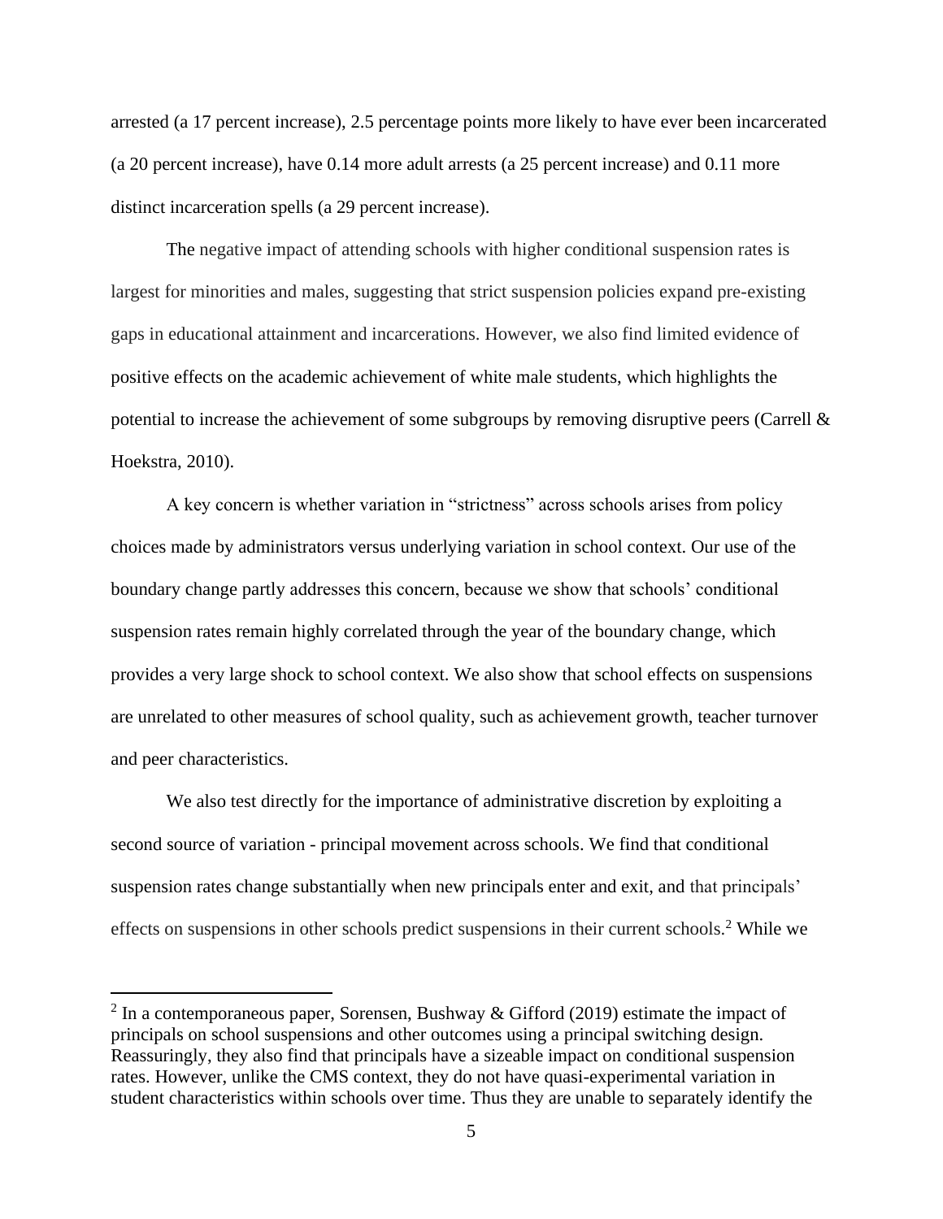arrested (a 17 percent increase), 2.5 percentage points more likely to have ever been incarcerated (a 20 percent increase), have 0.14 more adult arrests (a 25 percent increase) and 0.11 more distinct incarceration spells (a 29 percent increase).

The negative impact of attending schools with higher conditional suspension rates is largest for minorities and males, suggesting that strict suspension policies expand pre-existing gaps in educational attainment and incarcerations. However, we also find limited evidence of positive effects on the academic achievement of white male students, which highlights the potential to increase the achievement of some subgroups by removing disruptive peers (Carrell & Hoekstra, 2010).

A key concern is whether variation in "strictness" across schools arises from policy choices made by administrators versus underlying variation in school context. Our use of the boundary change partly addresses this concern, because we show that schools' conditional suspension rates remain highly correlated through the year of the boundary change, which provides a very large shock to school context. We also show that school effects on suspensions are unrelated to other measures of school quality, such as achievement growth, teacher turnover and peer characteristics.

We also test directly for the importance of administrative discretion by exploiting a second source of variation - principal movement across schools. We find that conditional suspension rates change substantially when new principals enter and exit, and that principals' effects on suspensions in other schools predict suspensions in their current schools.[2] While we

[2] In a contemporaneous paper, Sorensen, Bushway & Gifford (2019) estimate the impact of principals on school suspensions and other outcomes using a principal switching design. Reassuringly, they also find that principals have a sizeable impact on conditional suspension rates. However, unlike the CMS context, they do not have quasi-experimental variation in student characteristics within schools over time. Thus they are unable to separately identify the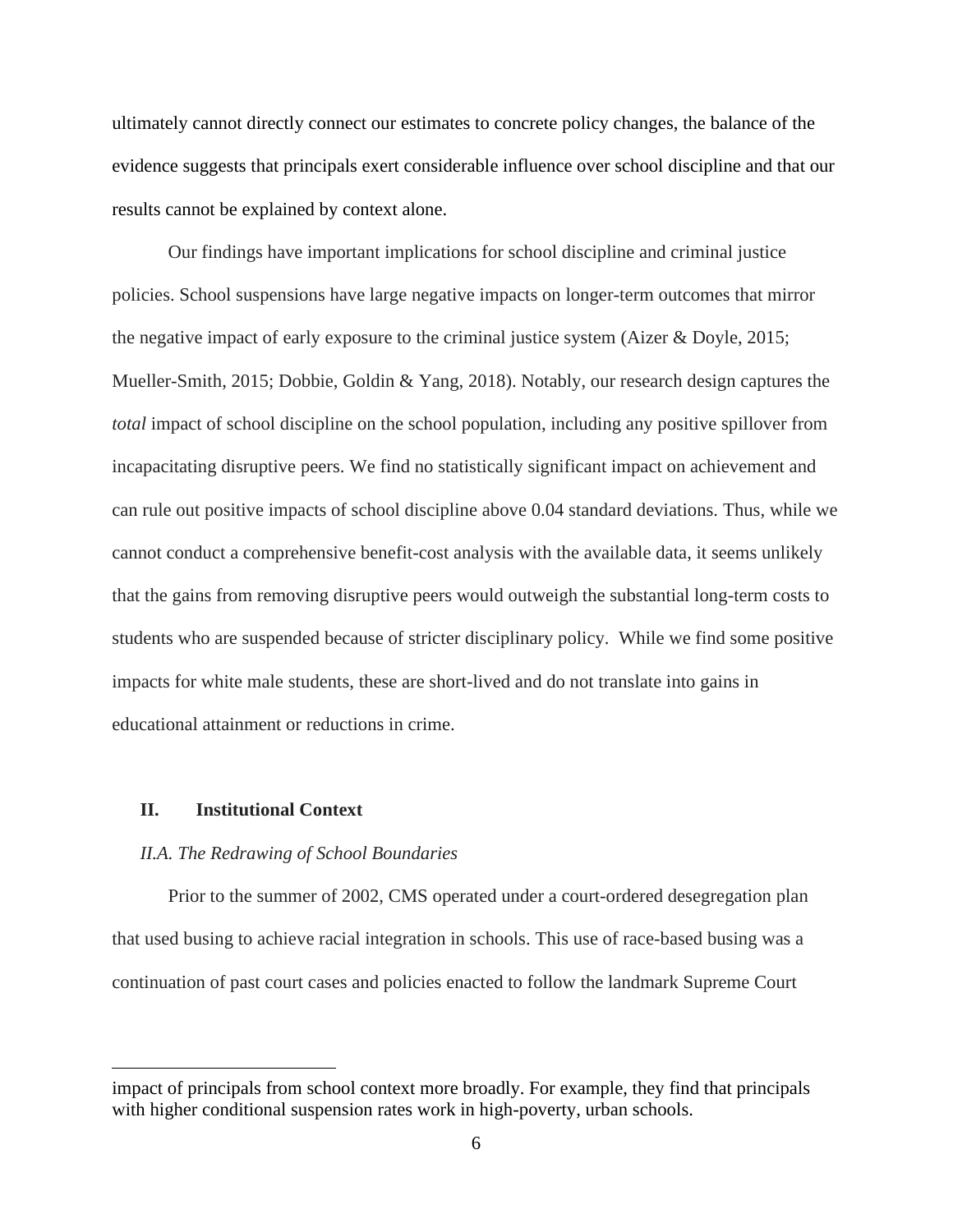ultimately cannot directly connect our estimates to concrete policy changes, the balance of the evidence suggests that principals exert considerable influence over school discipline and that our results cannot be explained by context alone.

Our findings have important implications for school discipline and criminal justice policies. School suspensions have large negative impacts on longer-term outcomes that mirror the negative impact of early exposure to the criminal justice system (Aizer & Doyle, 2015; Mueller-Smith, 2015; Dobbie, Goldin & Yang, 2018). Notably, our research design captures the *total* impact of school discipline on the school population, including any positive spillover from incapacitating disruptive peers. We find no statistically significant impact on achievement and can rule out positive impacts of school discipline above 0.04 standard deviations. Thus, while we cannot conduct a comprehensive benefit-cost analysis with the available data, it seems unlikely that the gains from removing disruptive peers would outweigh the substantial long-term costs to students who are suspended because of stricter disciplinary policy. While we find some positive impacts for white male students, these are short-lived and do not translate into gains in educational attainment or reductions in crime.

## II. Institutional Context

### *II.A. The Redrawing of School Boundaries*

Prior to the summer of 2002, CMS operated under a court-ordered desegregation plan that used busing to achieve racial integration in schools. This use of race-based busing was a continuation of past court cases and policies enacted to follow the landmark Supreme Court

---

impact of principals from school context more broadly. For example, they find that principals with higher conditional suspension rates work in high-poverty, urban schools.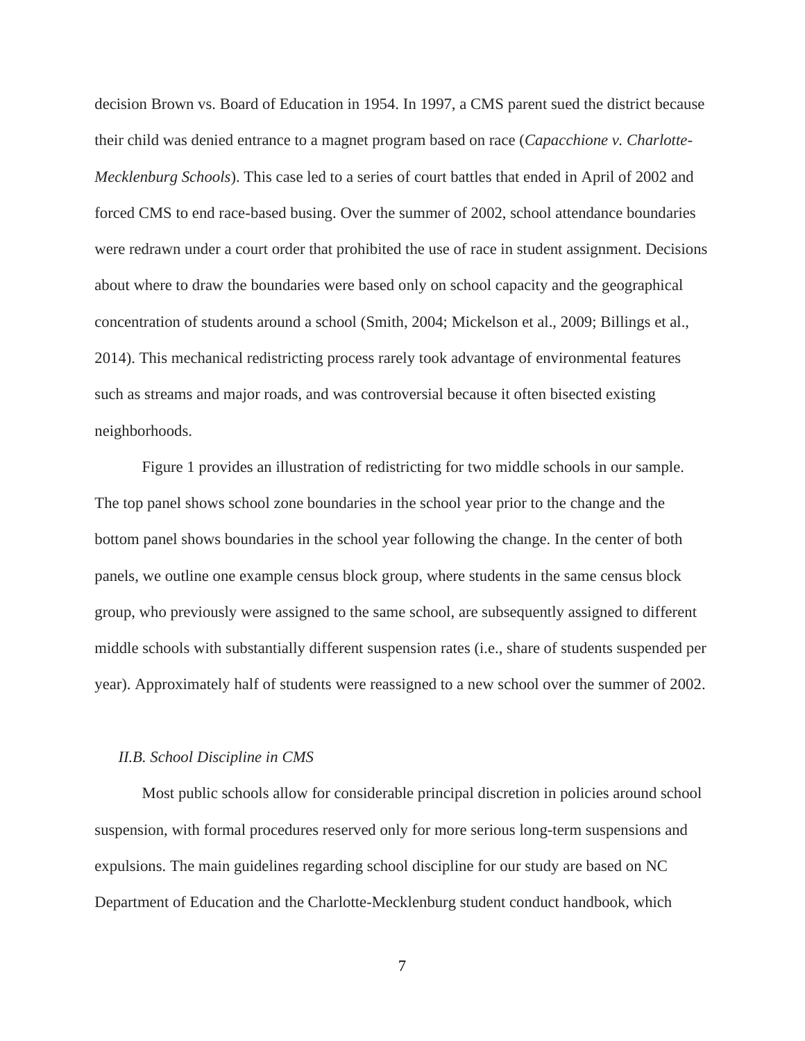decision Brown vs. Board of Education in 1954. In 1997, a CMS parent sued the district because their child was denied entrance to a magnet program based on race (*Capacchione v. Charlotte-Mecklenburg Schools*). This case led to a series of court battles that ended in April of 2002 and forced CMS to end race-based busing. Over the summer of 2002, school attendance boundaries were redrawn under a court order that prohibited the use of race in student assignment. Decisions about where to draw the boundaries were based only on school capacity and the geographical concentration of students around a school (Smith, 2004; Mickelson et al., 2009; Billings et al., 2014). This mechanical redistricting process rarely took advantage of environmental features such as streams and major roads, and was controversial because it often bisected existing neighborhoods.

Figure 1 provides an illustration of redistricting for two middle schools in our sample. The top panel shows school zone boundaries in the school year prior to the change and the bottom panel shows boundaries in the school year following the change. In the center of both panels, we outline one example census block group, where students in the same census block group, who previously were assigned to the same school, are subsequently assigned to different middle schools with substantially different suspension rates (i.e., share of students suspended per year). Approximately half of students were reassigned to a new school over the summer of 2002.

### *II.B. School Discipline in CMS*

Most public schools allow for considerable principal discretion in policies around school suspension, with formal procedures reserved only for more serious long-term suspensions and expulsions. The main guidelines regarding school discipline for our study are based on NC Department of Education and the Charlotte-Mecklenburg student conduct handbook, which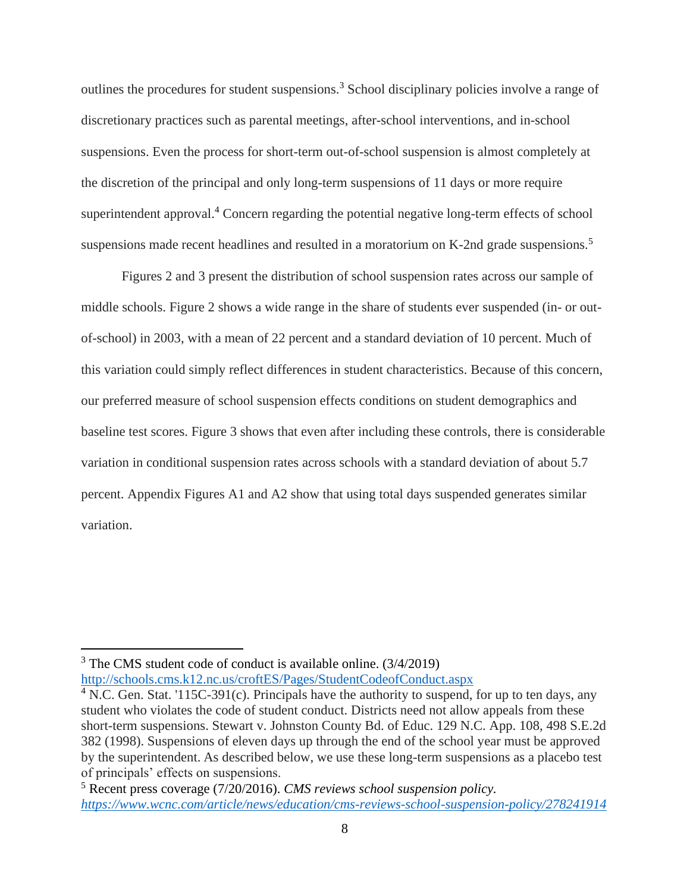outlines the procedures for student suspensions.[3] School disciplinary policies involve a range of discretionary practices such as parental meetings, after-school interventions, and in-school suspensions. Even the process for short-term out-of-school suspension is almost completely at the discretion of the principal and only long-term suspensions of 11 days or more require superintendent approval.[4] Concern regarding the potential negative long-term effects of school suspensions made recent headlines and resulted in a moratorium on K-2nd grade suspensions.[5]

Figures 2 and 3 present the distribution of school suspension rates across our sample of middle schools. Figure 2 shows a wide range in the share of students ever suspended (in- or out-of-school) in 2003, with a mean of 22 percent and a standard deviation of 10 percent. Much of this variation could simply reflect differences in student characteristics. Because of this concern, our preferred measure of school suspension effects conditions on student demographics and baseline test scores. Figure 3 shows that even after including these controls, there is considerable variation in conditional suspension rates across schools with a standard deviation of about 5.7 percent. Appendix Figures A1 and A2 show that using total days suspended generates similar variation.

---

[3] The CMS student code of conduct is available online. (3/4/2019) http://schools.cms.k12.nc.us/croftES/Pages/StudentCodeofConduct.aspx

[4] N.C. Gen. Stat. '115C-391(c). Principals have the authority to suspend, for up to ten days, any student who violates the code of student conduct. Districts need not allow appeals from these short-term suspensions. Stewart v. Johnston County Bd. of Educ. 129 N.C. App. 108, 498 S.E.2d 382 (1998). Suspensions of eleven days up through the end of the school year must be approved by the superintendent. As described below, we use these long-term suspensions as a placebo test of principals' effects on suspensions.

[5] Recent press coverage (7/20/2016). *CMS reviews school suspension policy.* *https://www.wcnc.com/article/news/education/cms-reviews-school-suspension-policy/278241914*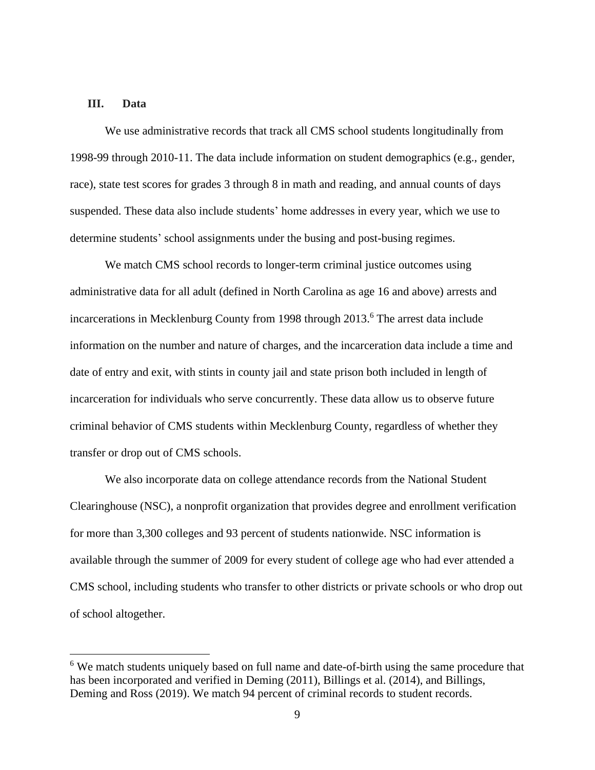## III. Data

We use administrative records that track all CMS school students longitudinally from 1998-99 through 2010-11. The data include information on student demographics (e.g., gender, race), state test scores for grades 3 through 8 in math and reading, and annual counts of days suspended. These data also include students' home addresses in every year, which we use to determine students' school assignments under the busing and post-busing regimes.

We match CMS school records to longer-term criminal justice outcomes using administrative data for all adult (defined in North Carolina as age 16 and above) arrests and incarcerations in Mecklenburg County from 1998 through 2013.[6] The arrest data include information on the number and nature of charges, and the incarceration data include a time and date of entry and exit, with stints in county jail and state prison both included in length of incarceration for individuals who serve concurrently. These data allow us to observe future criminal behavior of CMS students within Mecklenburg County, regardless of whether they transfer or drop out of CMS schools.

We also incorporate data on college attendance records from the National Student Clearinghouse (NSC), a nonprofit organization that provides degree and enrollment verification for more than 3,300 colleges and 93 percent of students nationwide. NSC information is available through the summer of 2009 for every student of college age who had ever attended a CMS school, including students who transfer to other districts or private schools or who drop out of school altogether.

[6] We match students uniquely based on full name and date-of-birth using the same procedure that has been incorporated and verified in Deming (2011), Billings et al. (2014), and Billings, Deming and Ross (2019). We match 94 percent of criminal records to student records.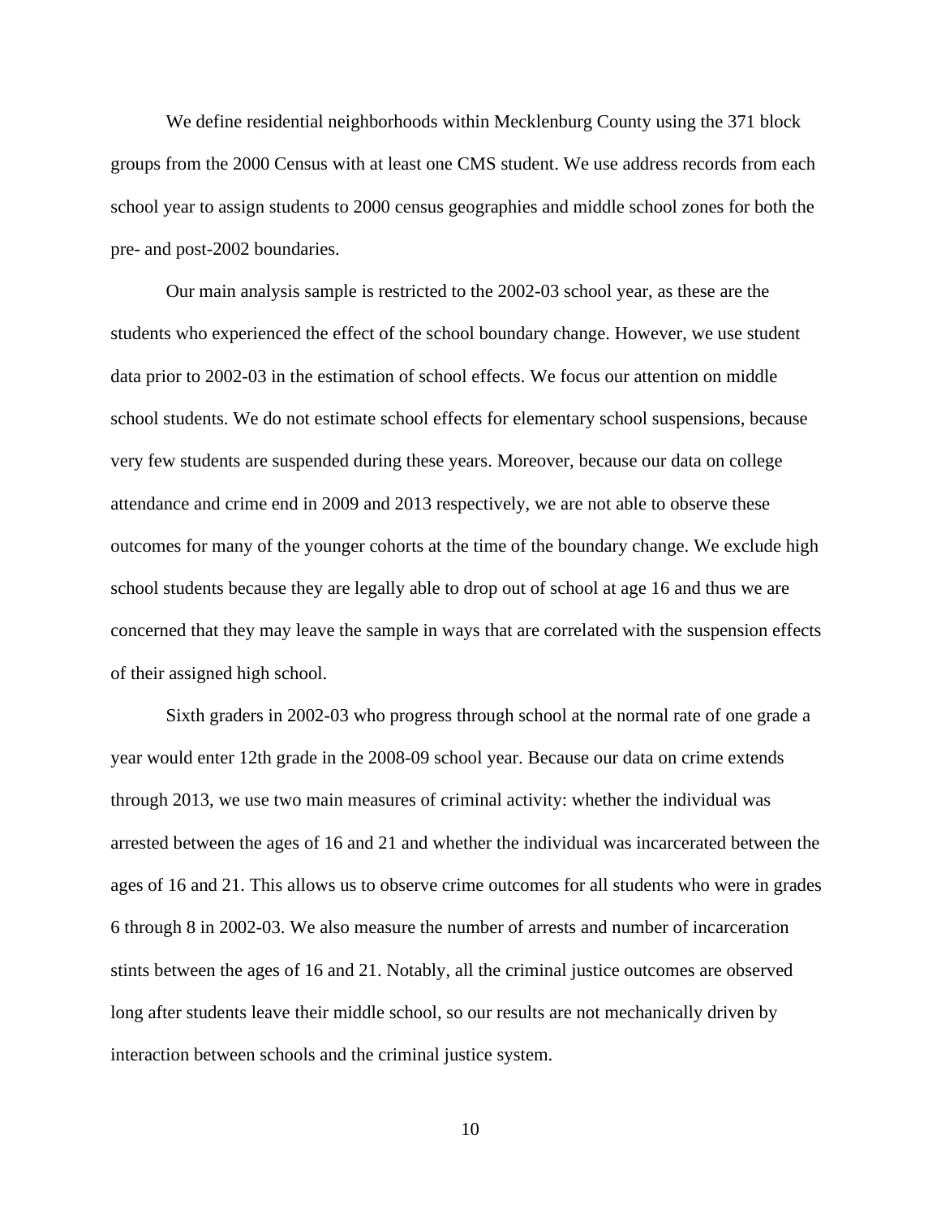We define residential neighborhoods within Mecklenburg County using the 371 block groups from the 2000 Census with at least one CMS student. We use address records from each school year to assign students to 2000 census geographies and middle school zones for both the pre- and post-2002 boundaries.

Our main analysis sample is restricted to the 2002-03 school year, as these are the students who experienced the effect of the school boundary change. However, we use student data prior to 2002-03 in the estimation of school effects. We focus our attention on middle school students. We do not estimate school effects for elementary school suspensions, because very few students are suspended during these years. Moreover, because our data on college attendance and crime end in 2009 and 2013 respectively, we are not able to observe these outcomes for many of the younger cohorts at the time of the boundary change. We exclude high school students because they are legally able to drop out of school at age 16 and thus we are concerned that they may leave the sample in ways that are correlated with the suspension effects of their assigned high school.

Sixth graders in 2002-03 who progress through school at the normal rate of one grade a year would enter 12th grade in the 2008-09 school year. Because our data on crime extends through 2013, we use two main measures of criminal activity: whether the individual was arrested between the ages of 16 and 21 and whether the individual was incarcerated between the ages of 16 and 21. This allows us to observe crime outcomes for all students who were in grades 6 through 8 in 2002-03. We also measure the number of arrests and number of incarceration stints between the ages of 16 and 21. Notably, all the criminal justice outcomes are observed long after students leave their middle school, so our results are not mechanically driven by interaction between schools and the criminal justice system.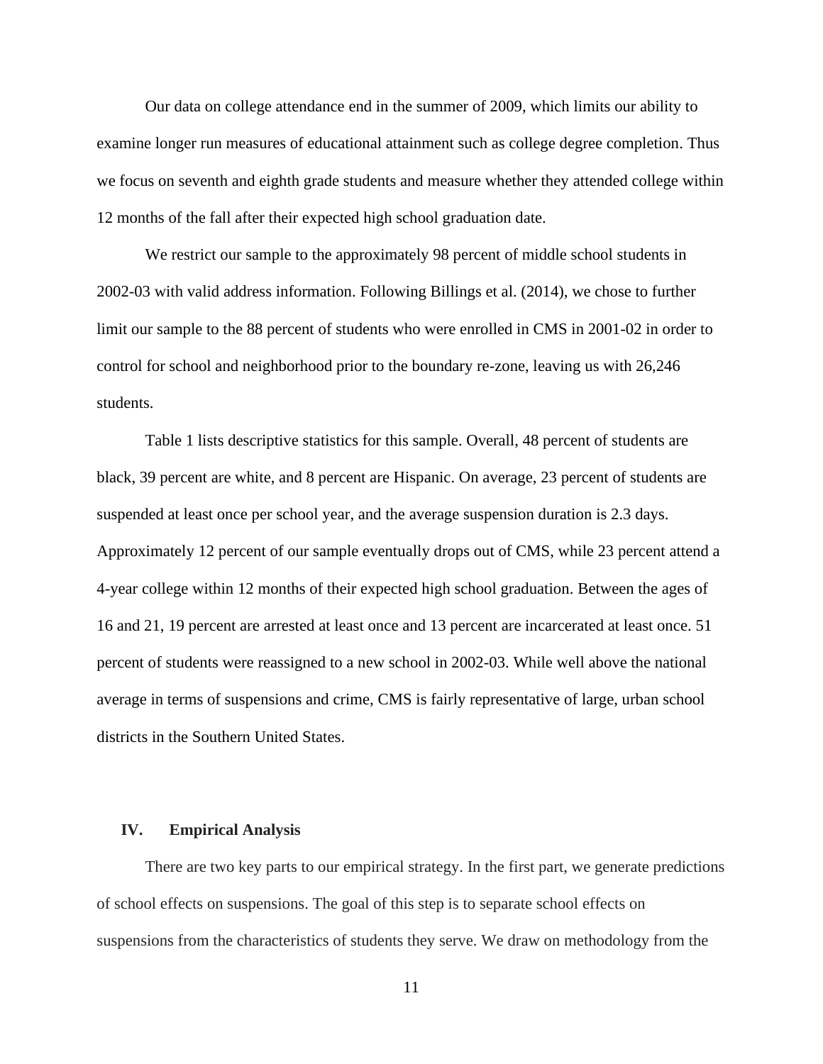Our data on college attendance end in the summer of 2009, which limits our ability to examine longer run measures of educational attainment such as college degree completion. Thus we focus on seventh and eighth grade students and measure whether they attended college within 12 months of the fall after their expected high school graduation date.

We restrict our sample to the approximately 98 percent of middle school students in 2002-03 with valid address information. Following Billings et al. (2014), we chose to further limit our sample to the 88 percent of students who were enrolled in CMS in 2001-02 in order to control for school and neighborhood prior to the boundary re-zone, leaving us with 26,246 students.

Table 1 lists descriptive statistics for this sample. Overall, 48 percent of students are black, 39 percent are white, and 8 percent are Hispanic. On average, 23 percent of students are suspended at least once per school year, and the average suspension duration is 2.3 days. Approximately 12 percent of our sample eventually drops out of CMS, while 23 percent attend a 4-year college within 12 months of their expected high school graduation. Between the ages of 16 and 21, 19 percent are arrested at least once and 13 percent are incarcerated at least once. 51 percent of students were reassigned to a new school in 2002-03. While well above the national average in terms of suspensions and crime, CMS is fairly representative of large, urban school districts in the Southern United States.

## IV. Empirical Analysis

There are two key parts to our empirical strategy. In the first part, we generate predictions of school effects on suspensions. The goal of this step is to separate school effects on suspensions from the characteristics of students they serve. We draw on methodology from the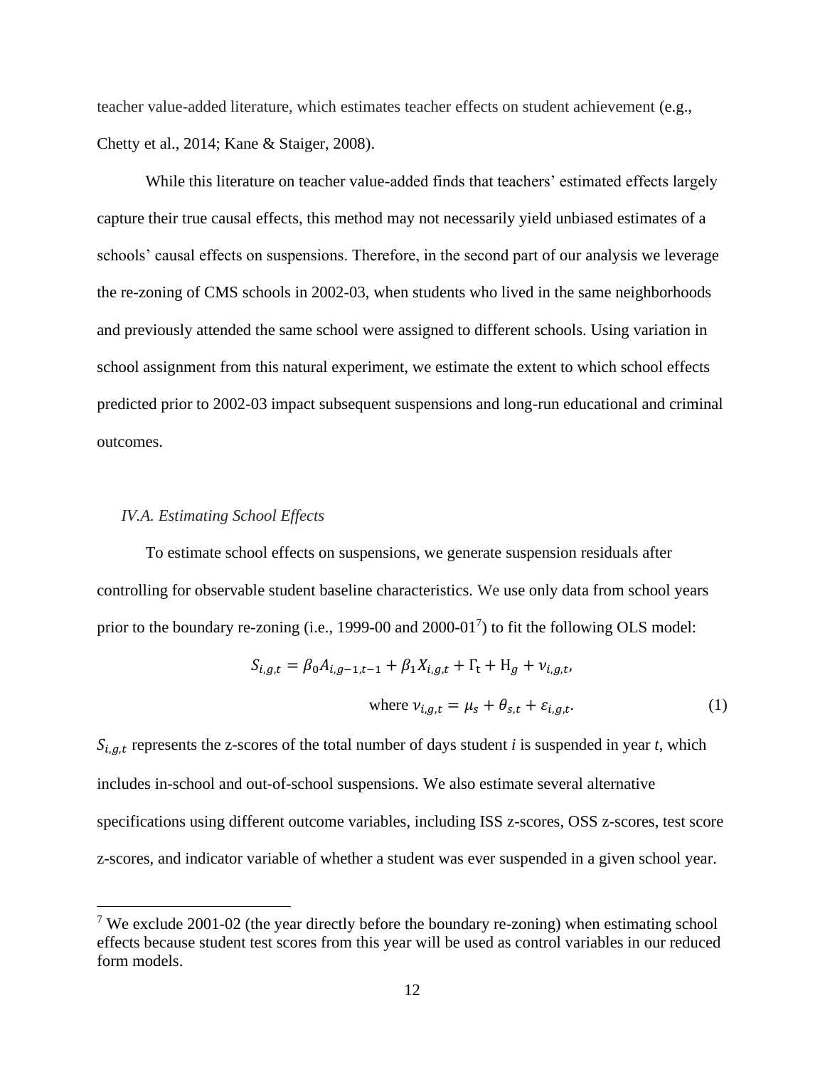teacher value-added literature, which estimates teacher effects on student achievement (e.g., Chetty et al., 2014; Kane & Staiger, 2008).

While this literature on teacher value-added finds that teachers' estimated effects largely capture their true causal effects, this method may not necessarily yield unbiased estimates of a schools' causal effects on suspensions. Therefore, in the second part of our analysis we leverage the re-zoning of CMS schools in 2002-03, when students who lived in the same neighborhoods and previously attended the same school were assigned to different schools. Using variation in school assignment from this natural experiment, we estimate the extent to which school effects predicted prior to 2002-03 impact subsequent suspensions and long-run educational and criminal outcomes.

### *IV.A. Estimating School Effects*

To estimate school effects on suspensions, we generate suspension residuals after controlling for observable student baseline characteristics. We use only data from school years prior to the boundary re-zoning (i.e., 1999-00 and 2000-01[7]) to fit the following OLS model:

$$S_{i,g,t} = \beta_0 A_{i,g-1,t-1} + \beta_1 X_{i,g,t} + \Gamma_t + \mathrm{H}_g + \nu_{i,g,t},$$

$$\text{where } \nu_{i,g,t} = \mu_s + \theta_{s,t} + \varepsilon_{i,g,t}. \tag{1}$$

$S_{i,g,t}$ represents the z-scores of the total number of days student *i* is suspended in year *t*, which includes in-school and out-of-school suspensions. We also estimate several alternative specifications using different outcome variables, including ISS z-scores, OSS z-scores, test score z-scores, and indicator variable of whether a student was ever suspended in a given school year.

[7] We exclude 2001-02 (the year directly before the boundary re-zoning) when estimating school effects because student test scores from this year will be used as control variables in our reduced form models.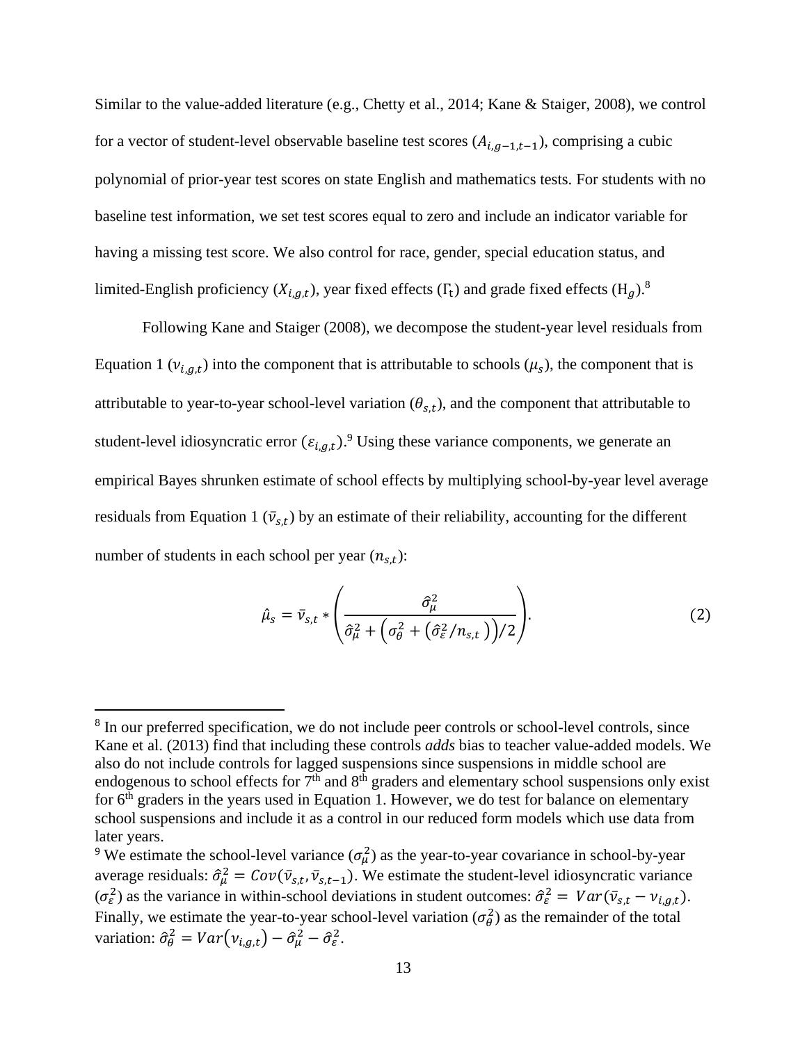Similar to the value-added literature (e.g., Chetty et al., 2014; Kane & Staiger, 2008), we control for a vector of student-level observable baseline test scores ($A_{i,g-1,t-1}$), comprising a cubic polynomial of prior-year test scores on state English and mathematics tests. For students with no baseline test information, we set test scores equal to zero and include an indicator variable for having a missing test score. We also control for race, gender, special education status, and limited-English proficiency ($X_{i,g,t}$), year fixed effects ($\Gamma_t$) and grade fixed effects ($H_g$).[8]

Following Kane and Staiger (2008), we decompose the student-year level residuals from Equation 1 ($\nu_{i,g,t}$) into the component that is attributable to schools ($\mu_s$), the component that is attributable to year-to-year school-level variation ($\theta_{s,t}$), and the component that attributable to student-level idiosyncratic error ($\varepsilon_{i,g,t}$).[9] Using these variance components, we generate an empirical Bayes shrunken estimate of school effects by multiplying school-by-year level average residuals from Equation 1 ($\bar{\nu}_{s,t}$) by an estimate of their reliability, accounting for the different number of students in each school per year ($n_{s,t}$):

$$\hat{\mu}_s = \bar{\nu}_{s,t} * \left( \frac{\hat{\sigma}_\mu^2}{\hat{\sigma}_\mu^2 + \left( \sigma_\theta^2 + \left( \hat{\sigma}_\varepsilon^2 / n_{s,t} \right) \right) / 2} \right). \tag{2}$$

---

[8] In our preferred specification, we do not include peer controls or school-level controls, since Kane et al. (2013) find that including these controls *adds* bias to teacher value-added models. We also do not include controls for lagged suspensions since suspensions in middle school are endogenous to school effects for 7th and 8th graders and elementary school suspensions only exist for 6th graders in the years used in Equation 1. However, we do test for balance on elementary school suspensions and include it as a control in our reduced form models which use data from later years.

[9] We estimate the school-level variance ($\sigma_\mu^2$) as the year-to-year covariance in school-by-year average residuals: $\hat{\sigma}_\mu^2 = Cov(\bar{\nu}_{s,t}, \bar{\nu}_{s,t-1})$. We estimate the student-level idiosyncratic variance ($\sigma_\varepsilon^2$) as the variance in within-school deviations in student outcomes: $\hat{\sigma}_\varepsilon^2 = Var(\bar{\nu}_{s,t} - \nu_{i,g,t})$. Finally, we estimate the year-to-year school-level variation ($\sigma_\theta^2$) as the remainder of the total variation: $\hat{\sigma}_\theta^2 = Var(\nu_{i,g,t}) - \hat{\sigma}_\mu^2 - \hat{\sigma}_\varepsilon^2$.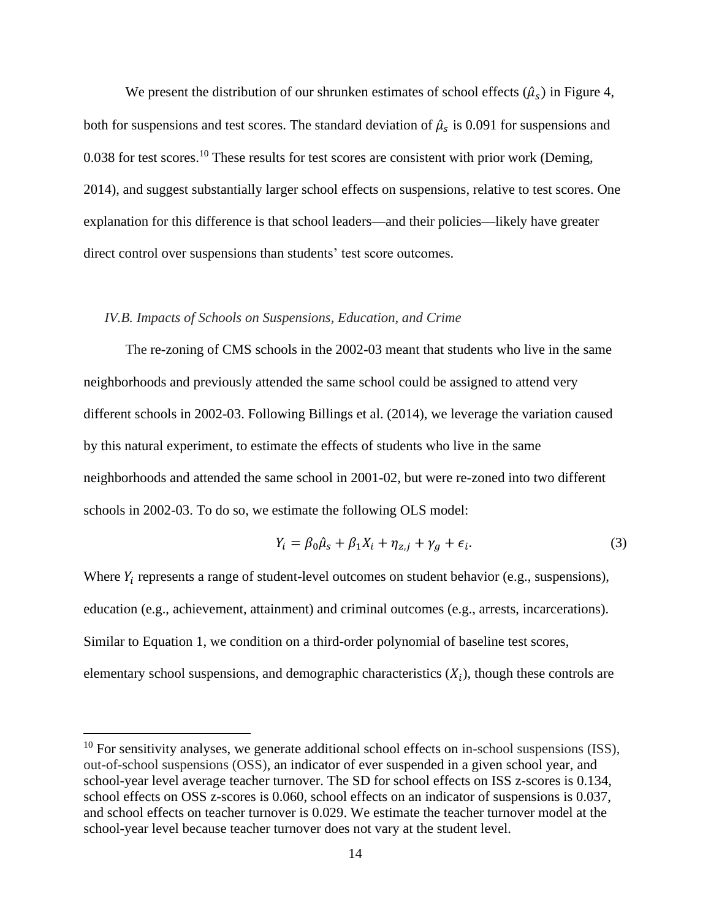We present the distribution of our shrunken estimates of school effects ($\hat{\mu}_s$) in Figure 4, both for suspensions and test scores. The standard deviation of $\hat{\mu}_s$ is 0.091 for suspensions and 0.038 for test scores.[10] These results for test scores are consistent with prior work (Deming, 2014), and suggest substantially larger school effects on suspensions, relative to test scores. One explanation for this difference is that school leaders—and their policies—likely have greater direct control over suspensions than students' test score outcomes.

*IV.B. Impacts of Schools on Suspensions, Education, and Crime*

The re-zoning of CMS schools in the 2002-03 meant that students who live in the same neighborhoods and previously attended the same school could be assigned to attend very different schools in 2002-03. Following Billings et al. (2014), we leverage the variation caused by this natural experiment, to estimate the effects of students who live in the same neighborhoods and attended the same school in 2001-02, but were re-zoned into two different schools in 2002-03. To do so, we estimate the following OLS model:

$$Y_i = \beta_0 \hat{\mu}_s + \beta_1 X_i + \eta_{z,j} + \gamma_g + \epsilon_i. \tag{3}$$

Where $Y_i$ represents a range of student-level outcomes on student behavior (e.g., suspensions), education (e.g., achievement, attainment) and criminal outcomes (e.g., arrests, incarcerations). Similar to Equation 1, we condition on a third-order polynomial of baseline test scores, elementary school suspensions, and demographic characteristics ($X_i$), though these controls are

[10] For sensitivity analyses, we generate additional school effects on in-school suspensions (ISS), out-of-school suspensions (OSS), an indicator of ever suspended in a given school year, and school-year level average teacher turnover. The SD for school effects on ISS z-scores is 0.134, school effects on OSS z-scores is 0.060, school effects on an indicator of suspensions is 0.037, and school effects on teacher turnover is 0.029. We estimate the teacher turnover model at the school-year level because teacher turnover does not vary at the student level.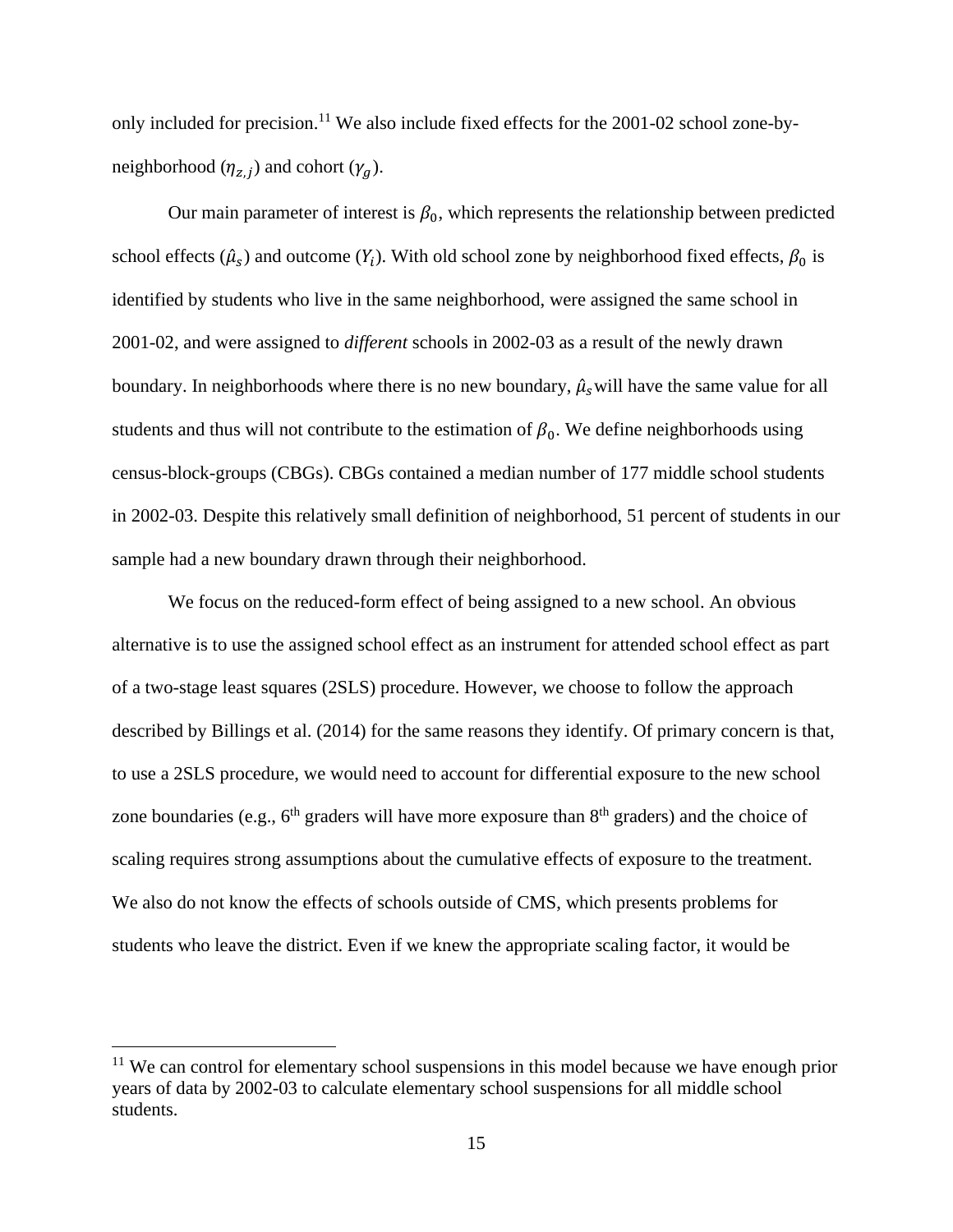only included for precision.[11] We also include fixed effects for the 2001-02 school zone-by-neighborhood ($\eta_{z,j}$) and cohort ($\gamma_g$).

Our main parameter of interest is $\beta_0$, which represents the relationship between predicted school effects ($\hat{\mu}_s$) and outcome ($Y_i$). With old school zone by neighborhood fixed effects, $\beta_0$ is identified by students who live in the same neighborhood, were assigned the same school in 2001-02, and were assigned to *different* schools in 2002-03 as a result of the newly drawn boundary. In neighborhoods where there is no new boundary, $\hat{\mu}_s$ will have the same value for all students and thus will not contribute to the estimation of $\beta_0$. We define neighborhoods using census-block-groups (CBGs). CBGs contained a median number of 177 middle school students in 2002-03. Despite this relatively small definition of neighborhood, 51 percent of students in our sample had a new boundary drawn through their neighborhood.

We focus on the reduced-form effect of being assigned to a new school. An obvious alternative is to use the assigned school effect as an instrument for attended school effect as part of a two-stage least squares (2SLS) procedure. However, we choose to follow the approach described by Billings et al. (2014) for the same reasons they identify. Of primary concern is that, to use a 2SLS procedure, we would need to account for differential exposure to the new school zone boundaries (e.g., 6th graders will have more exposure than 8th graders) and the choice of scaling requires strong assumptions about the cumulative effects of exposure to the treatment. We also do not know the effects of schools outside of CMS, which presents problems for students who leave the district. Even if we knew the appropriate scaling factor, it would be

[11] We can control for elementary school suspensions in this model because we have enough prior years of data by 2002-03 to calculate elementary school suspensions for all middle school students.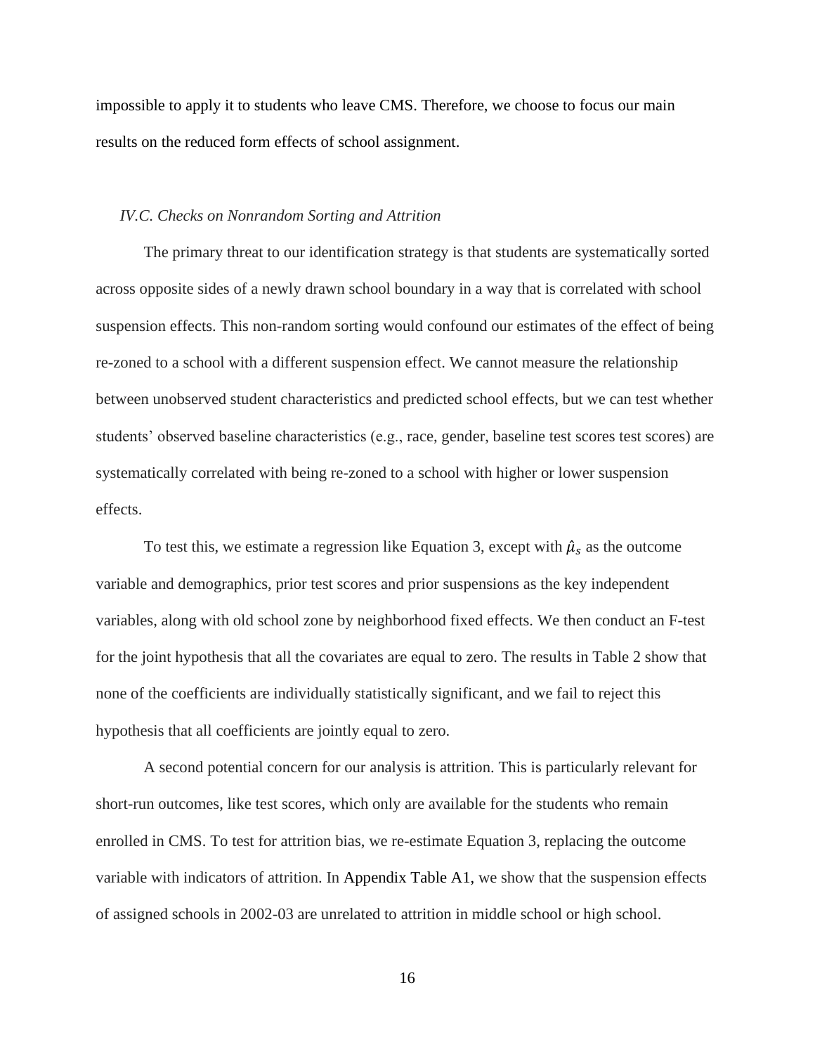impossible to apply it to students who leave CMS. Therefore, we choose to focus our main results on the reduced form effects of school assignment.

### *IV.C. Checks on Nonrandom Sorting and Attrition*

The primary threat to our identification strategy is that students are systematically sorted across opposite sides of a newly drawn school boundary in a way that is correlated with school suspension effects. This non-random sorting would confound our estimates of the effect of being re-zoned to a school with a different suspension effect. We cannot measure the relationship between unobserved student characteristics and predicted school effects, but we can test whether students' observed baseline characteristics (e.g., race, gender, baseline test scores test scores) are systematically correlated with being re-zoned to a school with higher or lower suspension effects.

To test this, we estimate a regression like Equation 3, except with $\hat{\mu}_s$ as the outcome variable and demographics, prior test scores and prior suspensions as the key independent variables, along with old school zone by neighborhood fixed effects. We then conduct an F-test for the joint hypothesis that all the covariates are equal to zero. The results in Table 2 show that none of the coefficients are individually statistically significant, and we fail to reject this hypothesis that all coefficients are jointly equal to zero.

A second potential concern for our analysis is attrition. This is particularly relevant for short-run outcomes, like test scores, which only are available for the students who remain enrolled in CMS. To test for attrition bias, we re-estimate Equation 3, replacing the outcome variable with indicators of attrition. In Appendix Table A1, we show that the suspension effects of assigned schools in 2002-03 are unrelated to attrition in middle school or high school.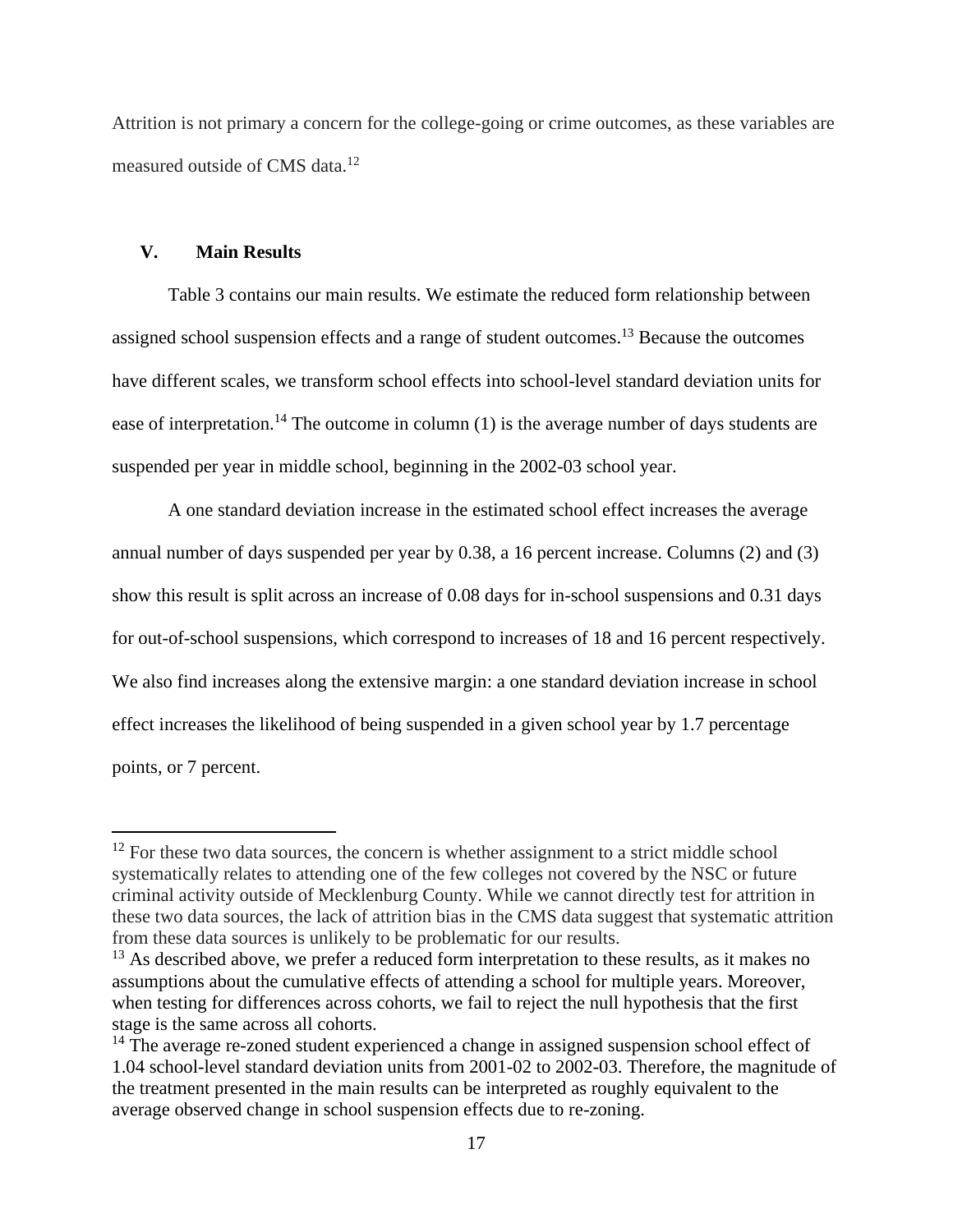Attrition is not primary a concern for the college-going or crime outcomes, as these variables are measured outside of CMS data.[12]

## V. Main Results

Table 3 contains our main results. We estimate the reduced form relationship between assigned school suspension effects and a range of student outcomes.[13] Because the outcomes have different scales, we transform school effects into school-level standard deviation units for ease of interpretation.[14] The outcome in column (1) is the average number of days students are suspended per year in middle school, beginning in the 2002-03 school year.

A one standard deviation increase in the estimated school effect increases the average annual number of days suspended per year by 0.38, a 16 percent increase. Columns (2) and (3) show this result is split across an increase of 0.08 days for in-school suspensions and 0.31 days for out-of-school suspensions, which correspond to increases of 18 and 16 percent respectively. We also find increases along the extensive margin: a one standard deviation increase in school effect increases the likelihood of being suspended in a given school year by 1.7 percentage points, or 7 percent.

---

[12] For these two data sources, the concern is whether assignment to a strict middle school systematically relates to attending one of the few colleges not covered by the NSC or future criminal activity outside of Mecklenburg County. While we cannot directly test for attrition in these two data sources, the lack of attrition bias in the CMS data suggest that systematic attrition from these data sources is unlikely to be problematic for our results.

[13] As described above, we prefer a reduced form interpretation to these results, as it makes no assumptions about the cumulative effects of attending a school for multiple years. Moreover, when testing for differences across cohorts, we fail to reject the null hypothesis that the first stage is the same across all cohorts.

[14] The average re-zoned student experienced a change in assigned suspension school effect of 1.04 school-level standard deviation units from 2001-02 to 2002-03. Therefore, the magnitude of the treatment presented in the main results can be interpreted as roughly equivalent to the average observed change in school suspension effects due to re-zoning.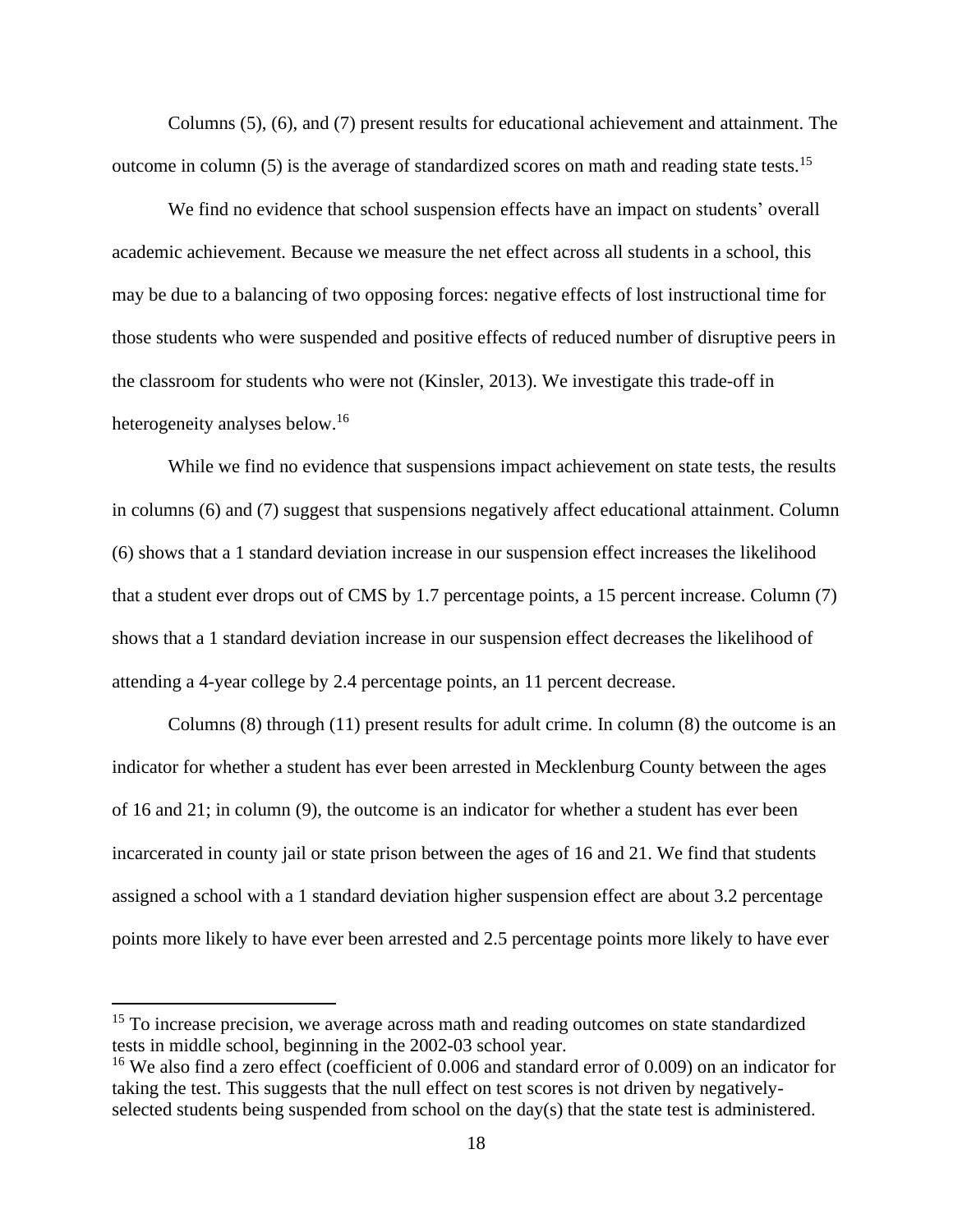Columns (5), (6), and (7) present results for educational achievement and attainment. The outcome in column (5) is the average of standardized scores on math and reading state tests.[15]

We find no evidence that school suspension effects have an impact on students' overall academic achievement. Because we measure the net effect across all students in a school, this may be due to a balancing of two opposing forces: negative effects of lost instructional time for those students who were suspended and positive effects of reduced number of disruptive peers in the classroom for students who were not (Kinsler, 2013). We investigate this trade-off in heterogeneity analyses below.[16]

While we find no evidence that suspensions impact achievement on state tests, the results in columns (6) and (7) suggest that suspensions negatively affect educational attainment. Column (6) shows that a 1 standard deviation increase in our suspension effect increases the likelihood that a student ever drops out of CMS by 1.7 percentage points, a 15 percent increase. Column (7) shows that a 1 standard deviation increase in our suspension effect decreases the likelihood of attending a 4-year college by 2.4 percentage points, an 11 percent decrease.

Columns (8) through (11) present results for adult crime. In column (8) the outcome is an indicator for whether a student has ever been arrested in Mecklenburg County between the ages of 16 and 21; in column (9), the outcome is an indicator for whether a student has ever been incarcerated in county jail or state prison between the ages of 16 and 21. We find that students assigned a school with a 1 standard deviation higher suspension effect are about 3.2 percentage points more likely to have ever been arrested and 2.5 percentage points more likely to have ever

[15] To increase precision, we average across math and reading outcomes on state standardized tests in middle school, beginning in the 2002-03 school year.

[16] We also find a zero effect (coefficient of 0.006 and standard error of 0.009) on an indicator for taking the test. This suggests that the null effect on test scores is not driven by negatively-selected students being suspended from school on the day(s) that the state test is administered.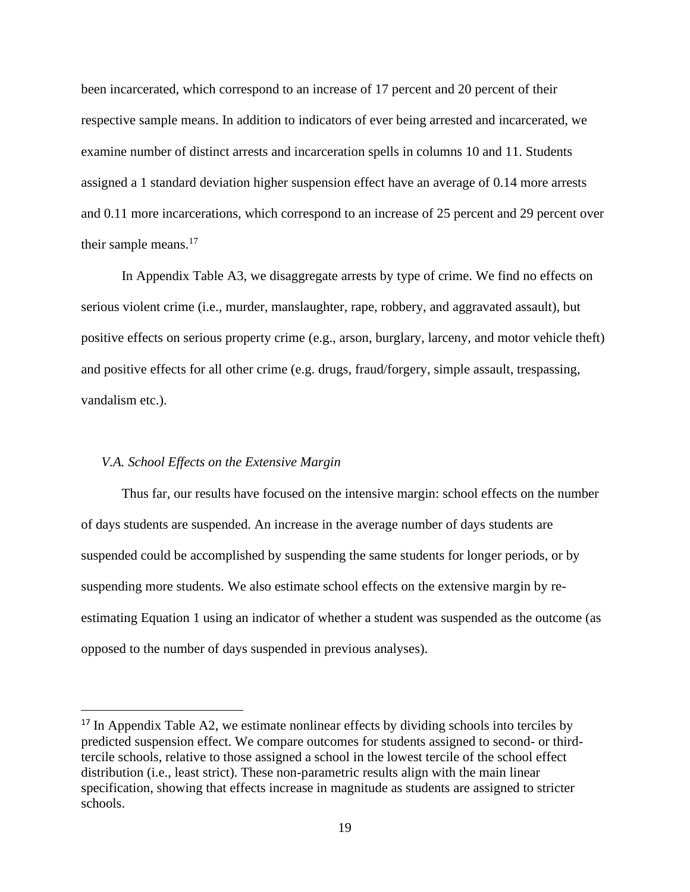been incarcerated, which correspond to an increase of 17 percent and 20 percent of their respective sample means. In addition to indicators of ever being arrested and incarcerated, we examine number of distinct arrests and incarceration spells in columns 10 and 11. Students assigned a 1 standard deviation higher suspension effect have an average of 0.14 more arrests and 0.11 more incarcerations, which correspond to an increase of 25 percent and 29 percent over their sample means.[17]

In Appendix Table A3, we disaggregate arrests by type of crime. We find no effects on serious violent crime (i.e., murder, manslaughter, rape, robbery, and aggravated assault), but positive effects on serious property crime (e.g., arson, burglary, larceny, and motor vehicle theft) and positive effects for all other crime (e.g. drugs, fraud/forgery, simple assault, trespassing, vandalism etc.).

### *V.A. School Effects on the Extensive Margin*

Thus far, our results have focused on the intensive margin: school effects on the number of days students are suspended. An increase in the average number of days students are suspended could be accomplished by suspending the same students for longer periods, or by suspending more students. We also estimate school effects on the extensive margin by re-estimating Equation 1 using an indicator of whether a student was suspended as the outcome (as opposed to the number of days suspended in previous analyses).

---

[17] In Appendix Table A2, we estimate nonlinear effects by dividing schools into terciles by predicted suspension effect. We compare outcomes for students assigned to second- or third-tercile schools, relative to those assigned a school in the lowest tercile of the school effect distribution (i.e., least strict). These non-parametric results align with the main linear specification, showing that effects increase in magnitude as students are assigned to stricter schools.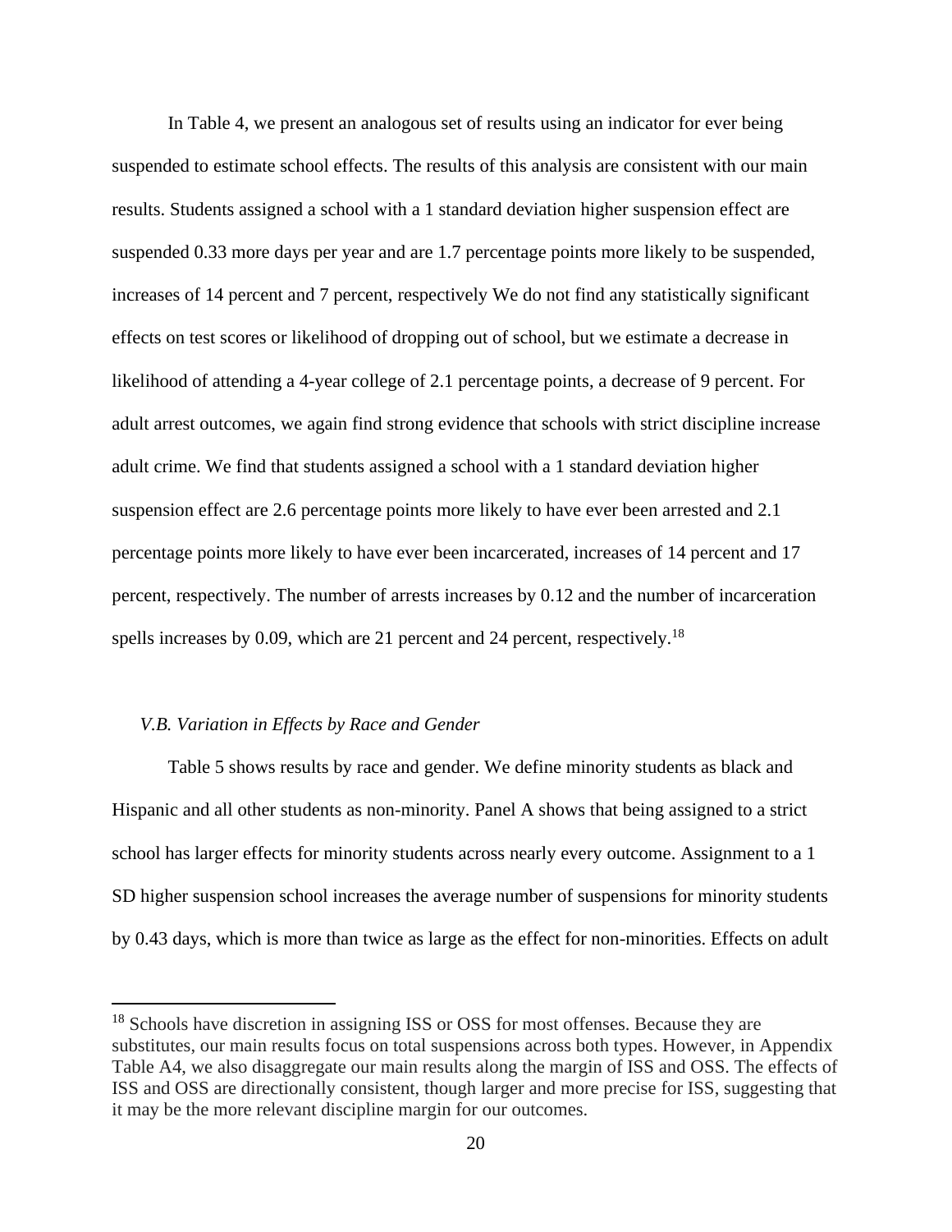In Table 4, we present an analogous set of results using an indicator for ever being suspended to estimate school effects. The results of this analysis are consistent with our main results. Students assigned a school with a 1 standard deviation higher suspension effect are suspended 0.33 more days per year and are 1.7 percentage points more likely to be suspended, increases of 14 percent and 7 percent, respectively We do not find any statistically significant effects on test scores or likelihood of dropping out of school, but we estimate a decrease in likelihood of attending a 4-year college of 2.1 percentage points, a decrease of 9 percent. For adult arrest outcomes, we again find strong evidence that schools with strict discipline increase adult crime. We find that students assigned a school with a 1 standard deviation higher suspension effect are 2.6 percentage points more likely to have ever been arrested and 2.1 percentage points more likely to have ever been incarcerated, increases of 14 percent and 17 percent, respectively. The number of arrests increases by 0.12 and the number of incarceration spells increases by 0.09, which are 21 percent and 24 percent, respectively.[18]

### *V.B. Variation in Effects by Race and Gender*

Table 5 shows results by race and gender. We define minority students as black and Hispanic and all other students as non-minority. Panel A shows that being assigned to a strict school has larger effects for minority students across nearly every outcome. Assignment to a 1 SD higher suspension school increases the average number of suspensions for minority students by 0.43 days, which is more than twice as large as the effect for non-minorities. Effects on adult

[18] Schools have discretion in assigning ISS or OSS for most offenses. Because they are substitutes, our main results focus on total suspensions across both types. However, in Appendix Table A4, we also disaggregate our main results along the margin of ISS and OSS. The effects of ISS and OSS are directionally consistent, though larger and more precise for ISS, suggesting that it may be the more relevant discipline margin for our outcomes.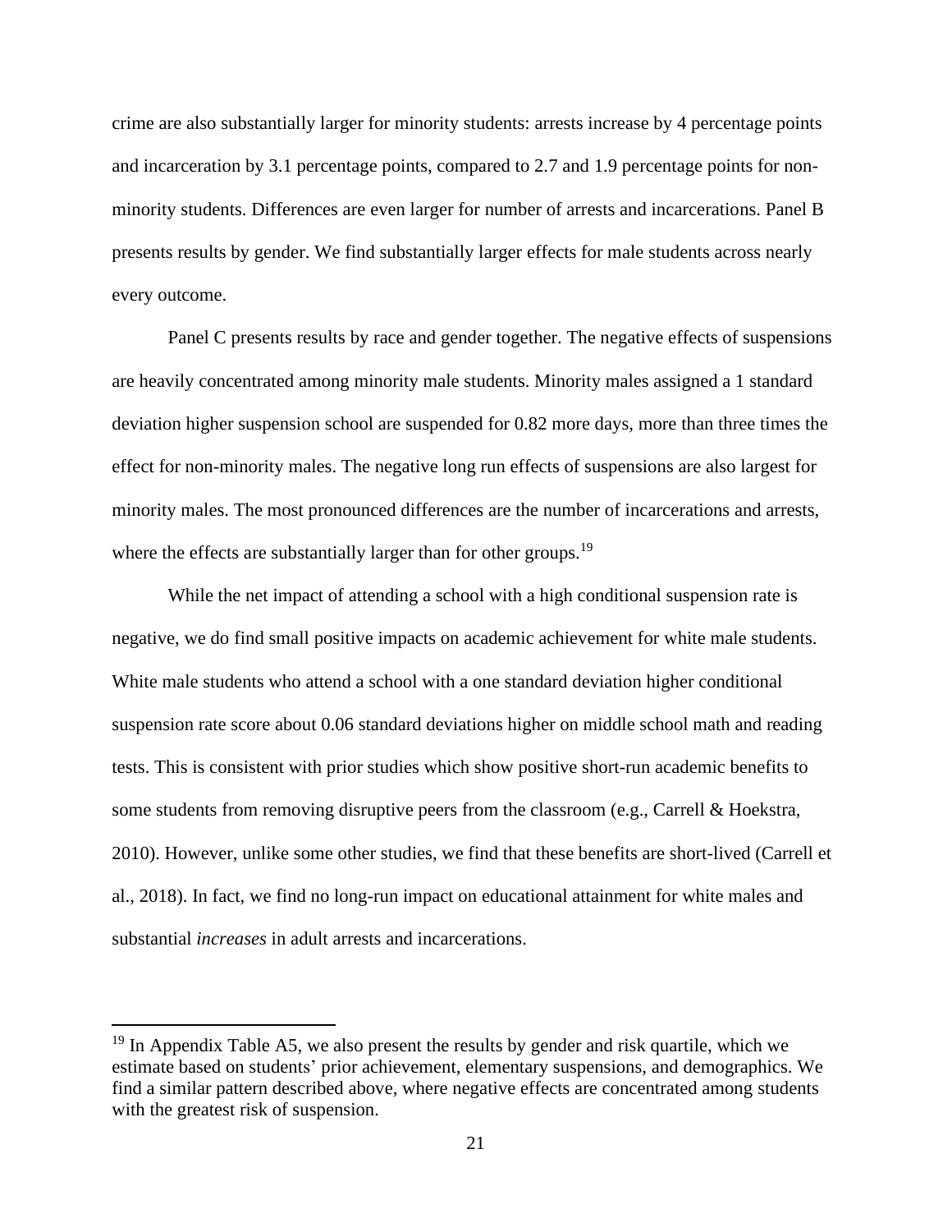crime are also substantially larger for minority students: arrests increase by 4 percentage points and incarceration by 3.1 percentage points, compared to 2.7 and 1.9 percentage points for non-minority students. Differences are even larger for number of arrests and incarcerations. Panel B presents results by gender. We find substantially larger effects for male students across nearly every outcome.

Panel C presents results by race and gender together. The negative effects of suspensions are heavily concentrated among minority male students. Minority males assigned a 1 standard deviation higher suspension school are suspended for 0.82 more days, more than three times the effect for non-minority males. The negative long run effects of suspensions are also largest for minority males. The most pronounced differences are the number of incarcerations and arrests, where the effects are substantially larger than for other groups.[19]

While the net impact of attending a school with a high conditional suspension rate is negative, we do find small positive impacts on academic achievement for white male students. White male students who attend a school with a one standard deviation higher conditional suspension rate score about 0.06 standard deviations higher on middle school math and reading tests. This is consistent with prior studies which show positive short-run academic benefits to some students from removing disruptive peers from the classroom (e.g., Carrell & Hoekstra, 2010). However, unlike some other studies, we find that these benefits are short-lived (Carrell et al., 2018). In fact, we find no long-run impact on educational attainment for white males and substantial *increases* in adult arrests and incarcerations.

[19] In Appendix Table A5, we also present the results by gender and risk quartile, which we estimate based on students' prior achievement, elementary suspensions, and demographics. We find a similar pattern described above, where negative effects are concentrated among students with the greatest risk of suspension.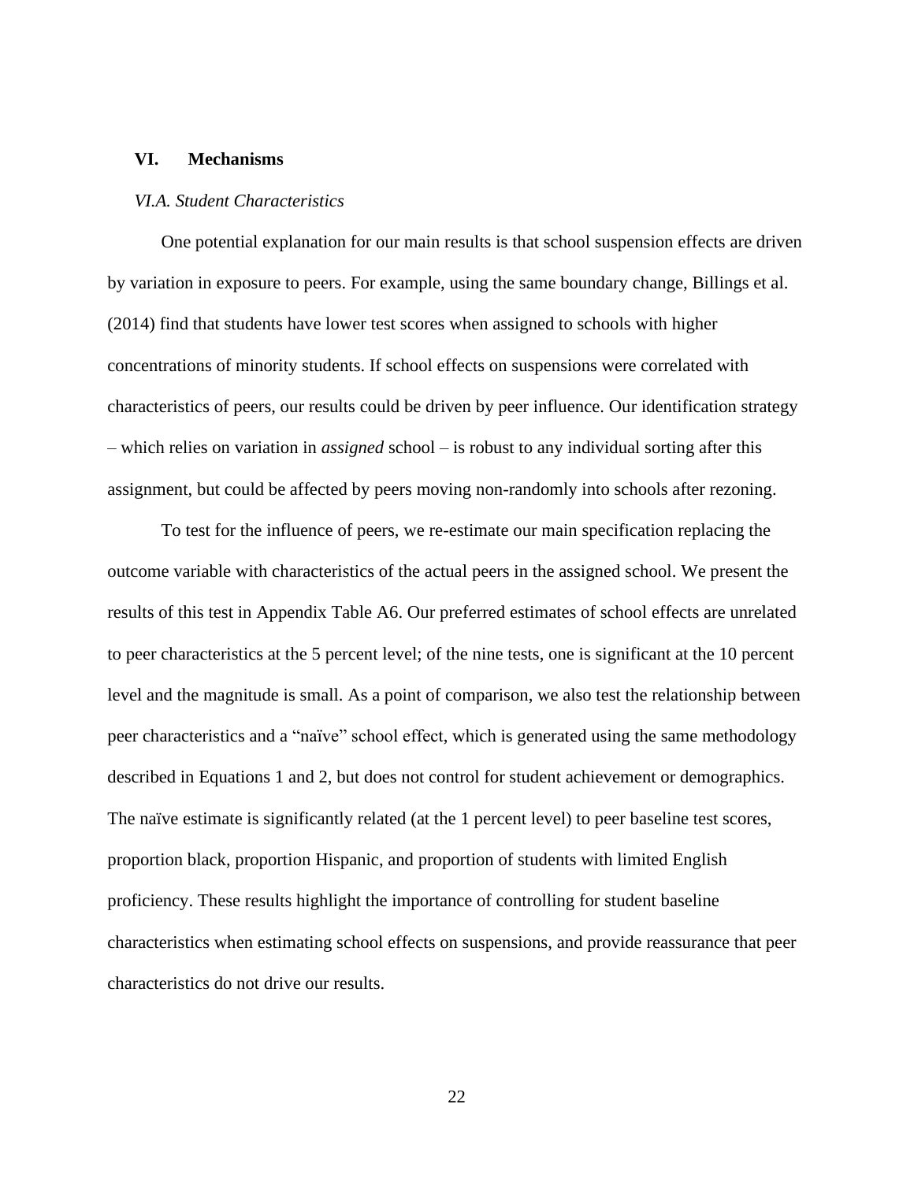## VI. Mechanisms

### *VI.A. Student Characteristics*

One potential explanation for our main results is that school suspension effects are driven by variation in exposure to peers. For example, using the same boundary change, Billings et al. (2014) find that students have lower test scores when assigned to schools with higher concentrations of minority students. If school effects on suspensions were correlated with characteristics of peers, our results could be driven by peer influence. Our identification strategy – which relies on variation in *assigned* school – is robust to any individual sorting after this assignment, but could be affected by peers moving non-randomly into schools after rezoning.

To test for the influence of peers, we re-estimate our main specification replacing the outcome variable with characteristics of the actual peers in the assigned school. We present the results of this test in Appendix Table A6. Our preferred estimates of school effects are unrelated to peer characteristics at the 5 percent level; of the nine tests, one is significant at the 10 percent level and the magnitude is small. As a point of comparison, we also test the relationship between peer characteristics and a "naïve" school effect, which is generated using the same methodology described in Equations 1 and 2, but does not control for student achievement or demographics. The naïve estimate is significantly related (at the 1 percent level) to peer baseline test scores, proportion black, proportion Hispanic, and proportion of students with limited English proficiency. These results highlight the importance of controlling for student baseline characteristics when estimating school effects on suspensions, and provide reassurance that peer characteristics do not drive our results.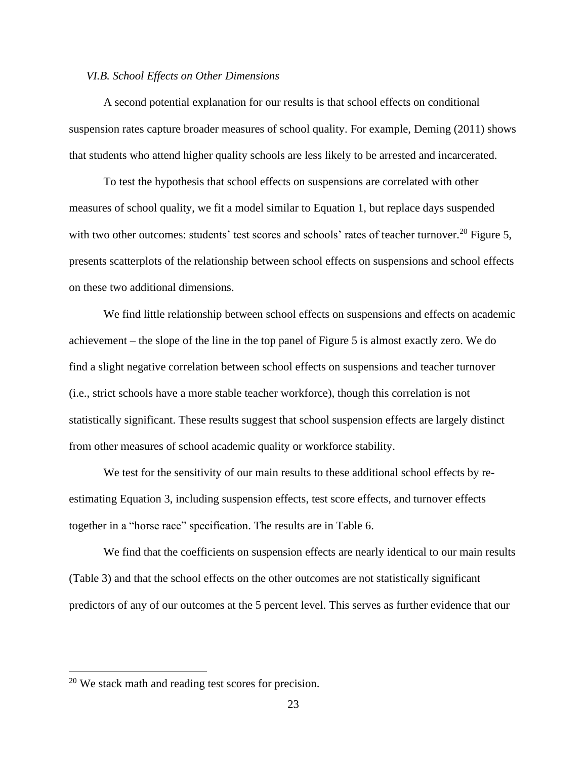### *VI.B. School Effects on Other Dimensions*

A second potential explanation for our results is that school effects on conditional suspension rates capture broader measures of school quality. For example, Deming (2011) shows that students who attend higher quality schools are less likely to be arrested and incarcerated.

To test the hypothesis that school effects on suspensions are correlated with other measures of school quality, we fit a model similar to Equation 1, but replace days suspended with two other outcomes: students' test scores and schools' rates of teacher turnover.[20] Figure 5, presents scatterplots of the relationship between school effects on suspensions and school effects on these two additional dimensions.

We find little relationship between school effects on suspensions and effects on academic achievement – the slope of the line in the top panel of Figure 5 is almost exactly zero. We do find a slight negative correlation between school effects on suspensions and teacher turnover (i.e., strict schools have a more stable teacher workforce), though this correlation is not statistically significant. These results suggest that school suspension effects are largely distinct from other measures of school academic quality or workforce stability.

We test for the sensitivity of our main results to these additional school effects by re-estimating Equation 3, including suspension effects, test score effects, and turnover effects together in a "horse race" specification. The results are in Table 6.

We find that the coefficients on suspension effects are nearly identical to our main results (Table 3) and that the school effects on the other outcomes are not statistically significant predictors of any of our outcomes at the 5 percent level. This serves as further evidence that our

---

[20] We stack math and reading test scores for precision.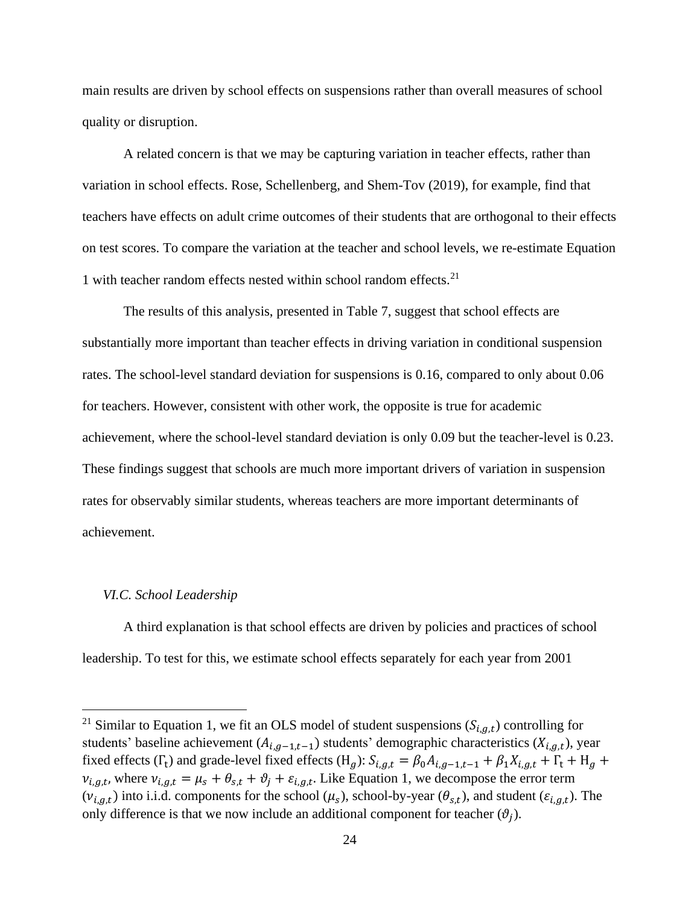main results are driven by school effects on suspensions rather than overall measures of school quality or disruption.

A related concern is that we may be capturing variation in teacher effects, rather than variation in school effects. Rose, Schellenberg, and Shem-Tov (2019), for example, find that teachers have effects on adult crime outcomes of their students that are orthogonal to their effects on test scores. To compare the variation at the teacher and school levels, we re-estimate Equation 1 with teacher random effects nested within school random effects.[21]

The results of this analysis, presented in Table 7, suggest that school effects are substantially more important than teacher effects in driving variation in conditional suspension rates. The school-level standard deviation for suspensions is 0.16, compared to only about 0.06 for teachers. However, consistent with other work, the opposite is true for academic achievement, where the school-level standard deviation is only 0.09 but the teacher-level is 0.23. These findings suggest that schools are much more important drivers of variation in suspension rates for observably similar students, whereas teachers are more important determinants of achievement.

### *VI.C. School Leadership*

A third explanation is that school effects are driven by policies and practices of school leadership. To test for this, we estimate school effects separately for each year from 2001

[21] Similar to Equation 1, we fit an OLS model of student suspensions ($S_{i,g,t}$) controlling for students' baseline achievement ($A_{i,g-1,t-1}$) students' demographic characteristics ($X_{i,g,t}$), year fixed effects ($\Gamma_t$) and grade-level fixed effects ($H_g$): $S_{i,g,t} = \beta_0 A_{i,g-1,t-1} + \beta_1 X_{i,g,t} + \Gamma_t + H_g + \nu_{i,g,t}$, where $\nu_{i,g,t} = \mu_s + \theta_{s,t} + \vartheta_j + \varepsilon_{i,g,t}$. Like Equation 1, we decompose the error term ($\nu_{i,g,t}$) into i.i.d. components for the school ($\mu_s$), school-by-year ($\theta_{s,t}$), and student ($\varepsilon_{i,g,t}$). The only difference is that we now include an additional component for teacher ($\vartheta_j$).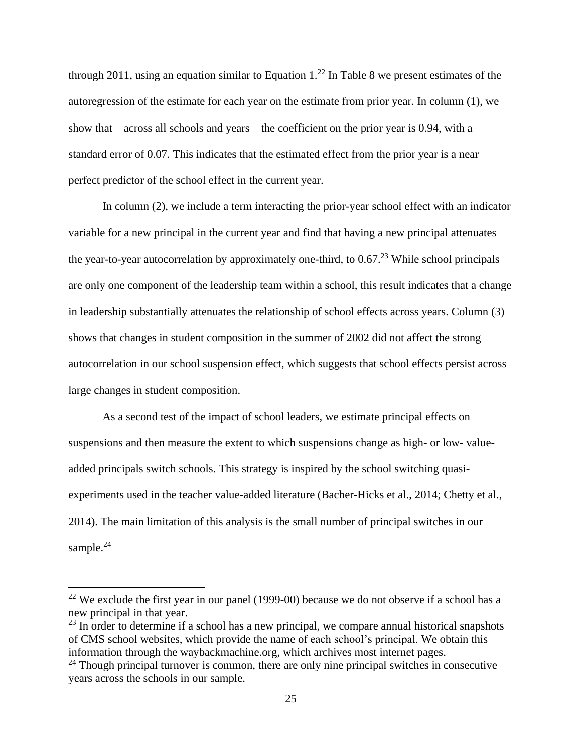through 2011, using an equation similar to Equation 1.[22] In Table 8 we present estimates of the autoregression of the estimate for each year on the estimate from prior year. In column (1), we show that—across all schools and years—the coefficient on the prior year is 0.94, with a standard error of 0.07. This indicates that the estimated effect from the prior year is a near perfect predictor of the school effect in the current year.

In column (2), we include a term interacting the prior-year school effect with an indicator variable for a new principal in the current year and find that having a new principal attenuates the year-to-year autocorrelation by approximately one-third, to 0.67.[23] While school principals are only one component of the leadership team within a school, this result indicates that a change in leadership substantially attenuates the relationship of school effects across years. Column (3) shows that changes in student composition in the summer of 2002 did not affect the strong autocorrelation in our school suspension effect, which suggests that school effects persist across large changes in student composition.

As a second test of the impact of school leaders, we estimate principal effects on suspensions and then measure the extent to which suspensions change as high- or low- value-added principals switch schools. This strategy is inspired by the school switching quasi-experiments used in the teacher value-added literature (Bacher-Hicks et al., 2014; Chetty et al., 2014). The main limitation of this analysis is the small number of principal switches in our sample.[24]

---

[22] We exclude the first year in our panel (1999-00) because we do not observe if a school has a new principal in that year.

[23] In order to determine if a school has a new principal, we compare annual historical snapshots of CMS school websites, which provide the name of each school's principal. We obtain this information through the waybackmachine.org, which archives most internet pages.

[24] Though principal turnover is common, there are only nine principal switches in consecutive years across the schools in our sample.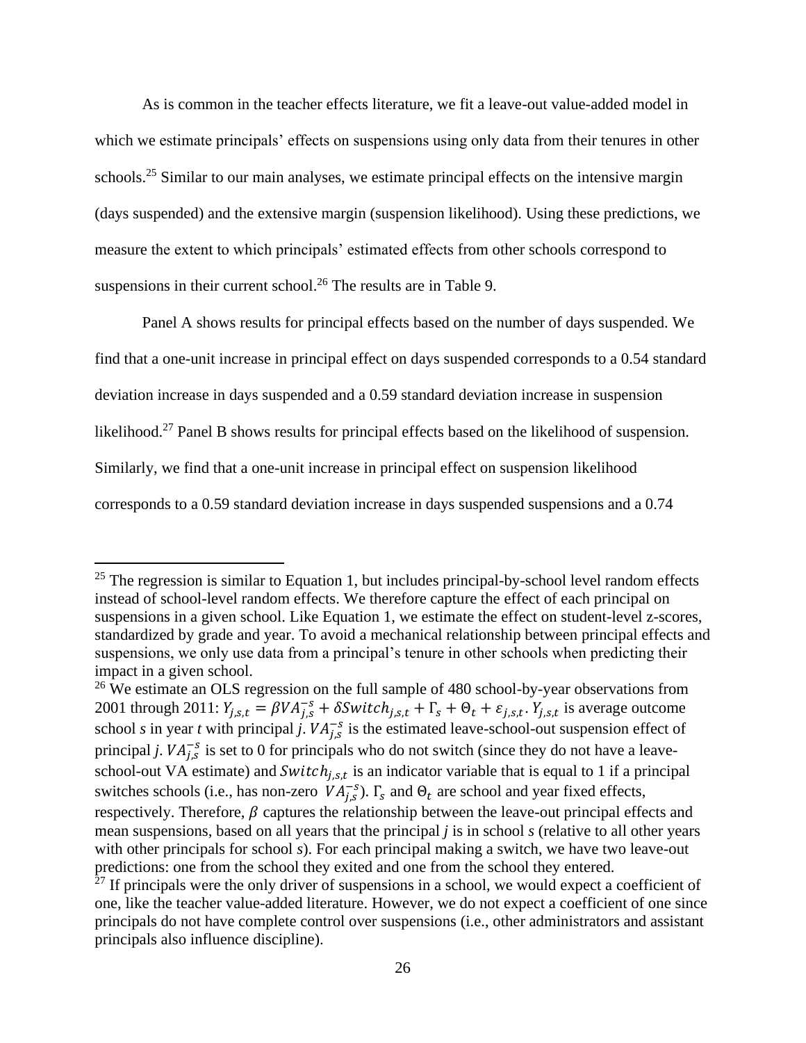As is common in the teacher effects literature, we fit a leave-out value-added model in which we estimate principals' effects on suspensions using only data from their tenures in other schools.[25] Similar to our main analyses, we estimate principal effects on the intensive margin (days suspended) and the extensive margin (suspension likelihood). Using these predictions, we measure the extent to which principals' estimated effects from other schools correspond to suspensions in their current school.[26] The results are in Table 9.

Panel A shows results for principal effects based on the number of days suspended. We find that a one-unit increase in principal effect on days suspended corresponds to a 0.54 standard deviation increase in days suspended and a 0.59 standard deviation increase in suspension likelihood.[27] Panel B shows results for principal effects based on the likelihood of suspension. Similarly, we find that a one-unit increase in principal effect on suspension likelihood corresponds to a 0.59 standard deviation increase in days suspended suspensions and a 0.74

---

[25] The regression is similar to Equation 1, but includes principal-by-school level random effects instead of school-level random effects. We therefore capture the effect of each principal on suspensions in a given school. Like Equation 1, we estimate the effect on student-level z-scores, standardized by grade and year. To avoid a mechanical relationship between principal effects and suspensions, we only use data from a principal's tenure in other schools when predicting their impact in a given school.

[26] We estimate an OLS regression on the full sample of 480 school-by-year observations from 2001 through 2011: $Y_{j,s,t} = \beta VA_{j,s}^{-s} + \delta Switch_{j,s,t} + \Gamma_s + \Theta_t + \varepsilon_{j,s,t}$. $Y_{j,s,t}$ is average outcome school *s* in year *t* with principal *j*. $VA_{j,s}^{-s}$ is the estimated leave-school-out suspension effect of principal *j*. $VA_{j,s}^{-s}$ is set to 0 for principals who do not switch (since they do not have a leave-school-out VA estimate) and $Switch_{j,s,t}$ is an indicator variable that is equal to 1 if a principal switches schools (i.e., has non-zero $VA_{j,s}^{-s}$). $\Gamma_s$ and $\Theta_t$ are school and year fixed effects, respectively. Therefore, $\beta$ captures the relationship between the leave-out principal effects and mean suspensions, based on all years that the principal *j* is in school *s* (relative to all other years with other principals for school *s*). For each principal making a switch, we have two leave-out predictions: one from the school they exited and one from the school they entered.

[27] If principals were the only driver of suspensions in a school, we would expect a coefficient of one, like the teacher value-added literature. However, we do not expect a coefficient of one since principals do not have complete control over suspensions (i.e., other administrators and assistant principals also influence discipline).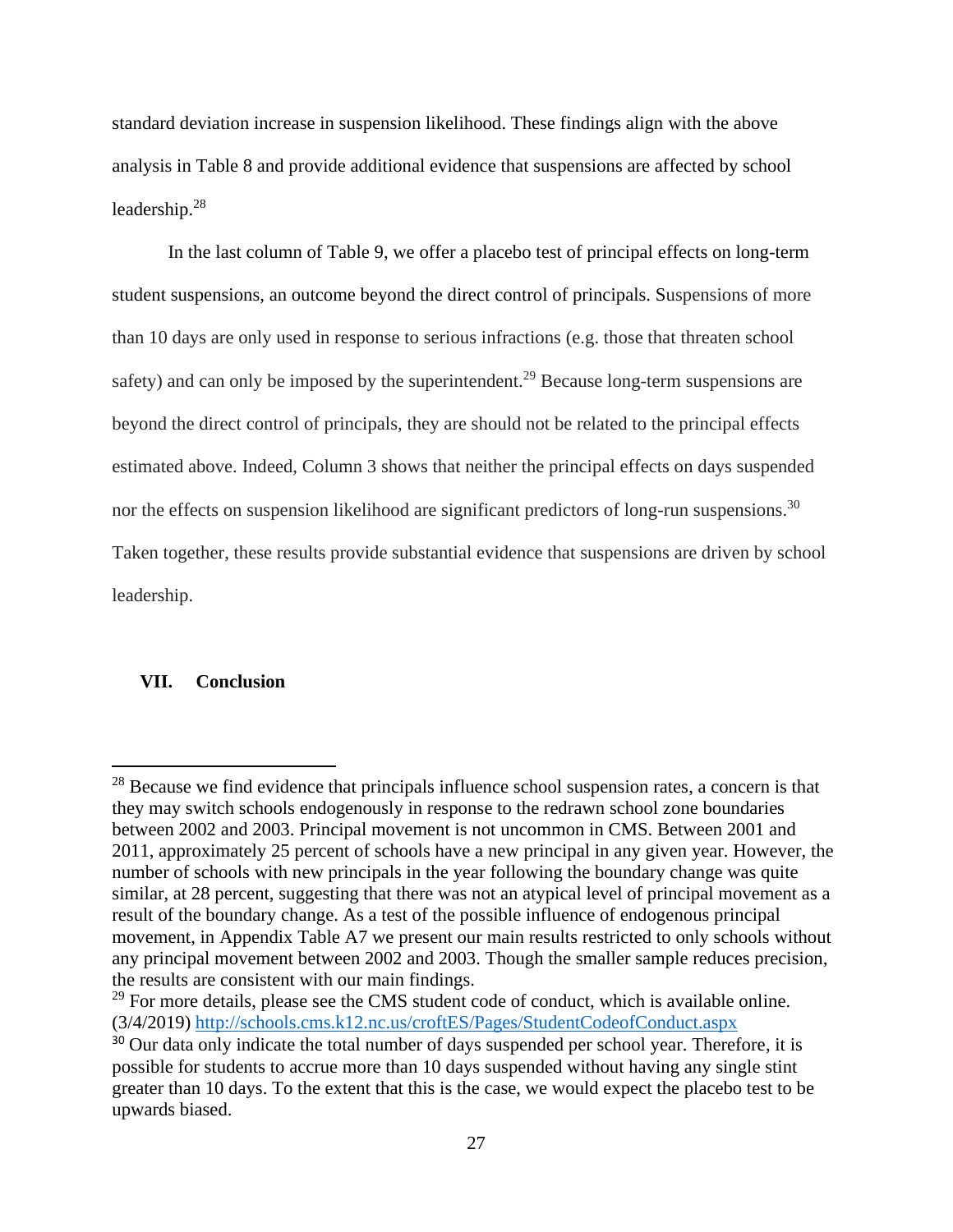standard deviation increase in suspension likelihood. These findings align with the above analysis in Table 8 and provide additional evidence that suspensions are affected by school leadership.[28]

In the last column of Table 9, we offer a placebo test of principal effects on long-term student suspensions, an outcome beyond the direct control of principals. Suspensions of more than 10 days are only used in response to serious infractions (e.g. those that threaten school safety) and can only be imposed by the superintendent.[29] Because long-term suspensions are beyond the direct control of principals, they are should not be related to the principal effects estimated above. Indeed, Column 3 shows that neither the principal effects on days suspended nor the effects on suspension likelihood are significant predictors of long-run suspensions.[30] Taken together, these results provide substantial evidence that suspensions are driven by school leadership.

## VII. Conclusion

[28] Because we find evidence that principals influence school suspension rates, a concern is that they may switch schools endogenously in response to the redrawn school zone boundaries between 2002 and 2003. Principal movement is not uncommon in CMS. Between 2001 and 2011, approximately 25 percent of schools have a new principal in any given year. However, the number of schools with new principals in the year following the boundary change was quite similar, at 28 percent, suggesting that there was not an atypical level of principal movement as a result of the boundary change. As a test of the possible influence of endogenous principal movement, in Appendix Table A7 we present our main results restricted to only schools without any principal movement between 2002 and 2003. Though the smaller sample reduces precision, the results are consistent with our main findings.

[29] For more details, please see the CMS student code of conduct, which is available online. (3/4/2019) http://schools.cms.k12.nc.us/croftES/Pages/StudentCodeofConduct.aspx

[30] Our data only indicate the total number of days suspended per school year. Therefore, it is possible for students to accrue more than 10 days suspended without having any single stint greater than 10 days. To the extent that this is the case, we would expect the placebo test to be upwards biased.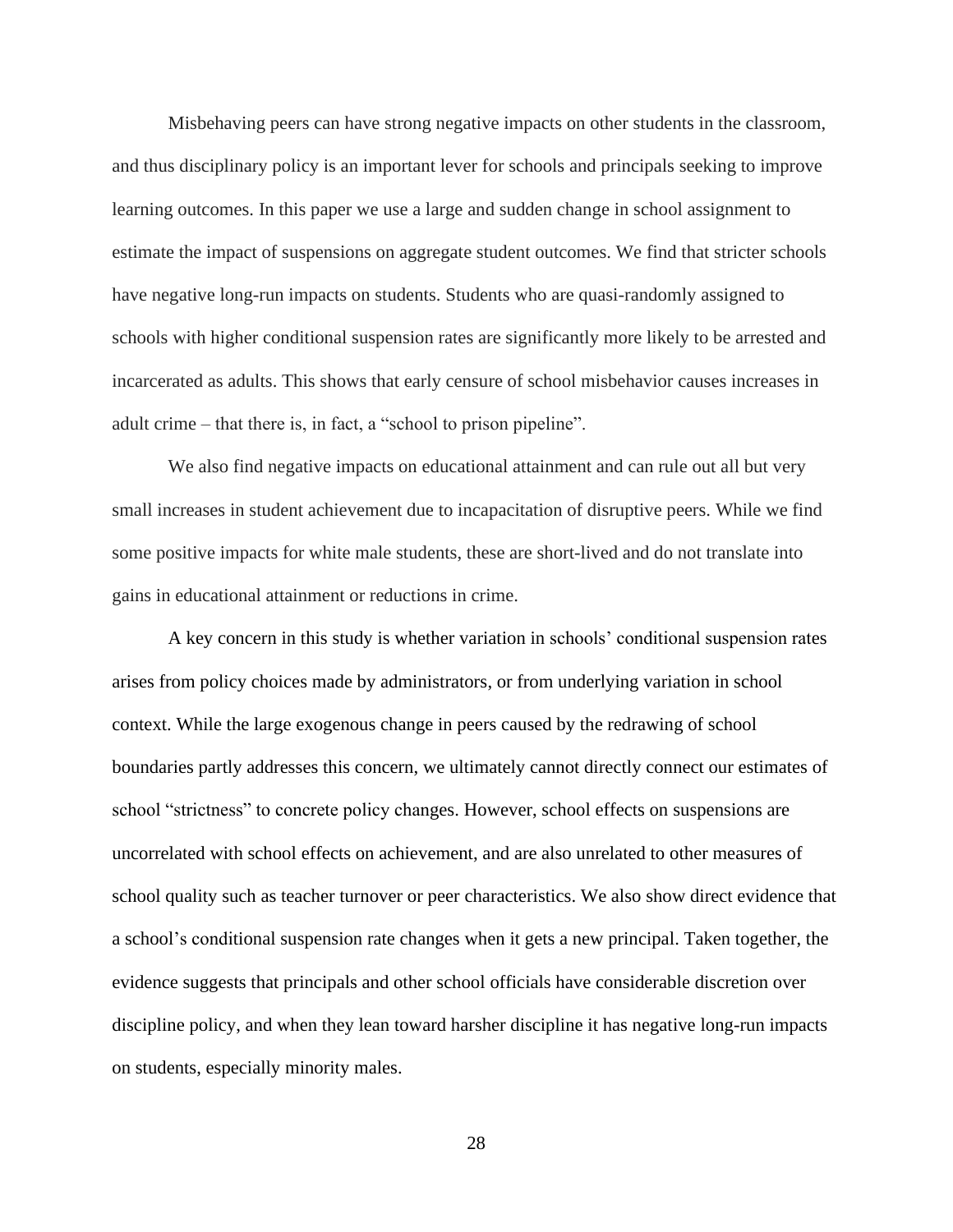Misbehaving peers can have strong negative impacts on other students in the classroom, and thus disciplinary policy is an important lever for schools and principals seeking to improve learning outcomes. In this paper we use a large and sudden change in school assignment to estimate the impact of suspensions on aggregate student outcomes. We find that stricter schools have negative long-run impacts on students. Students who are quasi-randomly assigned to schools with higher conditional suspension rates are significantly more likely to be arrested and incarcerated as adults. This shows that early censure of school misbehavior causes increases in adult crime – that there is, in fact, a "school to prison pipeline".

We also find negative impacts on educational attainment and can rule out all but very small increases in student achievement due to incapacitation of disruptive peers. While we find some positive impacts for white male students, these are short-lived and do not translate into gains in educational attainment or reductions in crime.

A key concern in this study is whether variation in schools' conditional suspension rates arises from policy choices made by administrators, or from underlying variation in school context. While the large exogenous change in peers caused by the redrawing of school boundaries partly addresses this concern, we ultimately cannot directly connect our estimates of school "strictness" to concrete policy changes. However, school effects on suspensions are uncorrelated with school effects on achievement, and are also unrelated to other measures of school quality such as teacher turnover or peer characteristics. We also show direct evidence that a school's conditional suspension rate changes when it gets a new principal. Taken together, the evidence suggests that principals and other school officials have considerable discretion over discipline policy, and when they lean toward harsher discipline it has negative long-run impacts on students, especially minority males.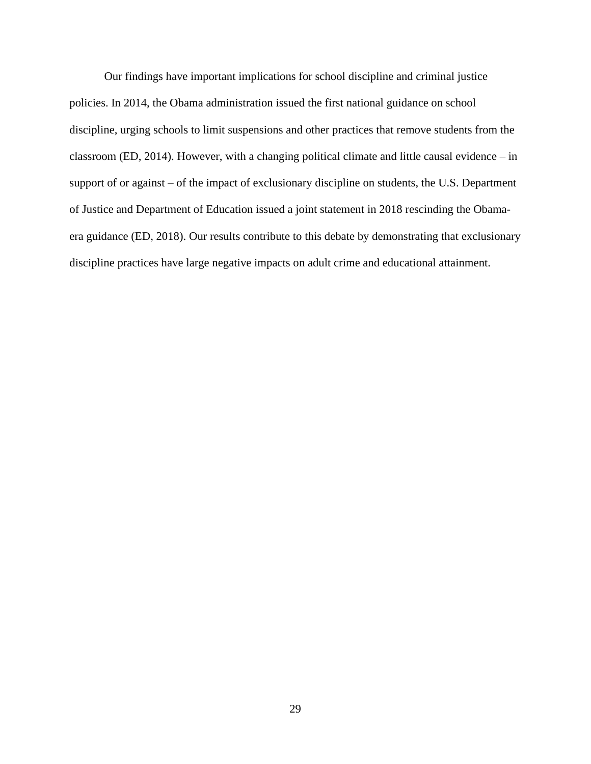Our findings have important implications for school discipline and criminal justice policies. In 2014, the Obama administration issued the first national guidance on school discipline, urging schools to limit suspensions and other practices that remove students from the classroom (ED, 2014). However, with a changing political climate and little causal evidence – in support of or against – of the impact of exclusionary discipline on students, the U.S. Department of Justice and Department of Education issued a joint statement in 2018 rescinding the Obama-era guidance (ED, 2018). Our results contribute to this debate by demonstrating that exclusionary discipline practices have large negative impacts on adult crime and educational attainment.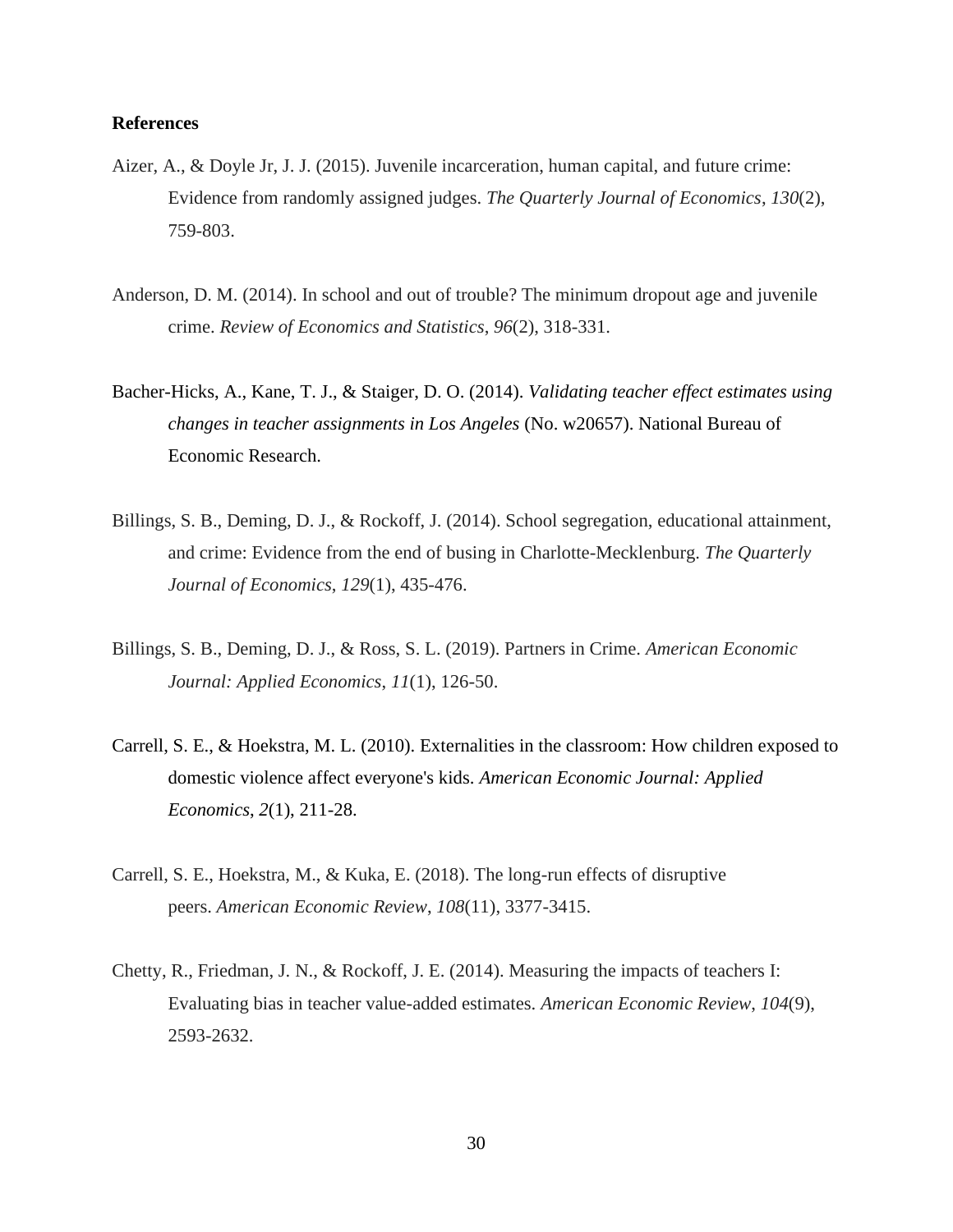**References**

Aizer, A., & Doyle Jr, J. J. (2015). Juvenile incarceration, human capital, and future crime: Evidence from randomly assigned judges. *The Quarterly Journal of Economics*, *130*(2), 759-803.

Anderson, D. M. (2014). In school and out of trouble? The minimum dropout age and juvenile crime. *Review of Economics and Statistics*, *96*(2), 318-331.

Bacher-Hicks, A., Kane, T. J., & Staiger, D. O. (2014). *Validating teacher effect estimates using changes in teacher assignments in Los Angeles* (No. w20657). National Bureau of Economic Research.

Billings, S. B., Deming, D. J., & Rockoff, J. (2014). School segregation, educational attainment, and crime: Evidence from the end of busing in Charlotte-Mecklenburg. *The Quarterly Journal of Economics*, *129*(1), 435-476.

Billings, S. B., Deming, D. J., & Ross, S. L. (2019). Partners in Crime. *American Economic Journal: Applied Economics*, *11*(1), 126-50.

Carrell, S. E., & Hoekstra, M. L. (2010). Externalities in the classroom: How children exposed to domestic violence affect everyone's kids. *American Economic Journal: Applied Economics*, *2*(1), 211-28.

Carrell, S. E., Hoekstra, M., & Kuka, E. (2018). The long-run effects of disruptive peers. *American Economic Review*, *108*(11), 3377-3415.

Chetty, R., Friedman, J. N., & Rockoff, J. E. (2014). Measuring the impacts of teachers I: Evaluating bias in teacher value-added estimates. *American Economic Review*, *104*(9), 2593-2632.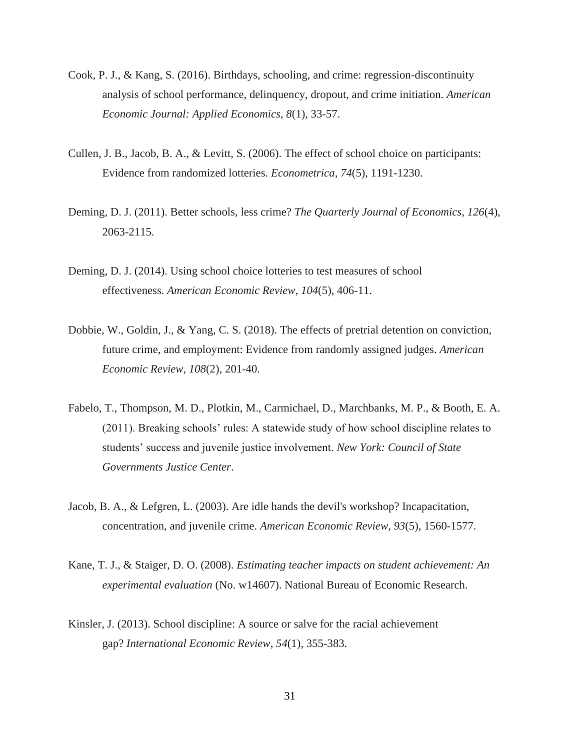Cook, P. J., & Kang, S. (2016). Birthdays, schooling, and crime: regression-discontinuity analysis of school performance, delinquency, dropout, and crime initiation. *American Economic Journal: Applied Economics*, *8*(1), 33-57.

Cullen, J. B., Jacob, B. A., & Levitt, S. (2006). The effect of school choice on participants: Evidence from randomized lotteries. *Econometrica*, *74*(5), 1191-1230.

Deming, D. J. (2011). Better schools, less crime? *The Quarterly Journal of Economics*, *126*(4), 2063-2115.

Deming, D. J. (2014). Using school choice lotteries to test measures of school effectiveness. *American Economic Review*, *104*(5), 406-11.

Dobbie, W., Goldin, J., & Yang, C. S. (2018). The effects of pretrial detention on conviction, future crime, and employment: Evidence from randomly assigned judges. *American Economic Review*, *108*(2), 201-40.

Fabelo, T., Thompson, M. D., Plotkin, M., Carmichael, D., Marchbanks, M. P., & Booth, E. A. (2011). Breaking schools' rules: A statewide study of how school discipline relates to students' success and juvenile justice involvement. *New York: Council of State Governments Justice Center*.

Jacob, B. A., & Lefgren, L. (2003). Are idle hands the devil's workshop? Incapacitation, concentration, and juvenile crime. *American Economic Review*, *93*(5), 1560-1577.

Kane, T. J., & Staiger, D. O. (2008). *Estimating teacher impacts on student achievement: An experimental evaluation* (No. w14607). National Bureau of Economic Research.

Kinsler, J. (2013). School discipline: A source or salve for the racial achievement gap? *International Economic Review*, *54*(1), 355-383.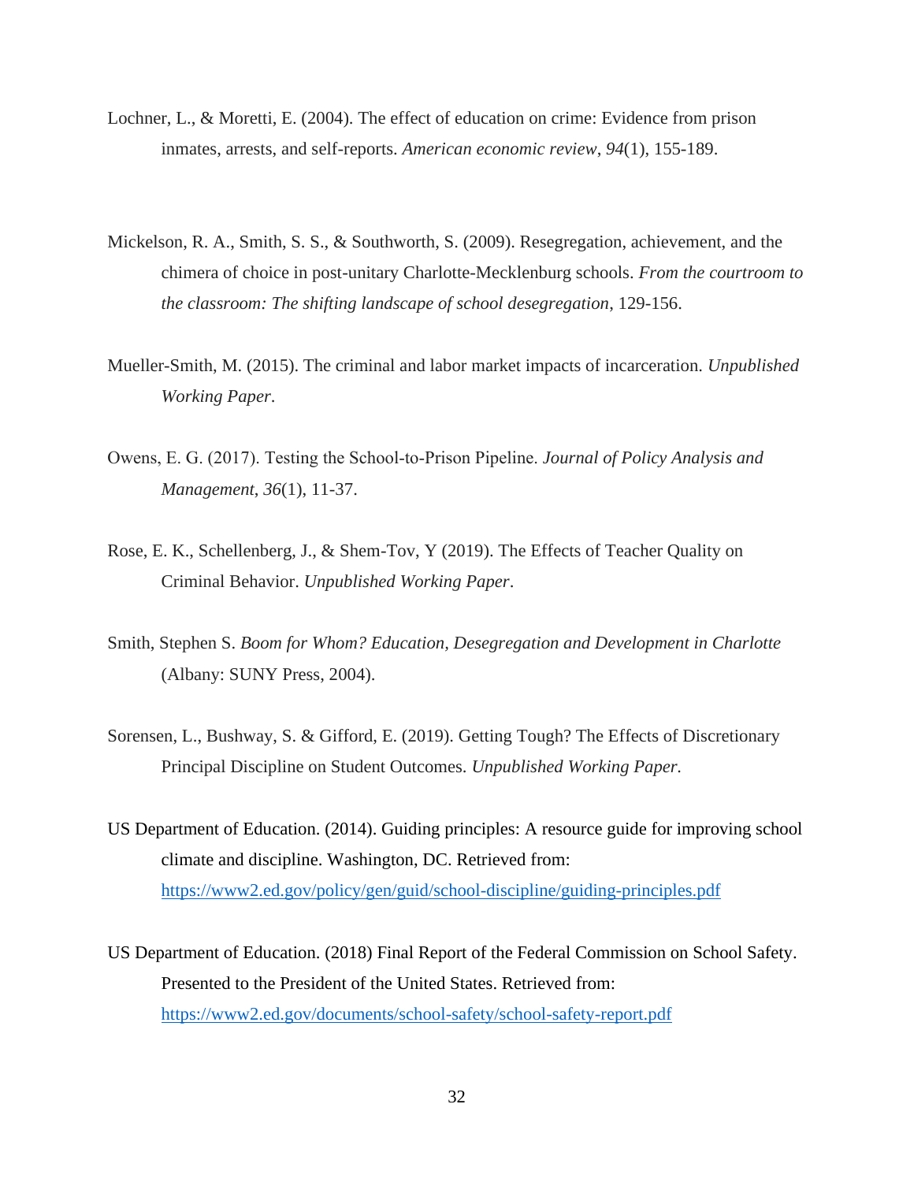Lochner, L., & Moretti, E. (2004). The effect of education on crime: Evidence from prison inmates, arrests, and self-reports. *American economic review*, *94*(1), 155-189.

Mickelson, R. A., Smith, S. S., & Southworth, S. (2009). Resegregation, achievement, and the chimera of choice in post-unitary Charlotte-Mecklenburg schools. *From the courtroom to the classroom: The shifting landscape of school desegregation*, 129-156.

Mueller-Smith, M. (2015). The criminal and labor market impacts of incarceration. *Unpublished Working Paper*.

Owens, E. G. (2017). Testing the School-to-Prison Pipeline. *Journal of Policy Analysis and Management*, *36*(1), 11-37.

Rose, E. K., Schellenberg, J., & Shem-Tov, Y (2019). The Effects of Teacher Quality on Criminal Behavior. *Unpublished Working Paper*.

Smith, Stephen S. *Boom for Whom? Education, Desegregation and Development in Charlotte* (Albany: SUNY Press, 2004).

Sorensen, L., Bushway, S. & Gifford, E. (2019). Getting Tough? The Effects of Discretionary Principal Discipline on Student Outcomes. *Unpublished Working Paper.*

US Department of Education. (2014). Guiding principles: A resource guide for improving school climate and discipline. Washington, DC. Retrieved from: https://www2.ed.gov/policy/gen/guid/school-discipline/guiding-principles.pdf

US Department of Education. (2018) Final Report of the Federal Commission on School Safety. Presented to the President of the United States. Retrieved from: https://www2.ed.gov/documents/school-safety/school-safety-report.pdf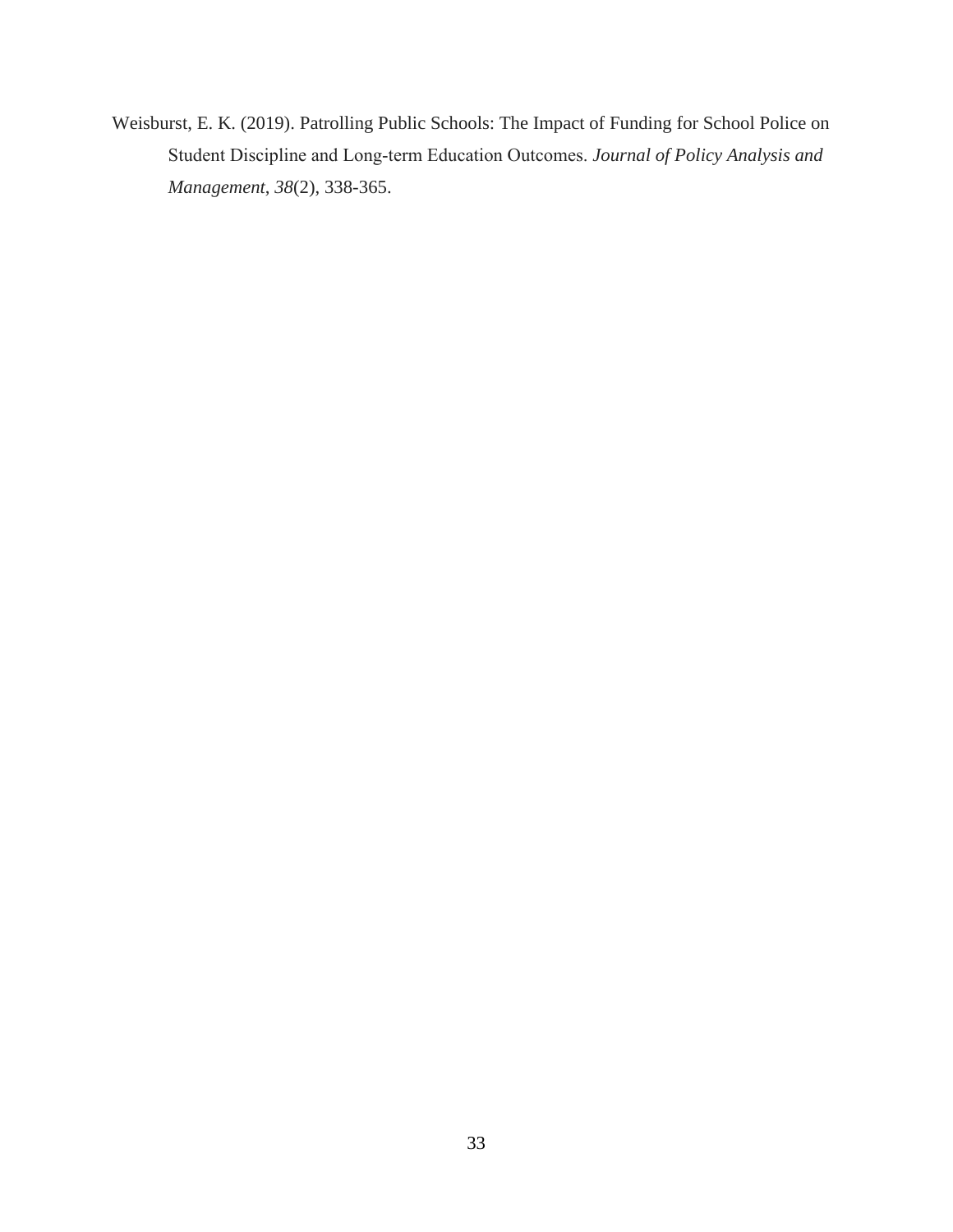Weisburst, E. K. (2019). Patrolling Public Schools: The Impact of Funding for School Police on Student Discipline and Long-term Education Outcomes. *Journal of Policy Analysis and Management*, *38*(2), 338-365.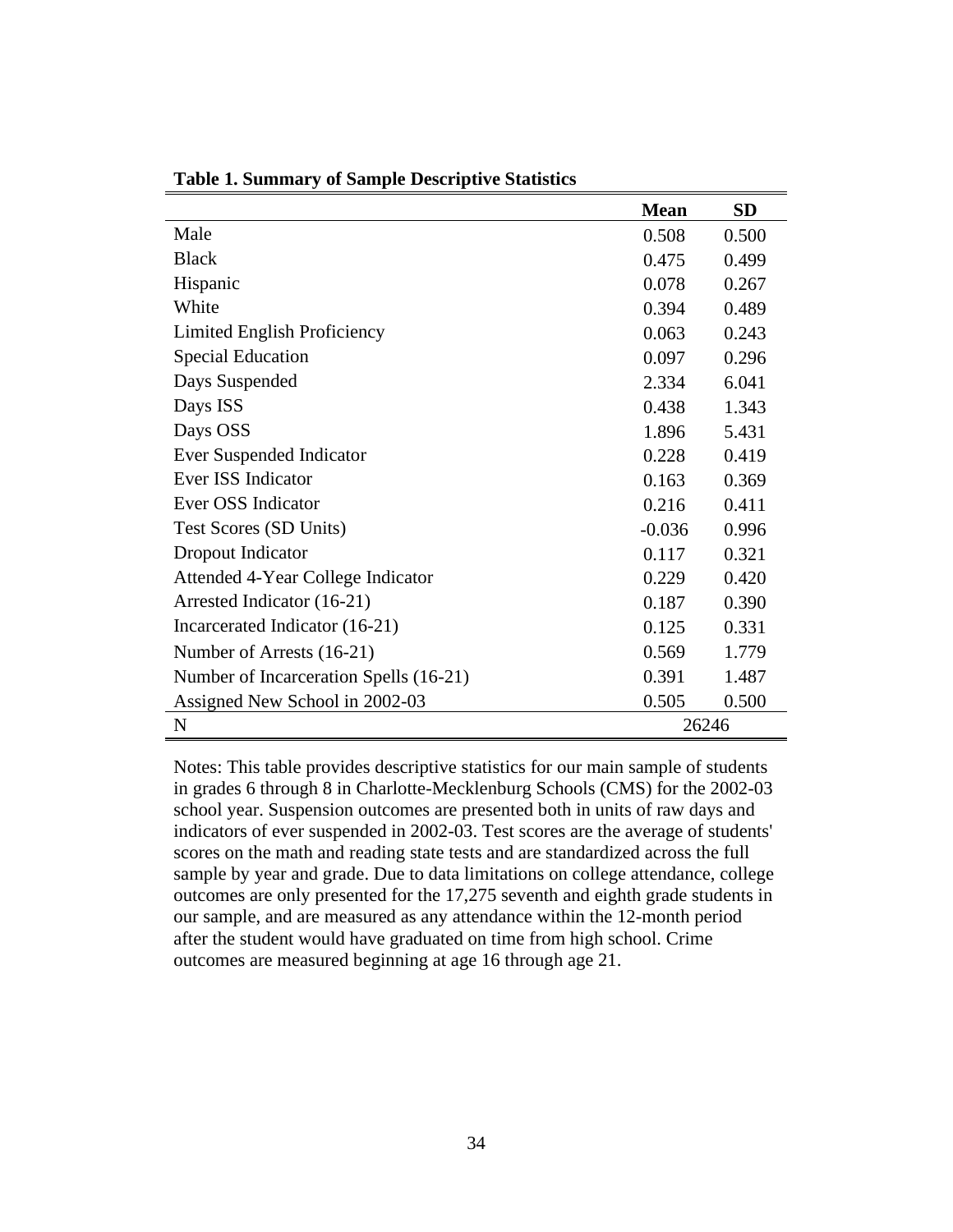**Table 1. Summary of Sample Descriptive Statistics**

| | **Mean** | **SD** |
|---|---|---|
| Male | 0.508 | 0.500 |
| Black | 0.475 | 0.499 |
| Hispanic | 0.078 | 0.267 |
| White | 0.394 | 0.489 |
| Limited English Proficiency | 0.063 | 0.243 |
| Special Education | 0.097 | 0.296 |
| Days Suspended | 2.334 | 6.041 |
| Days ISS | 0.438 | 1.343 |
| Days OSS | 1.896 | 5.431 |
| Ever Suspended Indicator | 0.228 | 0.419 |
| Ever ISS Indicator | 0.163 | 0.369 |
| Ever OSS Indicator | 0.216 | 0.411 |
| Test Scores (SD Units) | -0.036 | 0.996 |
| Dropout Indicator | 0.117 | 0.321 |
| Attended 4-Year College Indicator | 0.229 | 0.420 |
| Arrested Indicator (16-21) | 0.187 | 0.390 |
| Incarcerated Indicator (16-21) | 0.125 | 0.331 |
| Number of Arrests (16-21) | 0.569 | 1.779 |
| Number of Incarceration Spells (16-21) | 0.391 | 1.487 |
| Assigned New School in 2002-03 | 0.505 | 0.500 |
| N | 26246 | |

Notes: This table provides descriptive statistics for our main sample of students in grades 6 through 8 in Charlotte-Mecklenburg Schools (CMS) for the 2002-03 school year. Suspension outcomes are presented both in units of raw days and indicators of ever suspended in 2002-03. Test scores are the average of students' scores on the math and reading state tests and are standardized across the full sample by year and grade. Due to data limitations on college attendance, college outcomes are only presented for the 17,275 seventh and eighth grade students in our sample, and are measured as any attendance within the 12-month period after the student would have graduated on time from high school. Crime outcomes are measured beginning at age 16 through age 21.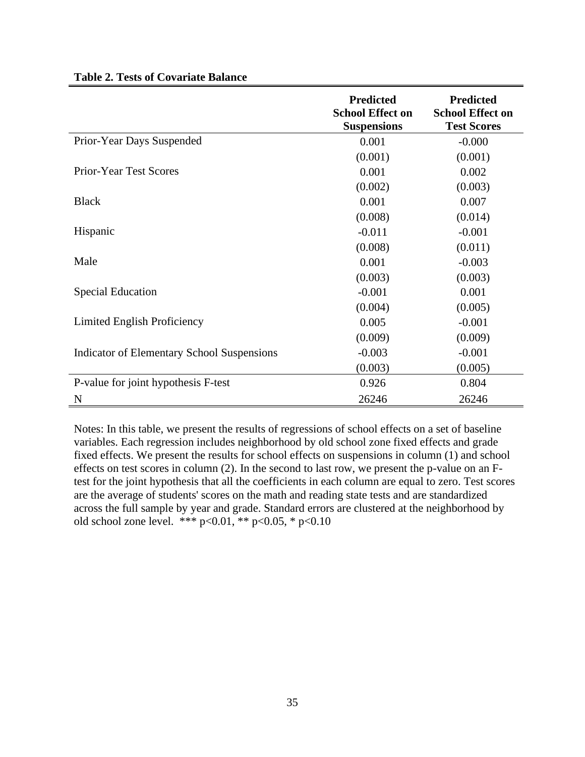**Table 2. Tests of Covariate Balance**

| | Predicted School Effect on Suspensions | Predicted School Effect on Test Scores |
|---|---|---|
| Prior-Year Days Suspended | 0.001 | -0.000 |
| | (0.001) | (0.001) |
| Prior-Year Test Scores | 0.001 | 0.002 |
| | (0.002) | (0.003) |
| Black | 0.001 | 0.007 |
| | (0.008) | (0.014) |
| Hispanic | -0.011 | -0.001 |
| | (0.008) | (0.011) |
| Male | 0.001 | -0.003 |
| | (0.003) | (0.003) |
| Special Education | -0.001 | 0.001 |
| | (0.004) | (0.005) |
| Limited English Proficiency | 0.005 | -0.001 |
| | (0.009) | (0.009) |
| Indicator of Elementary School Suspensions | -0.003 | -0.001 |
| | (0.003) | (0.005) |
| P-value for joint hypothesis F-test | 0.926 | 0.804 |
| N | 26246 | 26246 |

Notes: In this table, we present the results of regressions of school effects on a set of baseline variables. Each regression includes neighborhood by old school zone fixed effects and grade fixed effects. We present the results for school effects on suspensions in column (1) and school effects on test scores in column (2). In the second to last row, we present the p-value on an F-test for the joint hypothesis that all the coefficients in each column are equal to zero. Test scores are the average of students' scores on the math and reading state tests and are standardized across the full sample by year and grade. Standard errors are clustered at the neighborhood by old school zone level. *** $p<0.01$, ** $p<0.05$, * $p<0.10$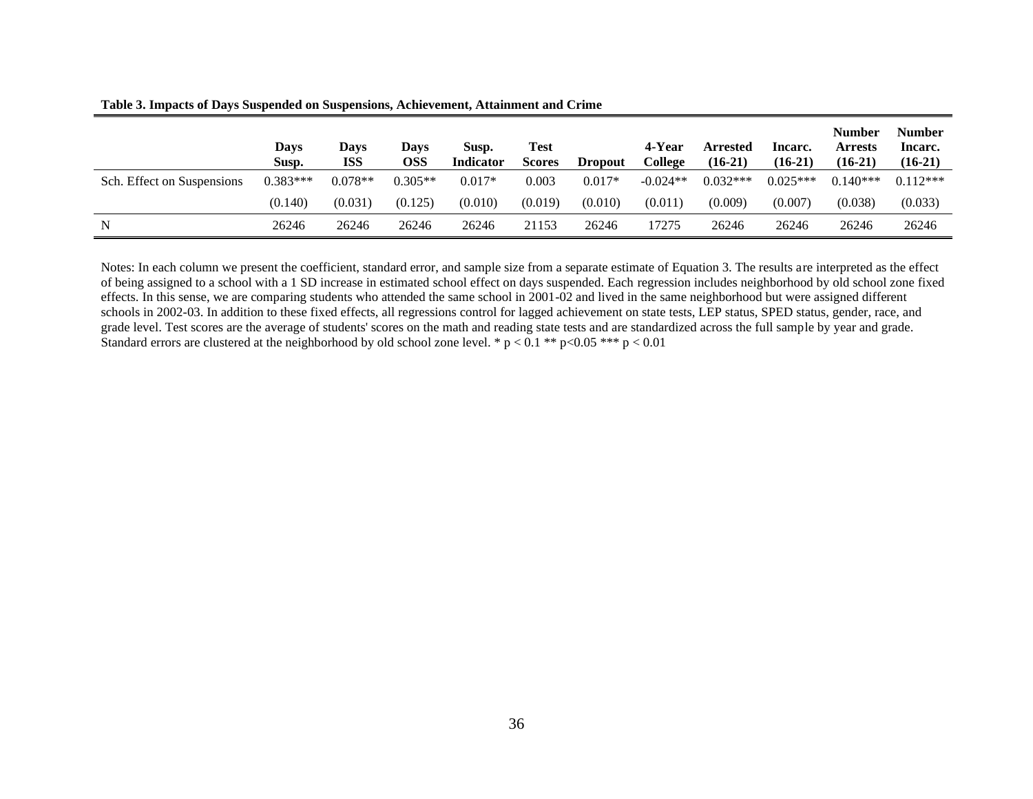**Table 3. Impacts of Days Suspended on Suspensions, Achievement, Attainment and Crime**

| | Days Susp. | Days ISS | Days OSS | Susp. Indicator | Test Scores | Dropout | 4-Year College | Arrested (16-21) | Incarc. (16-21) | Number Arrests (16-21) | Number Incarc. (16-21) |
|---|---|---|---|---|---|---|---|---|---|---|---|
| Sch. Effect on Suspensions | 0.383*** | 0.078** | 0.305** | 0.017* | 0.003 | 0.017* | -0.024** | 0.032*** | 0.025*** | 0.140*** | 0.112*** |
| | (0.140) | (0.031) | (0.125) | (0.010) | (0.019) | (0.010) | (0.011) | (0.009) | (0.007) | (0.038) | (0.033) |
| N | 26246 | 26246 | 26246 | 26246 | 21153 | 26246 | 17275 | 26246 | 26246 | 26246 | 26246 |

Notes: In each column we present the coefficient, standard error, and sample size from a separate estimate of Equation 3. The results are interpreted as the effect of being assigned to a school with a 1 SD increase in estimated school effect on days suspended. Each regression includes neighborhood by old school zone fixed effects. In this sense, we are comparing students who attended the same school in 2001-02 and lived in the same neighborhood but were assigned different schools in 2002-03. In addition to these fixed effects, all regressions control for lagged achievement on state tests, LEP status, SPED status, gender, race, and grade level. Test scores are the average of students' scores on the math and reading state tests and are standardized across the full sample by year and grade. Standard errors are clustered at the neighborhood by old school zone level. * $p < 0.1$ ** $p<0.05$ *** $p < 0.01$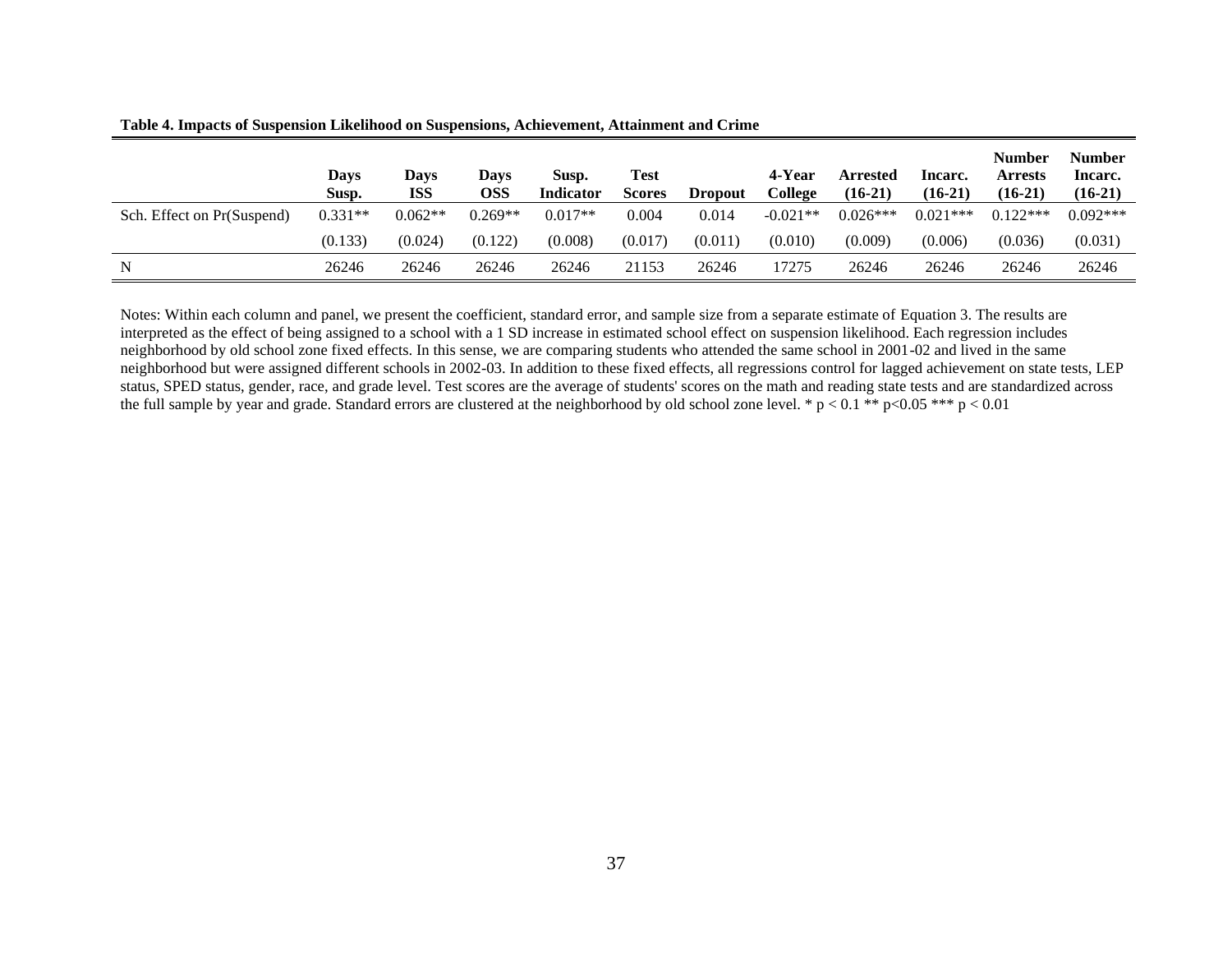**Table 4. Impacts of Suspension Likelihood on Suspensions, Achievement, Attainment and Crime**

| | Days Susp. | Days ISS | Days OSS | Susp. Indicator | Test Scores | Dropout | 4-Year College | Arrested (16-21) | Incarc. (16-21) | Number Arrests (16-21) | Number Incarc. (16-21) |
|---|---|---|---|---|---|---|---|---|---|---|---|
| Sch. Effect on Pr(Suspend) | 0.331** | 0.062** | 0.269** | 0.017** | 0.004 | 0.014 | -0.021** | 0.026*** | 0.021*** | 0.122*** | 0.092*** |
| | (0.133) | (0.024) | (0.122) | (0.008) | (0.017) | (0.011) | (0.010) | (0.009) | (0.006) | (0.036) | (0.031) |
| N | 26246 | 26246 | 26246 | 26246 | 21153 | 26246 | 17275 | 26246 | 26246 | 26246 | 26246 |

Notes: Within each column and panel, we present the coefficient, standard error, and sample size from a separate estimate of Equation 3. The results are interpreted as the effect of being assigned to a school with a 1 SD increase in estimated school effect on suspension likelihood. Each regression includes neighborhood by old school zone fixed effects. In this sense, we are comparing students who attended the same school in 2001-02 and lived in the same neighborhood but were assigned different schools in 2002-03. In addition to these fixed effects, all regressions control for lagged achievement on state tests, LEP status, SPED status, gender, race, and grade level. Test scores are the average of students' scores on the math and reading state tests and are standardized across the full sample by year and grade. Standard errors are clustered at the neighborhood by old school zone level. * $p < 0.1$ ** $p<0.05$ *** $p < 0.01$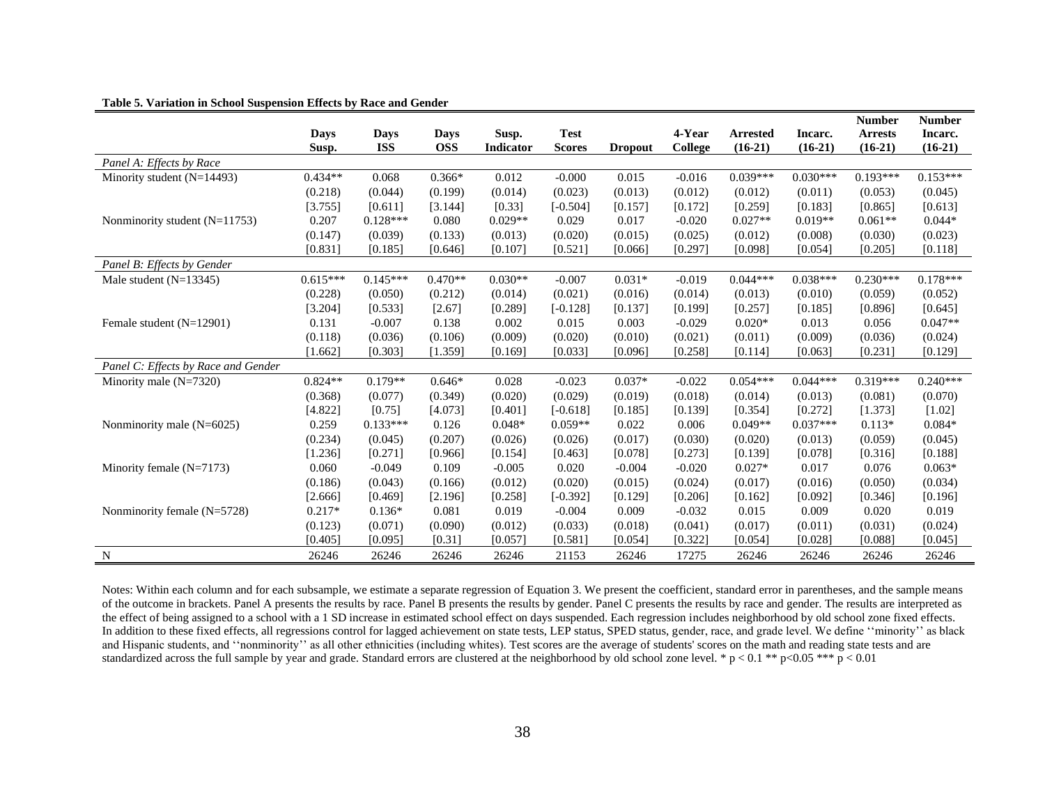**Table 5. Variation in School Suspension Effects by Race and Gender**

| | Days Susp. | Days ISS | Days OSS | Susp. Indicator | Test Scores | Dropout | 4-Year College | Arrested (16-21) | Incarc. (16-21) | Number Arrests (16-21) | Number Incarc. (16-21) |
|---|---|---|---|---|---|---|---|---|---|---|---|
| *Panel A: Effects by Race* | | | | | | | | | | | |
| Minority student (N=14493) | 0.434** | 0.068 | 0.366* | 0.012 | -0.000 | 0.015 | -0.016 | 0.039*** | 0.030*** | 0.193*** | 0.153*** |
| | (0.218) | (0.044) | (0.199) | (0.014) | (0.023) | (0.013) | (0.012) | (0.012) | (0.011) | (0.053) | (0.045) |
| | [3.755] | [0.611] | [3.144] | [0.33] | [-0.504] | [0.157] | [0.172] | [0.259] | [0.183] | [0.865] | [0.613] |
| Nonminority student (N=11753) | 0.207 | 0.128*** | 0.080 | 0.029** | 0.029 | 0.017 | -0.020 | 0.027** | 0.019** | 0.061** | 0.044* |
| | (0.147) | (0.039) | (0.133) | (0.013) | (0.020) | (0.015) | (0.025) | (0.012) | (0.008) | (0.030) | (0.023) |
| | [0.831] | [0.185] | [0.646] | [0.107] | [0.521] | [0.066] | [0.297] | [0.098] | [0.054] | [0.205] | [0.118] |
| *Panel B: Effects by Gender* | | | | | | | | | | | |
| Male student (N=13345) | 0.615*** | 0.145*** | 0.470** | 0.030** | -0.007 | 0.031* | -0.019 | 0.044*** | 0.038*** | 0.230*** | 0.178*** |
| | (0.228) | (0.050) | (0.212) | (0.014) | (0.021) | (0.016) | (0.014) | (0.013) | (0.010) | (0.059) | (0.052) |
| | [3.204] | [0.533] | [2.67] | [0.289] | [-0.128] | [0.137] | [0.199] | [0.257] | [0.185] | [0.896] | [0.645] |
| Female student (N=12901) | 0.131 | -0.007 | 0.138 | 0.002 | 0.015 | 0.003 | -0.029 | 0.020* | 0.013 | 0.056 | 0.047** |
| | (0.118) | (0.036) | (0.106) | (0.009) | (0.020) | (0.010) | (0.021) | (0.011) | (0.009) | (0.036) | (0.024) |
| | [1.662] | [0.303] | [1.359] | [0.169] | [0.033] | [0.096] | [0.258] | [0.114] | [0.063] | [0.231] | [0.129] |
| *Panel C: Effects by Race and Gender* | | | | | | | | | | | |
| Minority male (N=7320) | 0.824** | 0.179** | 0.646* | 0.028 | -0.023 | 0.037* | -0.022 | 0.054*** | 0.044*** | 0.319*** | 0.240*** |
| | (0.368) | (0.077) | (0.349) | (0.020) | (0.029) | (0.019) | (0.018) | (0.014) | (0.013) | (0.081) | (0.070) |
| | [4.822] | [0.75] | [4.073] | [0.401] | [-0.618] | [0.185] | [0.139] | [0.354] | [0.272] | [1.373] | [1.02] |
| Nonminority male (N=6025) | 0.259 | 0.133*** | 0.126 | 0.048* | 0.059** | 0.022 | 0.006 | 0.049** | 0.037*** | 0.113* | 0.084* |
| | (0.234) | (0.045) | (0.207) | (0.026) | (0.026) | (0.017) | (0.030) | (0.020) | (0.013) | (0.059) | (0.045) |
| | [1.236] | [0.271] | [0.966] | [0.154] | [0.463] | [0.078] | [0.273] | [0.139] | [0.078] | [0.316] | [0.188] |
| Minority female (N=7173) | 0.060 | -0.049 | 0.109 | -0.005 | 0.020 | -0.004 | -0.020 | 0.027* | 0.017 | 0.076 | 0.063* |
| | (0.186) | (0.043) | (0.166) | (0.012) | (0.020) | (0.015) | (0.024) | (0.017) | (0.016) | (0.050) | (0.034) |
| | [2.666] | [0.469] | [2.196] | [0.258] | [-0.392] | [0.129] | [0.206] | [0.162] | [0.092] | [0.346] | [0.196] |
| Nonminority female (N=5728) | 0.217* | 0.136* | 0.081 | 0.019 | -0.004 | 0.009 | -0.032 | 0.015 | 0.009 | 0.020 | 0.019 |
| | (0.123) | (0.071) | (0.090) | (0.012) | (0.033) | (0.018) | (0.041) | (0.017) | (0.011) | (0.031) | (0.024) |
| | [0.405] | [0.095] | [0.31] | [0.057] | [0.581] | [0.054] | [0.322] | [0.054] | [0.028] | [0.088] | [0.045] |
| N | 26246 | 26246 | 26246 | 26246 | 21153 | 26246 | 17275 | 26246 | 26246 | 26246 | 26246 |

Notes: Within each column and for each subsample, we estimate a separate regression of Equation 3. We present the coefficient, standard error in parentheses, and the sample means of the outcome in brackets. Panel A presents the results by race. Panel B presents the results by gender. Panel C presents the results by race and gender. The results are interpreted as the effect of being assigned to a school with a 1 SD increase in estimated school effect on days suspended. Each regression includes neighborhood by old school zone fixed effects. In addition to these fixed effects, all regressions control for lagged achievement on state tests, LEP status, SPED status, gender, race, and grade level. We define ''minority'' as black and Hispanic students, and ''nonminority'' as all other ethnicities (including whites). Test scores are the average of students' scores on the math and reading state tests and are standardized across the full sample by year and grade. Standard errors are clustered at the neighborhood by old school zone level. * $p < 0.1$ ** $p<0.05$ *** $p < 0.01$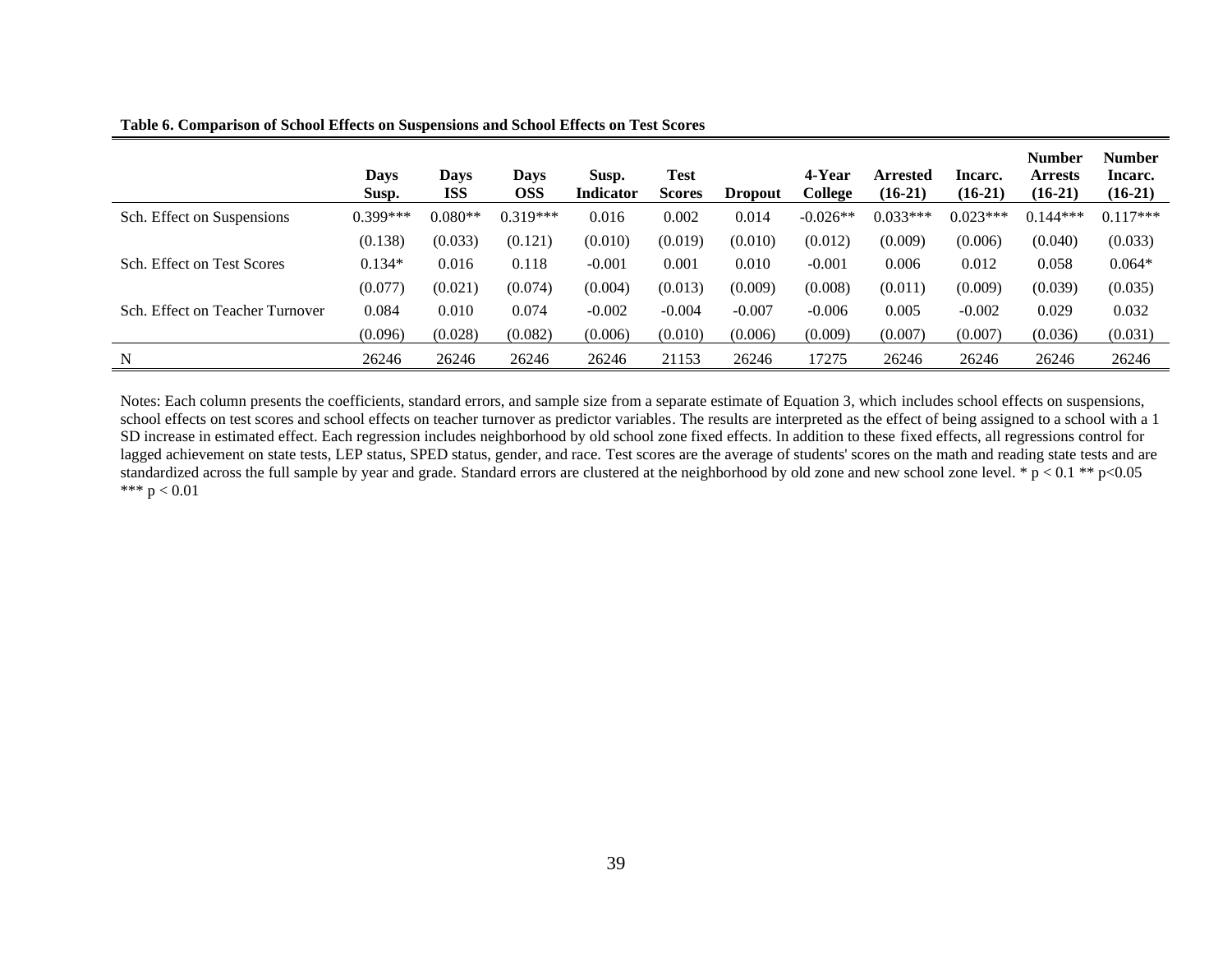**Table 6. Comparison of School Effects on Suspensions and School Effects on Test Scores**

| | Days Susp. | Days ISS | Days OSS | Susp. Indicator | Test Scores | Dropout | 4-Year College | Arrested (16-21) | Incarc. (16-21) | Number Arrests (16-21) | Number Incarc. (16-21) |
|---|---|---|---|---|---|---|---|---|---|---|---|
| Sch. Effect on Suspensions | 0.399*** | 0.080** | 0.319*** | 0.016 | 0.002 | 0.014 | -0.026** | 0.033*** | 0.023*** | 0.144*** | 0.117*** |
| | (0.138) | (0.033) | (0.121) | (0.010) | (0.019) | (0.010) | (0.012) | (0.009) | (0.006) | (0.040) | (0.033) |
| Sch. Effect on Test Scores | 0.134* | 0.016 | 0.118 | -0.001 | 0.001 | 0.010 | -0.001 | 0.006 | 0.012 | 0.058 | 0.064* |
| | (0.077) | (0.021) | (0.074) | (0.004) | (0.013) | (0.009) | (0.008) | (0.011) | (0.009) | (0.039) | (0.035) |
| Sch. Effect on Teacher Turnover | 0.084 | 0.010 | 0.074 | -0.002 | -0.004 | -0.007 | -0.006 | 0.005 | -0.002 | 0.029 | 0.032 |
| | (0.096) | (0.028) | (0.082) | (0.006) | (0.010) | (0.006) | (0.009) | (0.007) | (0.007) | (0.036) | (0.031) |
| N | 26246 | 26246 | 26246 | 26246 | 21153 | 26246 | 17275 | 26246 | 26246 | 26246 | 26246 |

Notes: Each column presents the coefficients, standard errors, and sample size from a separate estimate of Equation 3, which includes school effects on suspensions, school effects on test scores and school effects on teacher turnover as predictor variables. The results are interpreted as the effect of being assigned to a school with a 1 SD increase in estimated effect. Each regression includes neighborhood by old school zone fixed effects. In addition to these fixed effects, all regressions control for lagged achievement on state tests, LEP status, SPED status, gender, and race. Test scores are the average of students' scores on the math and reading state tests and are standardized across the full sample by year and grade. Standard errors are clustered at the neighborhood by old zone and new school zone level. * $p < 0.1$ ** $p < 0.05$ *** $p < 0.01$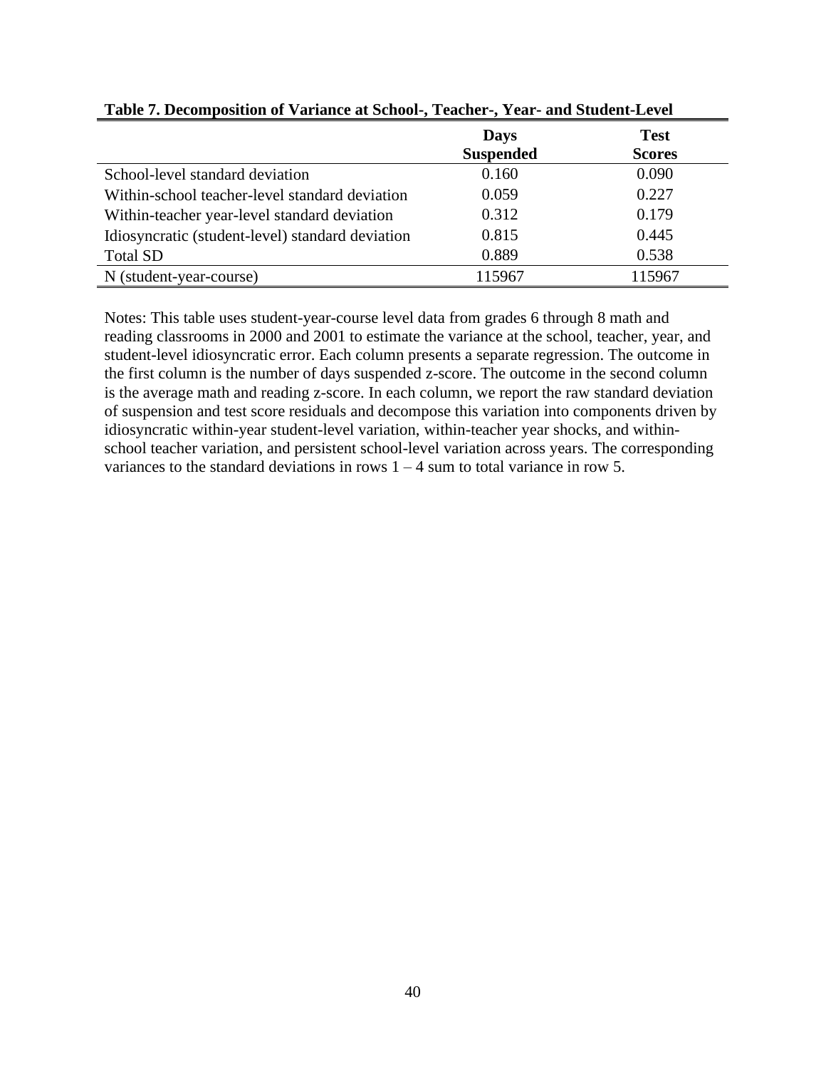**Table 7. Decomposition of Variance at School-, Teacher-, Year- and Student-Level**

| | Days Suspended | Test Scores |
|---|---|---|
| School-level standard deviation | 0.160 | 0.090 |
| Within-school teacher-level standard deviation | 0.059 | 0.227 |
| Within-teacher year-level standard deviation | 0.312 | 0.179 |
| Idiosyncratic (student-level) standard deviation | 0.815 | 0.445 |
| Total SD | 0.889 | 0.538 |
| N (student-year-course) | 115967 | 115967 |

Notes: This table uses student-year-course level data from grades 6 through 8 math and reading classrooms in 2000 and 2001 to estimate the variance at the school, teacher, year, and student-level idiosyncratic error. Each column presents a separate regression. The outcome in the first column is the number of days suspended z-score. The outcome in the second column is the average math and reading z-score. In each column, we report the raw standard deviation of suspension and test score residuals and decompose this variation into components driven by idiosyncratic within-year student-level variation, within-teacher year shocks, and within-school teacher variation, and persistent school-level variation across years. The corresponding variances to the standard deviations in rows 1 – 4 sum to total variance in row 5.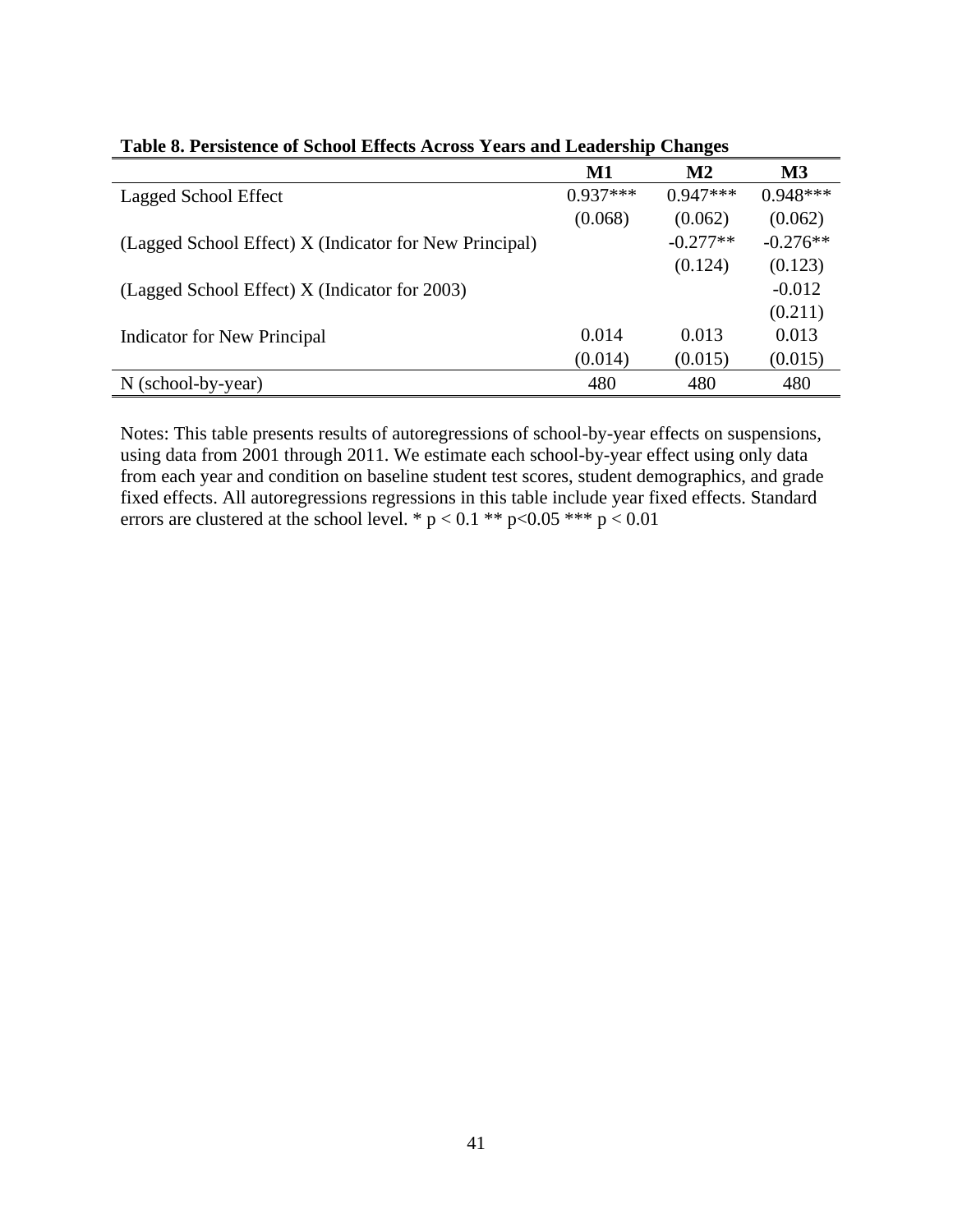**Table 8. Persistence of School Effects Across Years and Leadership Changes**

| | M1 | M2 | M3 |
|---|---|---|---|
| Lagged School Effect | 0.937*** | 0.947*** | 0.948*** |
| | (0.068) | (0.062) | (0.062) |
| (Lagged School Effect) X (Indicator for New Principal) | | -0.277** | -0.276** |
| | | (0.124) | (0.123) |
| (Lagged School Effect) X (Indicator for 2003) | | | -0.012 |
| | | | (0.211) |
| Indicator for New Principal | 0.014 | 0.013 | 0.013 |
| | (0.014) | (0.015) | (0.015) |
| N (school-by-year) | 480 | 480 | 480 |

Notes: This table presents results of autoregressions of school-by-year effects on suspensions, using data from 2001 through 2011. We estimate each school-by-year effect using only data from each year and condition on baseline student test scores, student demographics, and grade fixed effects. All autoregressions regressions in this table include year fixed effects. Standard errors are clustered at the school level. * $p < 0.1$ ** $p<0.05$ *** $p < 0.01$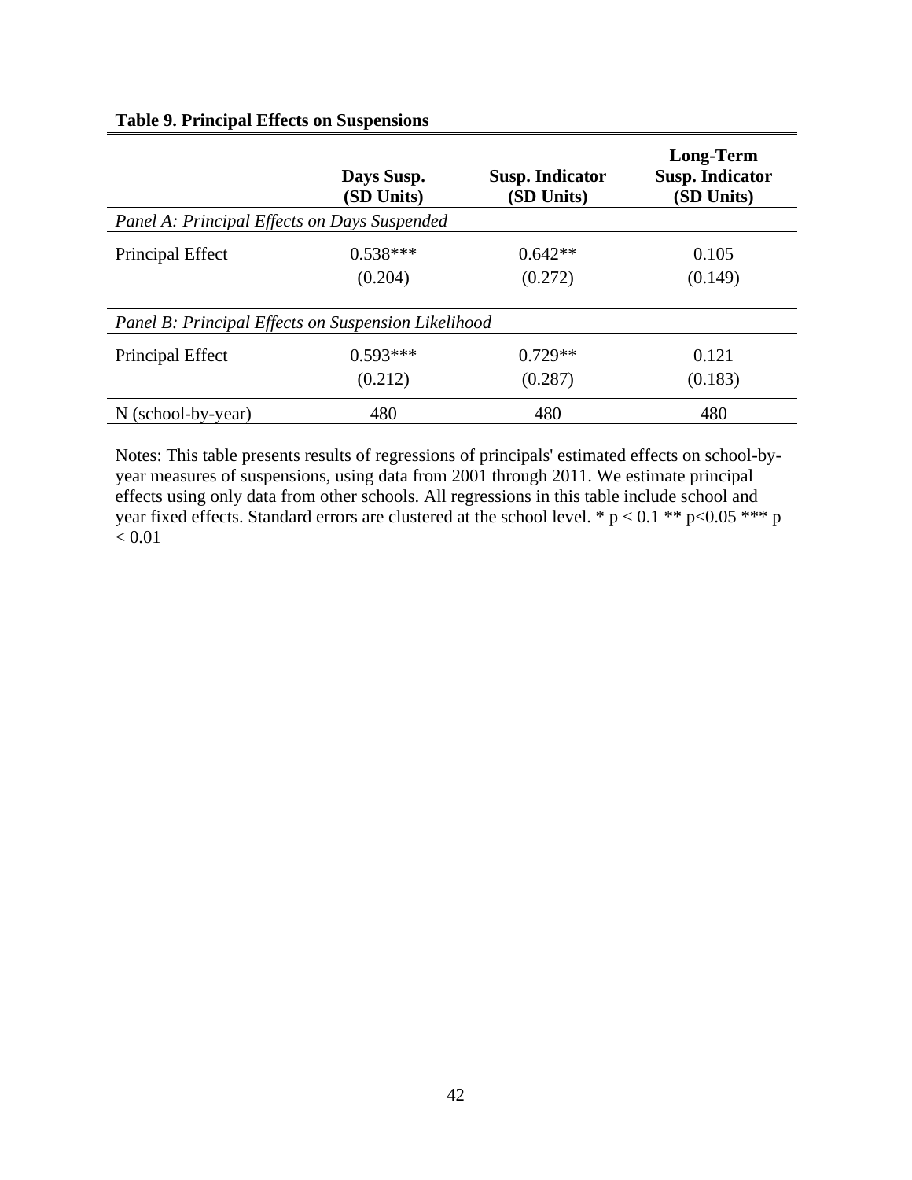**Table 9. Principal Effects on Suspensions**

| | Days Susp. (SD Units) | Susp. Indicator (SD Units) | Long-Term Susp. Indicator (SD Units) |
|---|---|---|---|
| *Panel A: Principal Effects on Days Suspended* | | | |
| Principal Effect | 0.538*** | 0.642** | 0.105 |
| | (0.204) | (0.272) | (0.149) |
| *Panel B: Principal Effects on Suspension Likelihood* | | | |
| Principal Effect | 0.593*** | 0.729** | 0.121 |
| | (0.212) | (0.287) | (0.183) |
| N (school-by-year) | 480 | 480 | 480 |

Notes: This table presents results of regressions of principals' estimated effects on school-by-year measures of suspensions, using data from 2001 through 2011. We estimate principal effects using only data from other schools. All regressions in this table include school and year fixed effects. Standard errors are clustered at the school level. * $p < 0.1$ ** $p<0.05$ *** $p < 0.01$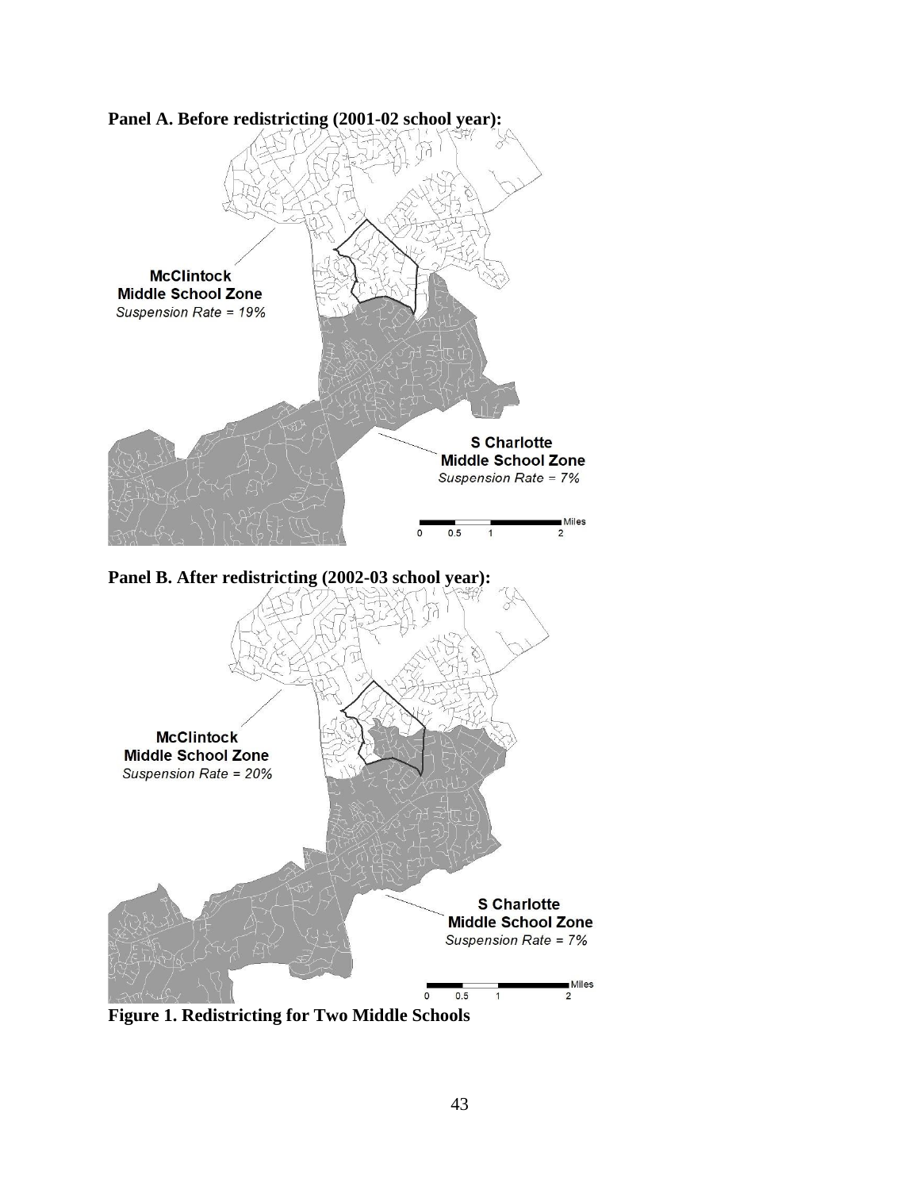**Panel A. Before redistricting (2001-02 school year):**

**Panel B. After redistricting (2002-03 school year):**

**Figure 1. Redistricting for Two Middle Schools**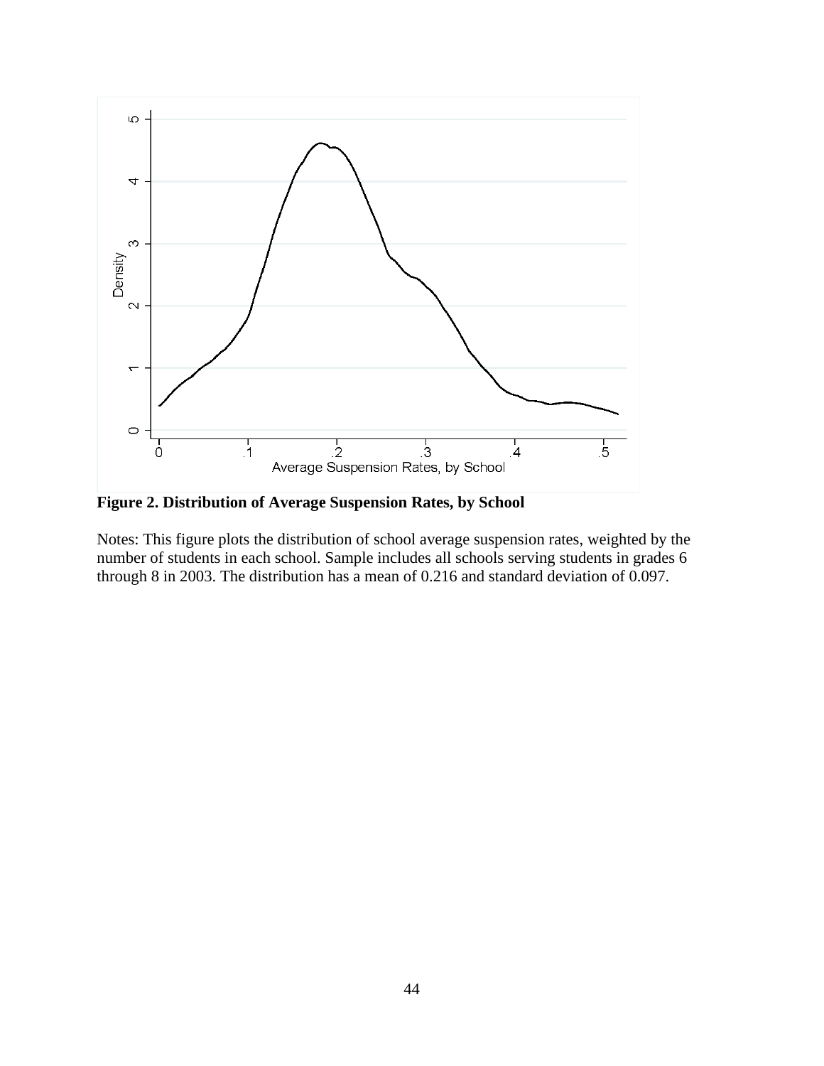**Figure 2. Distribution of Average Suspension Rates, by School**

Notes: This figure plots the distribution of school average suspension rates, weighted by the number of students in each school. Sample includes all schools serving students in grades 6 through 8 in 2003. The distribution has a mean of 0.216 and standard deviation of 0.097.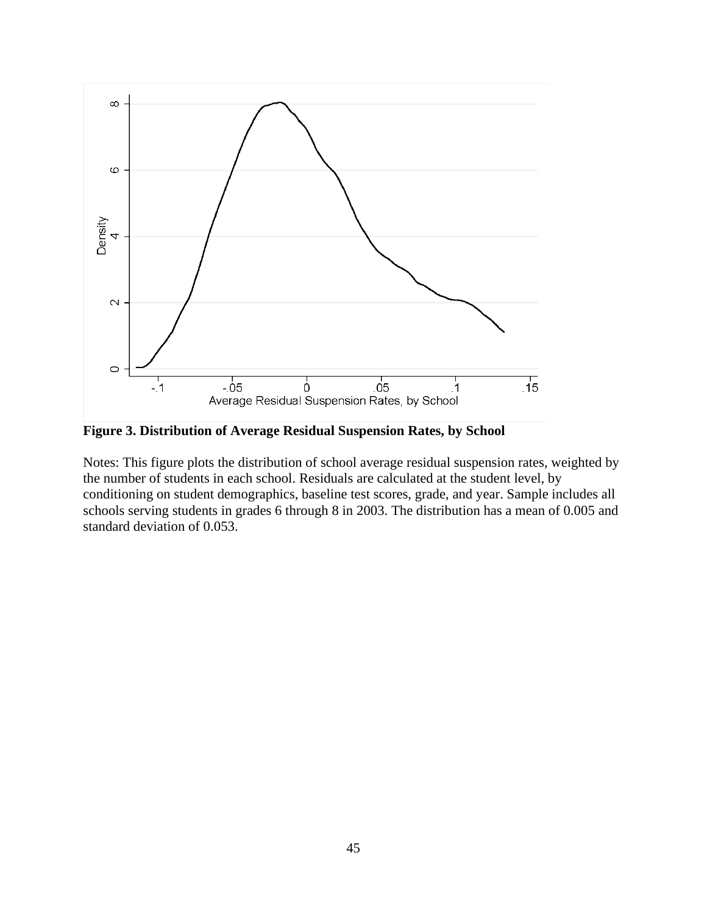**Figure 3. Distribution of Average Residual Suspension Rates, by School**

Notes: This figure plots the distribution of school average residual suspension rates, weighted by the number of students in each school. Residuals are calculated at the student level, by conditioning on student demographics, baseline test scores, grade, and year. Sample includes all schools serving students in grades 6 through 8 in 2003. The distribution has a mean of 0.005 and standard deviation of 0.053.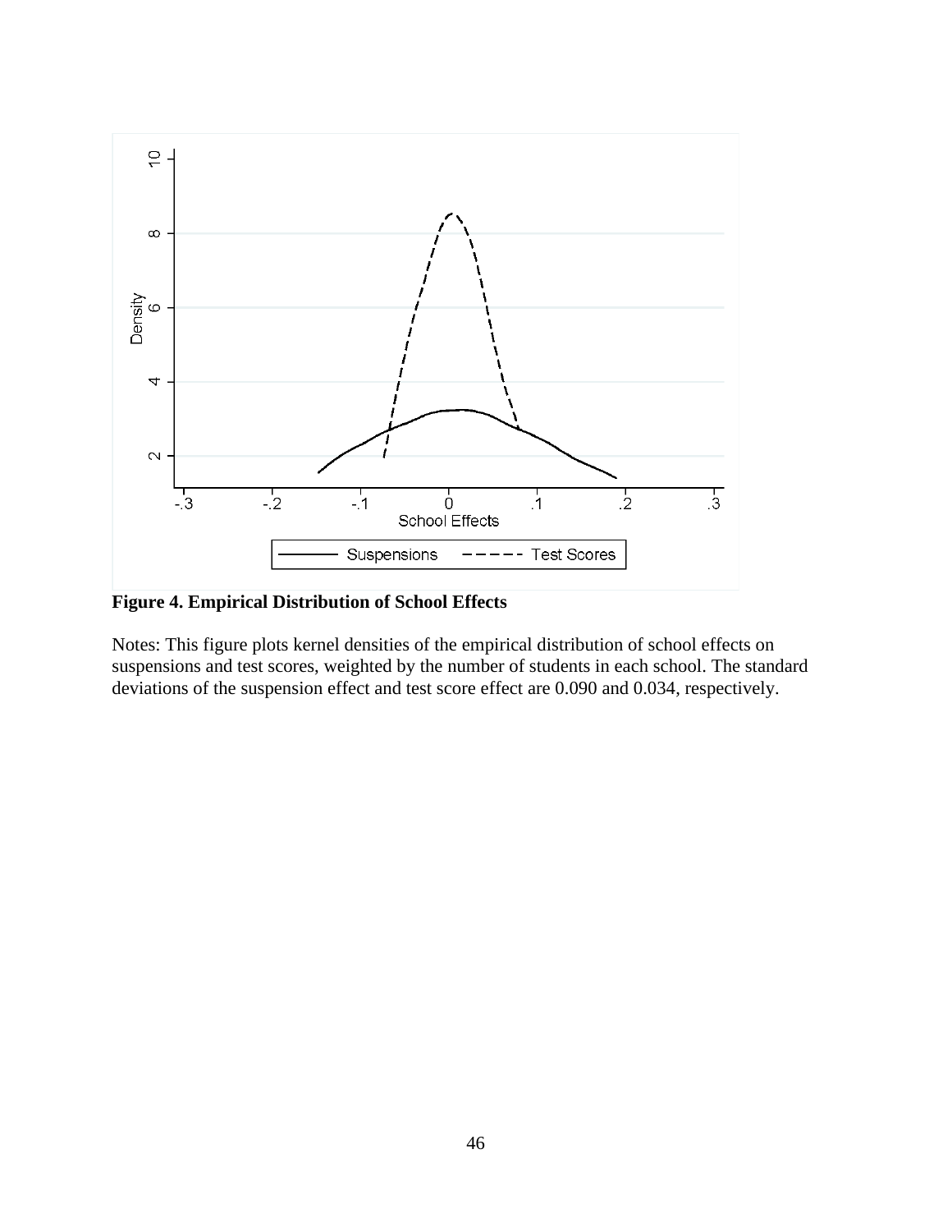**Figure 4. Empirical Distribution of School Effects**

Notes: This figure plots kernel densities of the empirical distribution of school effects on suspensions and test scores, weighted by the number of students in each school. The standard deviations of the suspension effect and test score effect are 0.090 and 0.034, respectively.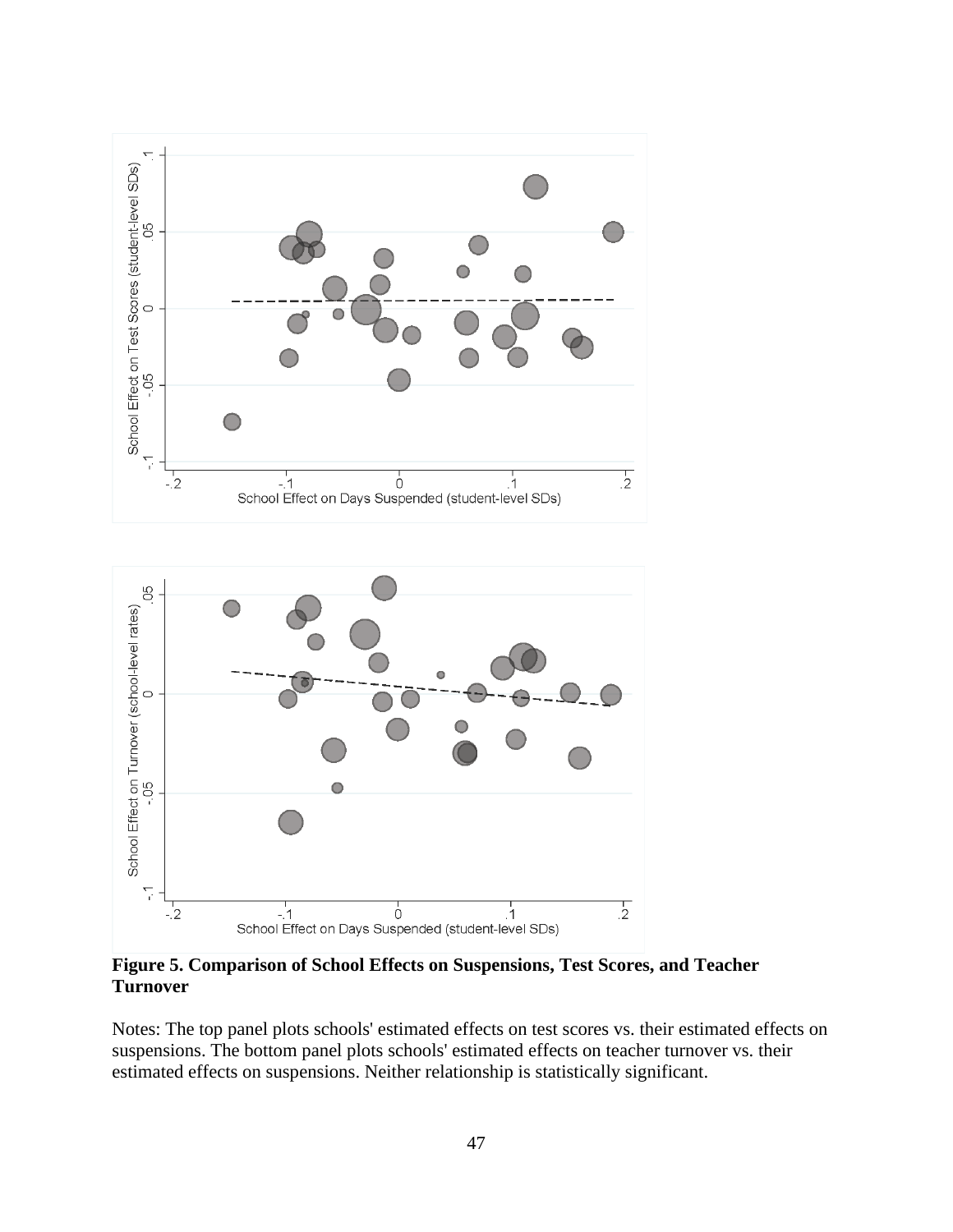**Figure 5. Comparison of School Effects on Suspensions, Test Scores, and Teacher Turnover**

Notes: The top panel plots schools' estimated effects on test scores vs. their estimated effects on suspensions. The bottom panel plots schools' estimated effects on teacher turnover vs. their estimated effects on suspensions. Neither relationship is statistically significant.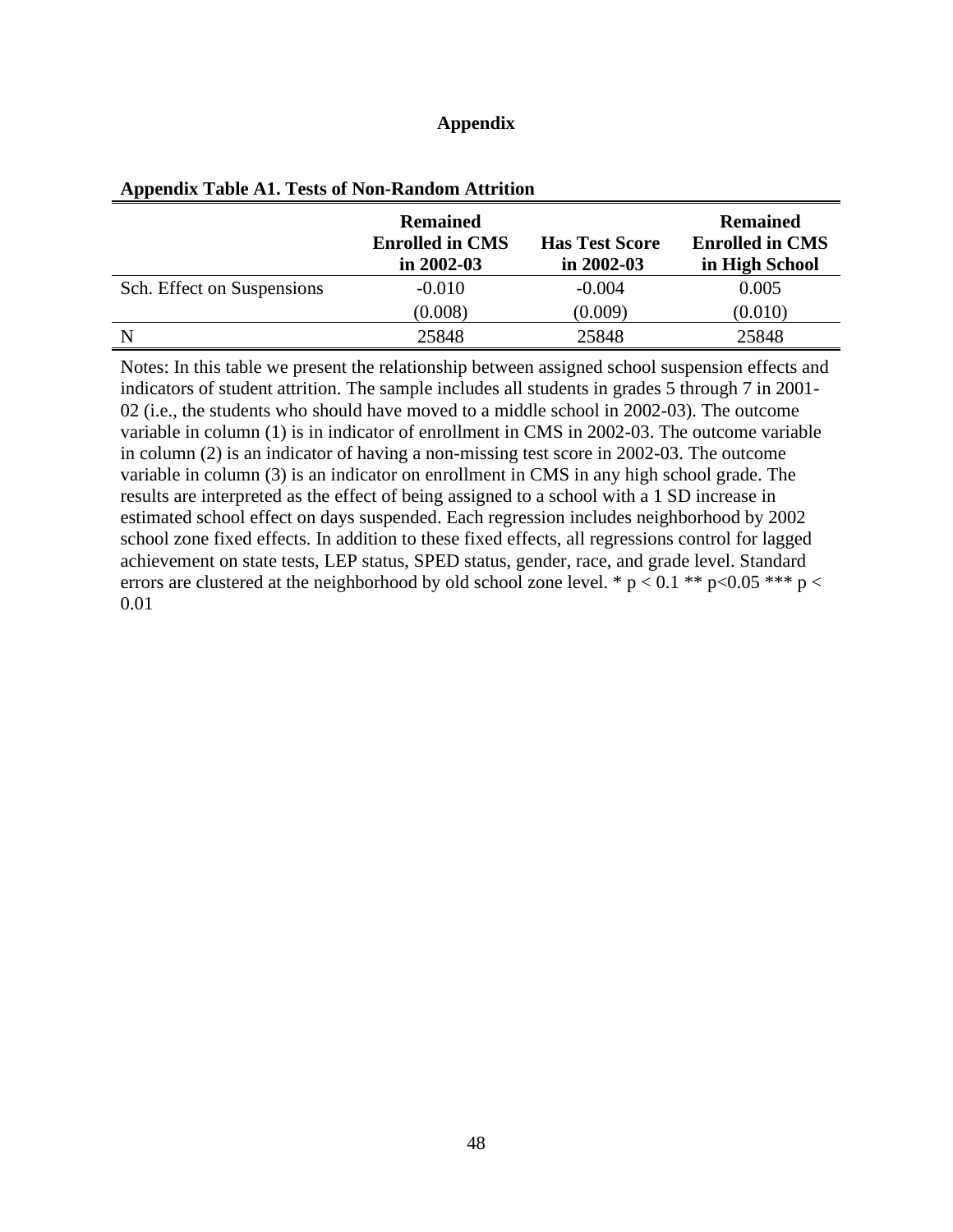# Appendix

**Appendix Table A1. Tests of Non-Random Attrition**

| | Remained Enrolled in CMS in 2002-03 | Has Test Score in 2002-03 | Remained Enrolled in CMS in High School |
|---|---|---|---|
| Sch. Effect on Suspensions | -0.010 | -0.004 | 0.005 |
| | (0.008) | (0.009) | (0.010) |
| N | 25848 | 25848 | 25848 |

Notes: In this table we present the relationship between assigned school suspension effects and indicators of student attrition. The sample includes all students in grades 5 through 7 in 2001-02 (i.e., the students who should have moved to a middle school in 2002-03). The outcome variable in column (1) is in indicator of enrollment in CMS in 2002-03. The outcome variable in column (2) is an indicator of having a non-missing test score in 2002-03. The outcome variable in column (3) is an indicator on enrollment in CMS in any high school grade. The results are interpreted as the effect of being assigned to a school with a 1 SD increase in estimated school effect on days suspended. Each regression includes neighborhood by 2002 school zone fixed effects. In addition to these fixed effects, all regressions control for lagged achievement on state tests, LEP status, SPED status, gender, race, and grade level. Standard errors are clustered at the neighborhood by old school zone level. * $p < 0.1$ ** $p<0.05$ *** $p < 0.01$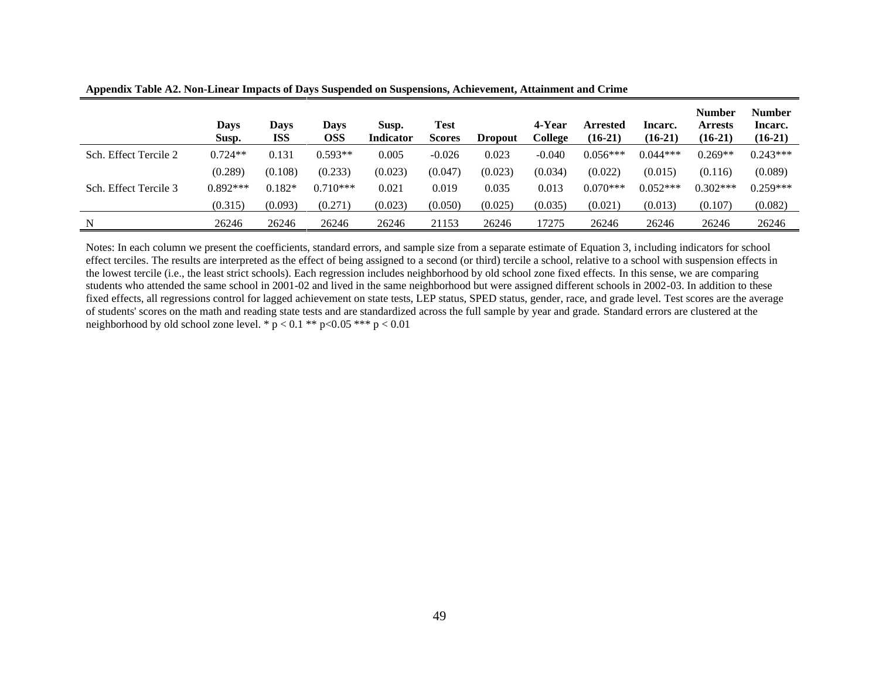**Appendix Table A2. Non-Linear Impacts of Days Suspended on Suspensions, Achievement, Attainment and Crime**

| | Days Susp. | Days ISS | Days OSS | Susp. Indicator | Test Scores | Dropout | 4-Year College | Arrested (16-21) | Incarc. (16-21) | Number Arrests (16-21) | Number Incarc. (16-21) |
|---|---|---|---|---|---|---|---|---|---|---|---|
| Sch. Effect Tercile 2 | 0.724** | 0.131 | 0.593** | 0.005 | -0.026 | 0.023 | -0.040 | 0.056*** | 0.044*** | 0.269** | 0.243*** |
| | (0.289) | (0.108) | (0.233) | (0.023) | (0.047) | (0.023) | (0.034) | (0.022) | (0.015) | (0.116) | (0.089) |
| Sch. Effect Tercile 3 | 0.892*** | 0.182* | 0.710*** | 0.021 | 0.019 | 0.035 | 0.013 | 0.070*** | 0.052*** | 0.302*** | 0.259*** |
| | (0.315) | (0.093) | (0.271) | (0.023) | (0.050) | (0.025) | (0.035) | (0.021) | (0.013) | (0.107) | (0.082) |
| N | 26246 | 26246 | 26246 | 26246 | 21153 | 26246 | 17275 | 26246 | 26246 | 26246 | 26246 |

Notes: In each column we present the coefficients, standard errors, and sample size from a separate estimate of Equation 3, including indicators for school effect terciles. The results are interpreted as the effect of being assigned to a second (or third) tercile a school, relative to a school with suspension effects in the lowest tercile (i.e., the least strict schools). Each regression includes neighborhood by old school zone fixed effects. In this sense, we are comparing students who attended the same school in 2001-02 and lived in the same neighborhood but were assigned different schools in 2002-03. In addition to these fixed effects, all regressions control for lagged achievement on state tests, LEP status, SPED status, gender, race, and grade level. Test scores are the average of students' scores on the math and reading state tests and are standardized across the full sample by year and grade. Standard errors are clustered at the neighborhood by old school zone level. * $p < 0.1$ ** $p<0.05$ *** $p < 0.01$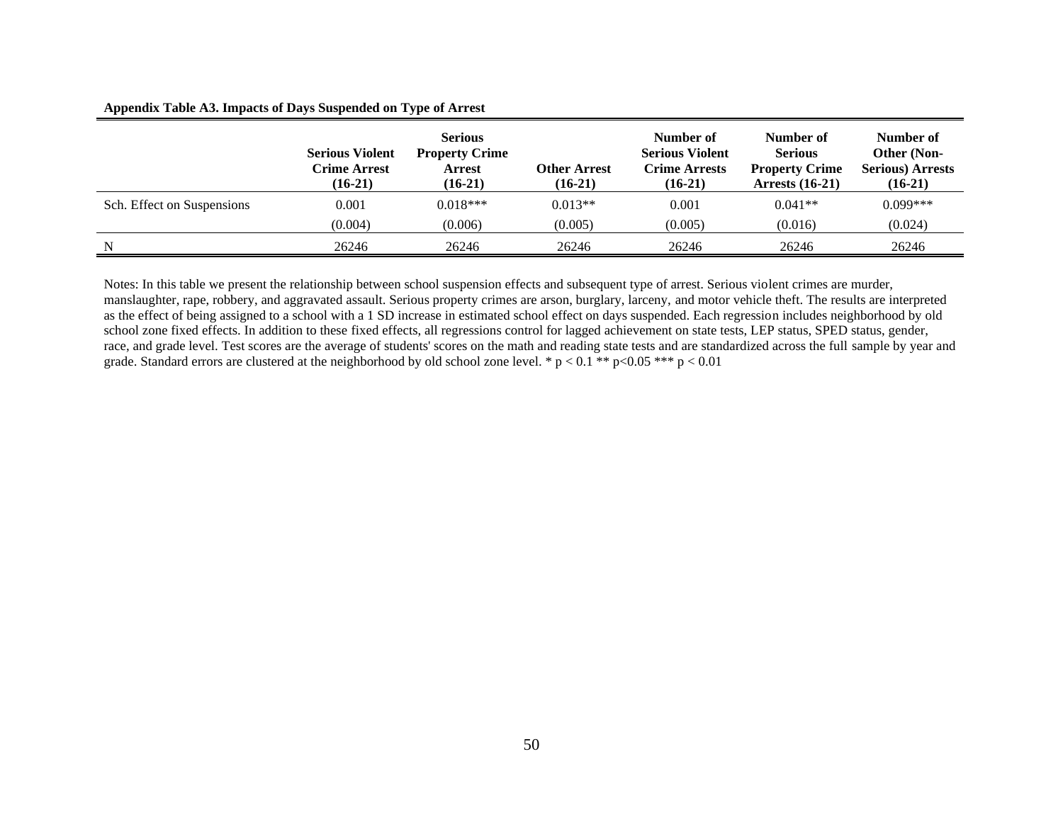**Appendix Table A3. Impacts of Days Suspended on Type of Arrest**

| | Serious Violent Crime Arrest (16-21) | Serious Property Crime Arrest (16-21) | Other Arrest (16-21) | Number of Serious Violent Crime Arrests (16-21) | Number of Serious Property Crime Arrests (16-21) | Number of Other (Non-Serious) Arrests (16-21) |
|---|---|---|---|---|---|---|
| Sch. Effect on Suspensions | 0.001 | 0.018*** | 0.013** | 0.001 | 0.041** | 0.099*** |
| | (0.004) | (0.006) | (0.005) | (0.005) | (0.016) | (0.024) |
| N | 26246 | 26246 | 26246 | 26246 | 26246 | 26246 |

Notes: In this table we present the relationship between school suspension effects and subsequent type of arrest. Serious violent crimes are murder, manslaughter, rape, robbery, and aggravated assault. Serious property crimes are arson, burglary, larceny, and motor vehicle theft. The results are interpreted as the effect of being assigned to a school with a 1 SD increase in estimated school effect on days suspended. Each regression includes neighborhood by old school zone fixed effects. In addition to these fixed effects, all regressions control for lagged achievement on state tests, LEP status, SPED status, gender, race, and grade level. Test scores are the average of students' scores on the math and reading state tests and are standardized across the full sample by year and grade. Standard errors are clustered at the neighborhood by old school zone level. * $p < 0.1$ ** $p<0.05$ *** $p < 0.01$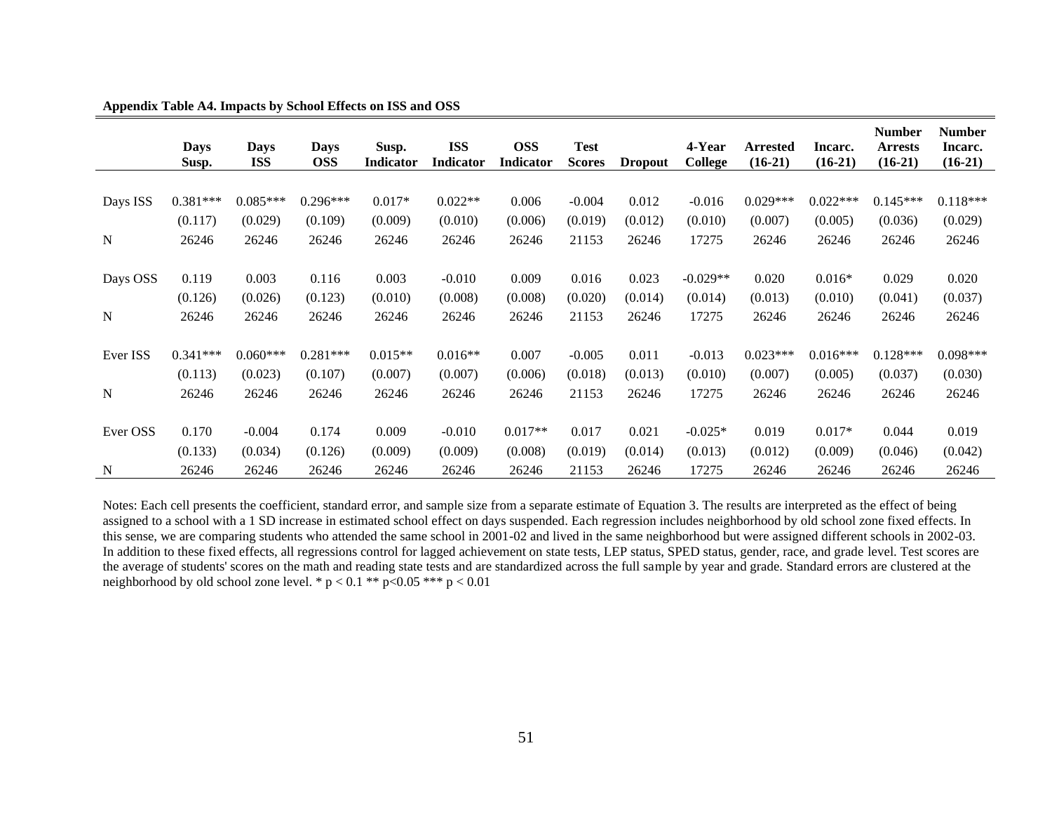**Appendix Table A4. Impacts by School Effects on ISS and OSS**

| | Days Susp. | Days ISS | Days OSS | Susp. Indicator | ISS Indicator | OSS Indicator | Test Scores | Dropout | 4-Year College | Arrested (16-21) | Incarc. (16-21) | Number Arrests (16-21) | Number Incarc. (16-21) |
|---|---|---|---|---|---|---|---|---|---|---|---|---|---|
| Days ISS | 0.381*** | 0.085*** | 0.296*** | 0.017* | 0.022** | 0.006 | -0.004 | 0.012 | -0.016 | 0.029*** | 0.022*** | 0.145*** | 0.118*** |
| | (0.117) | (0.029) | (0.109) | (0.009) | (0.010) | (0.006) | (0.019) | (0.012) | (0.010) | (0.007) | (0.005) | (0.036) | (0.029) |
| N | 26246 | 26246 | 26246 | 26246 | 26246 | 26246 | 21153 | 26246 | 17275 | 26246 | 26246 | 26246 | 26246 |
| Days OSS | 0.119 | 0.003 | 0.116 | 0.003 | -0.010 | 0.009 | 0.016 | 0.023 | -0.029** | 0.020 | 0.016* | 0.029 | 0.020 |
| | (0.126) | (0.026) | (0.123) | (0.010) | (0.008) | (0.008) | (0.020) | (0.014) | (0.014) | (0.013) | (0.010) | (0.041) | (0.037) |
| N | 26246 | 26246 | 26246 | 26246 | 26246 | 26246 | 21153 | 26246 | 17275 | 26246 | 26246 | 26246 | 26246 |
| Ever ISS | 0.341*** | 0.060*** | 0.281*** | 0.015** | 0.016** | 0.007 | -0.005 | 0.011 | -0.013 | 0.023*** | 0.016*** | 0.128*** | 0.098*** |
| | (0.113) | (0.023) | (0.107) | (0.007) | (0.007) | (0.006) | (0.018) | (0.013) | (0.010) | (0.007) | (0.005) | (0.037) | (0.030) |
| N | 26246 | 26246 | 26246 | 26246 | 26246 | 26246 | 21153 | 26246 | 17275 | 26246 | 26246 | 26246 | 26246 |
| Ever OSS | 0.170 | -0.004 | 0.174 | 0.009 | -0.010 | 0.017** | 0.017 | 0.021 | -0.025* | 0.019 | 0.017* | 0.044 | 0.019 |
| | (0.133) | (0.034) | (0.126) | (0.009) | (0.009) | (0.008) | (0.019) | (0.014) | (0.013) | (0.012) | (0.009) | (0.046) | (0.042) |
| N | 26246 | 26246 | 26246 | 26246 | 26246 | 26246 | 21153 | 26246 | 17275 | 26246 | 26246 | 26246 | 26246 |

Notes: Each cell presents the coefficient, standard error, and sample size from a separate estimate of Equation 3. The results are interpreted as the effect of being assigned to a school with a 1 SD increase in estimated school effect on days suspended. Each regression includes neighborhood by old school zone fixed effects. In this sense, we are comparing students who attended the same school in 2001-02 and lived in the same neighborhood but were assigned different schools in 2002-03. In addition to these fixed effects, all regressions control for lagged achievement on state tests, LEP status, SPED status, gender, race, and grade level. Test scores are the average of students' scores on the math and reading state tests and are standardized across the full sample by year and grade. Standard errors are clustered at the neighborhood by old school zone level. * $p < 0.1$ ** $p<0.05$ *** $p < 0.01$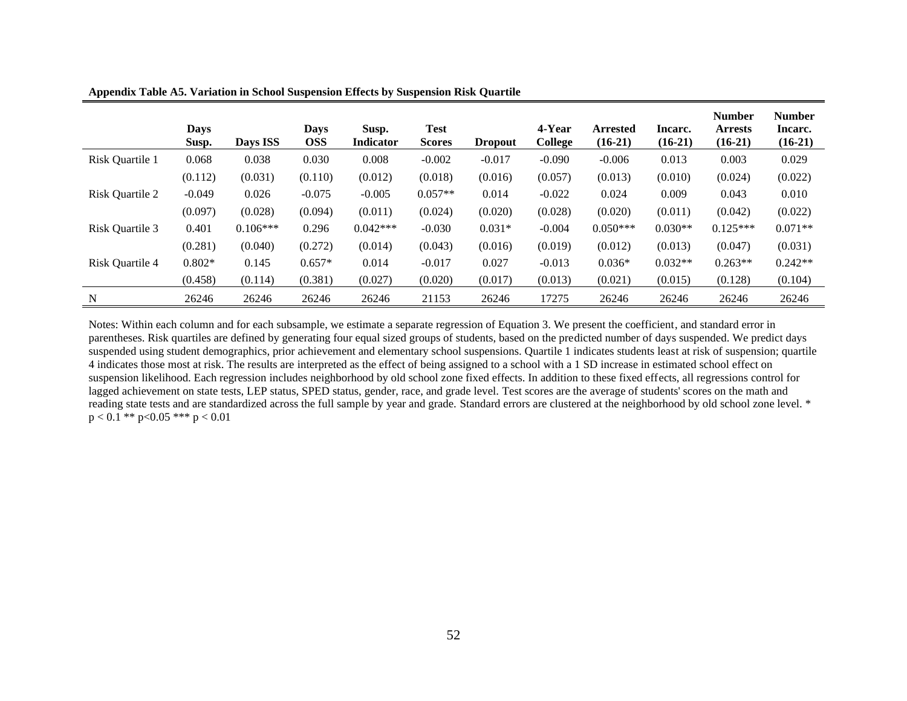**Appendix Table A5. Variation in School Suspension Effects by Suspension Risk Quartile**

| | Days Susp. | Days ISS | Days OSS | Susp. Indicator | Test Scores | Dropout | 4-Year College | Arrested (16-21) | Incarc. (16-21) | Number Arrests (16-21) | Number Incarc. (16-21) |
|---|---|---|---|---|---|---|---|---|---|---|---|
| Risk Quartile 1 | 0.068 | 0.038 | 0.030 | 0.008 | -0.002 | -0.017 | -0.090 | -0.006 | 0.013 | 0.003 | 0.029 |
| | (0.112) | (0.031) | (0.110) | (0.012) | (0.018) | (0.016) | (0.057) | (0.013) | (0.010) | (0.024) | (0.022) |
| Risk Quartile 2 | -0.049 | 0.026 | -0.075 | -0.005 | 0.057** | 0.014 | -0.022 | 0.024 | 0.009 | 0.043 | 0.010 |
| | (0.097) | (0.028) | (0.094) | (0.011) | (0.024) | (0.020) | (0.028) | (0.020) | (0.011) | (0.042) | (0.022) |
| Risk Quartile 3 | 0.401 | 0.106*** | 0.296 | 0.042*** | -0.030 | 0.031* | -0.004 | 0.050*** | 0.030** | 0.125*** | 0.071** |
| | (0.281) | (0.040) | (0.272) | (0.014) | (0.043) | (0.016) | (0.019) | (0.012) | (0.013) | (0.047) | (0.031) |
| Risk Quartile 4 | 0.802* | 0.145 | 0.657* | 0.014 | -0.017 | 0.027 | -0.013 | 0.036* | 0.032** | 0.263** | 0.242** |
| | (0.458) | (0.114) | (0.381) | (0.027) | (0.020) | (0.017) | (0.013) | (0.021) | (0.015) | (0.128) | (0.104) |
| N | 26246 | 26246 | 26246 | 26246 | 21153 | 26246 | 17275 | 26246 | 26246 | 26246 | 26246 |

Notes: Within each column and for each subsample, we estimate a separate regression of Equation 3. We present the coefficient, and standard error in parentheses. Risk quartiles are defined by generating four equal sized groups of students, based on the predicted number of days suspended. We predict days suspended using student demographics, prior achievement and elementary school suspensions. Quartile 1 indicates students least at risk of suspension; quartile 4 indicates those most at risk. The results are interpreted as the effect of being assigned to a school with a 1 SD increase in estimated school effect on suspension likelihood. Each regression includes neighborhood by old school zone fixed effects. In addition to these fixed effects, all regressions control for lagged achievement on state tests, LEP status, SPED status, gender, race, and grade level. Test scores are the average of students' scores on the math and reading state tests and are standardized across the full sample by year and grade. Standard errors are clustered at the neighborhood by old school zone level. * $p < 0.1$ ** $p<0.05$ *** $p < 0.01$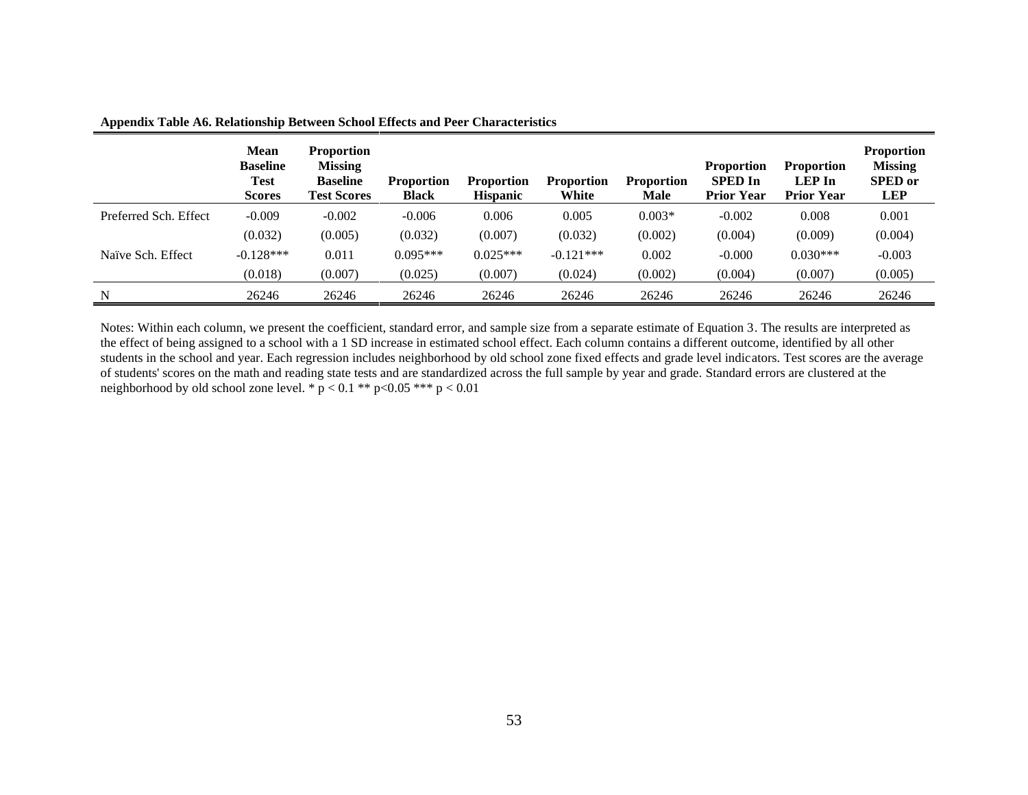**Appendix Table A6. Relationship Between School Effects and Peer Characteristics**

| | Mean Baseline Test Scores | Proportion Missing Baseline Test Scores | Proportion Black | Proportion Hispanic | Proportion White | Proportion Male | Proportion SPED In Prior Year | Proportion LEP In Prior Year | Proportion Missing SPED or LEP |
|---|---|---|---|---|---|---|---|---|---|
| Preferred Sch. Effect | -0.009 | -0.002 | -0.006 | 0.006 | 0.005 | 0.003* | -0.002 | 0.008 | 0.001 |
| | (0.032) | (0.005) | (0.032) | (0.007) | (0.032) | (0.002) | (0.004) | (0.009) | (0.004) |
| Naïve Sch. Effect | -0.128*** | 0.011 | 0.095*** | 0.025*** | -0.121*** | 0.002 | -0.000 | 0.030*** | -0.003 |
| | (0.018) | (0.007) | (0.025) | (0.007) | (0.024) | (0.002) | (0.004) | (0.007) | (0.005) |
| N | 26246 | 26246 | 26246 | 26246 | 26246 | 26246 | 26246 | 26246 | 26246 |

Notes: Within each column, we present the coefficient, standard error, and sample size from a separate estimate of Equation 3. The results are interpreted as the effect of being assigned to a school with a 1 SD increase in estimated school effect. Each column contains a different outcome, identified by all other students in the school and year. Each regression includes neighborhood by old school zone fixed effects and grade level indicators. Test scores are the average of students' scores on the math and reading state tests and are standardized across the full sample by year and grade. Standard errors are clustered at the neighborhood by old school zone level. * $p < 0.1$ ** $p<0.05$ *** $p < 0.01$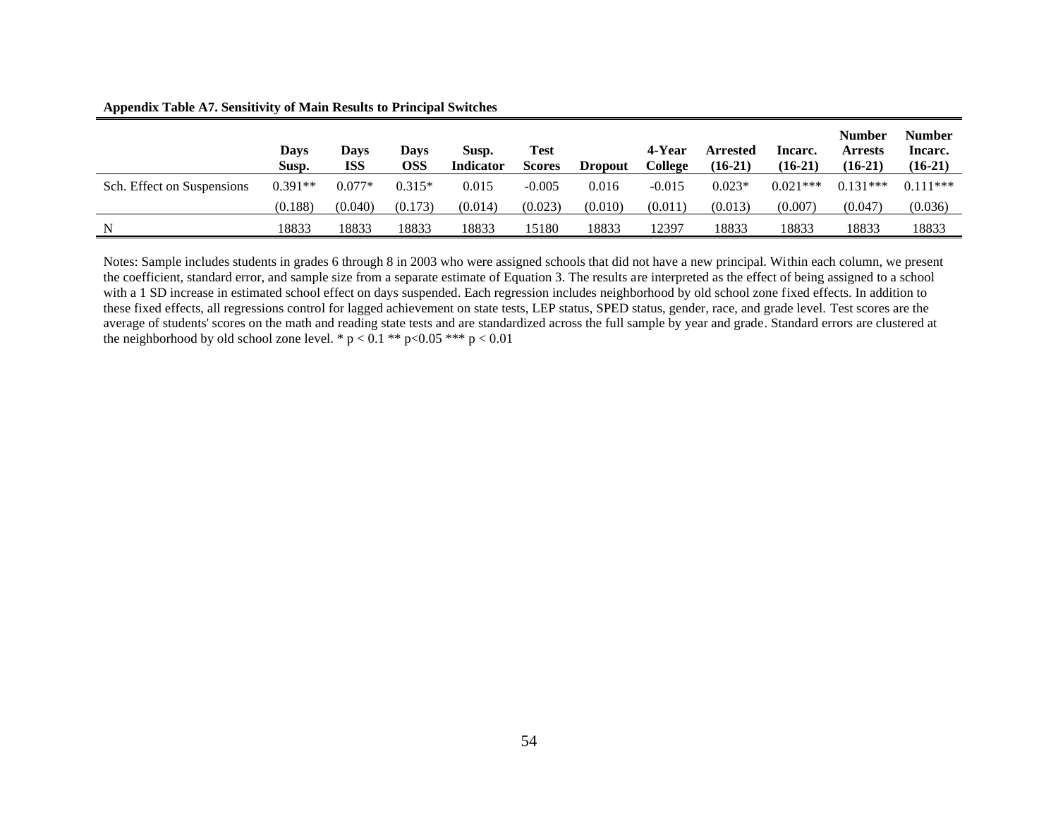**Appendix Table A7. Sensitivity of Main Results to Principal Switches**

| | Days Susp. | Days ISS | Days OSS | Susp. Indicator | Test Scores | Dropout | 4-Year College | Arrested (16-21) | Incarc. (16-21) | Number Arrests (16-21) | Number Incarc. (16-21) |
|---|---|---|---|---|---|---|---|---|---|---|---|
| Sch. Effect on Suspensions | 0.391** | 0.077* | 0.315* | 0.015 | -0.005 | 0.016 | -0.015 | 0.023* | 0.021*** | 0.131*** | 0.111*** |
| | (0.188) | (0.040) | (0.173) | (0.014) | (0.023) | (0.010) | (0.011) | (0.013) | (0.007) | (0.047) | (0.036) |
| N | 18833 | 18833 | 18833 | 18833 | 15180 | 18833 | 12397 | 18833 | 18833 | 18833 | 18833 |

Notes: Sample includes students in grades 6 through 8 in 2003 who were assigned schools that did not have a new principal. Within each column, we present the coefficient, standard error, and sample size from a separate estimate of Equation 3. The results are interpreted as the effect of being assigned to a school with a 1 SD increase in estimated school effect on days suspended. Each regression includes neighborhood by old school zone fixed effects. In addition to these fixed effects, all regressions control for lagged achievement on state tests, LEP status, SPED status, gender, race, and grade level. Test scores are the average of students' scores on the math and reading state tests and are standardized across the full sample by year and grade. Standard errors are clustered at the neighborhood by old school zone level. * $p < 0.1$ ** $p<0.05$ *** $p < 0.01$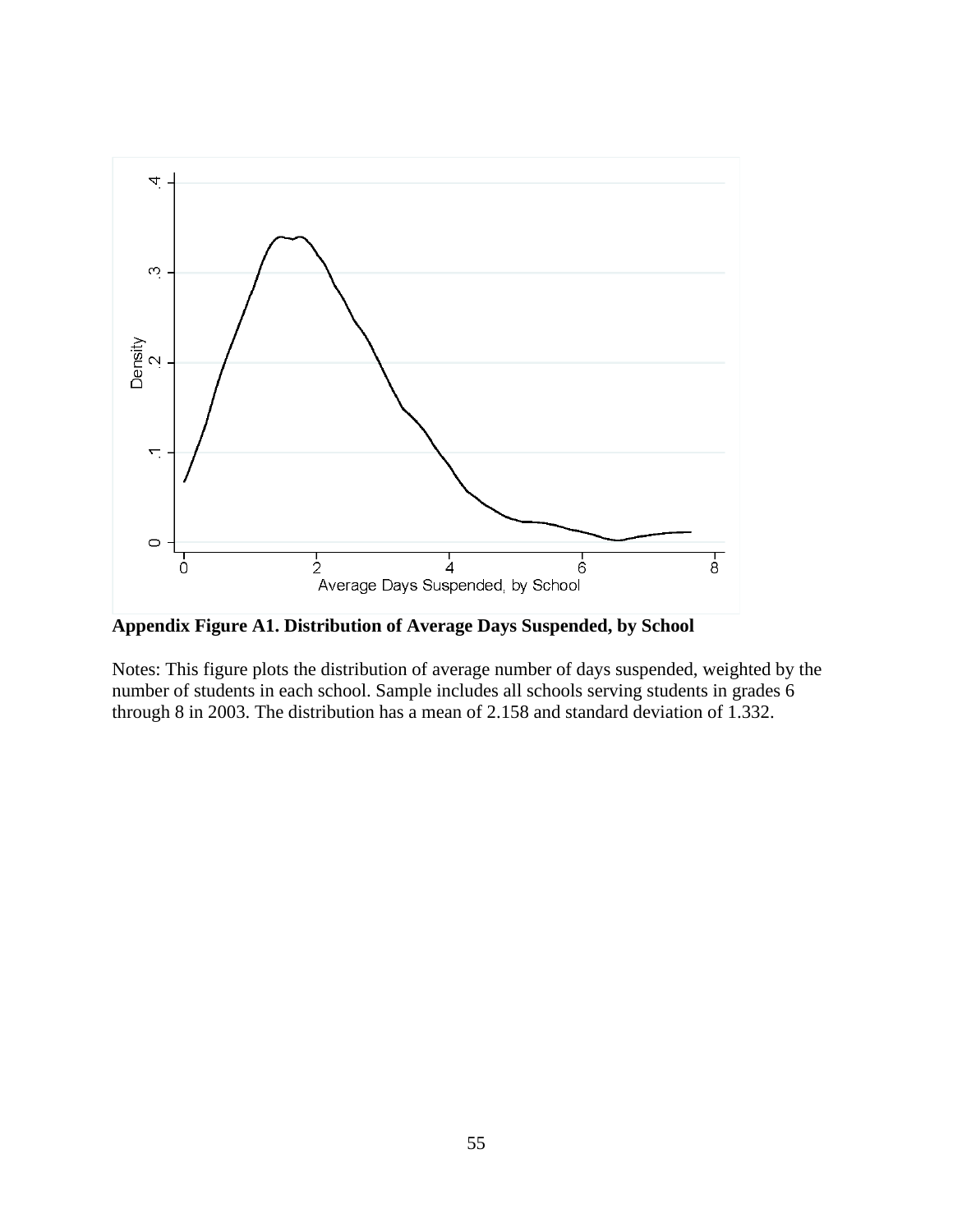**Appendix Figure A1. Distribution of Average Days Suspended, by School**

Notes: This figure plots the distribution of average number of days suspended, weighted by the number of students in each school. Sample includes all schools serving students in grades 6 through 8 in 2003. The distribution has a mean of 2.158 and standard deviation of 1.332.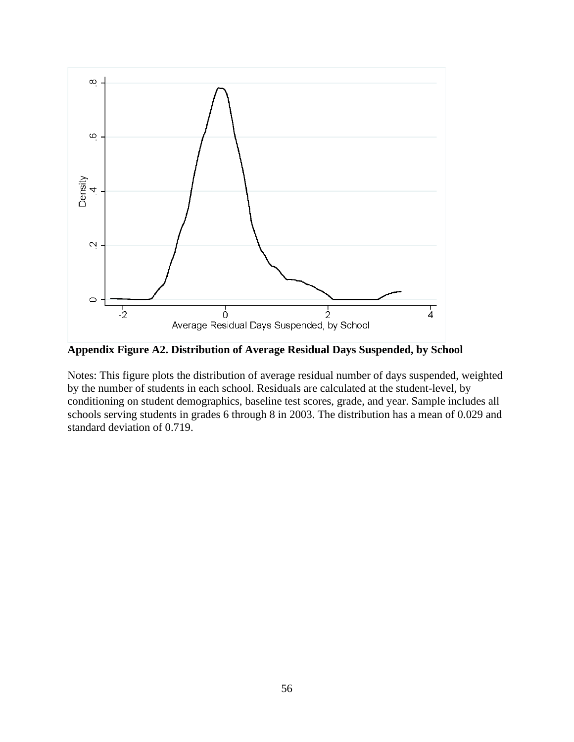.8

.6

Density .4

.2

0

-2

0

2

4

Average Residual Days Suspended, by School

**Appendix Figure A2. Distribution of Average Residual Days Suspended, by School**

Notes: This figure plots the distribution of average residual number of days suspended, weighted by the number of students in each school. Residuals are calculated at the student-level, by conditioning on student demographics, baseline test scores, grade, and year. Sample includes all schools serving students in grades 6 through 8 in 2003. The distribution has a mean of 0.029 and standard deviation of 0.719.